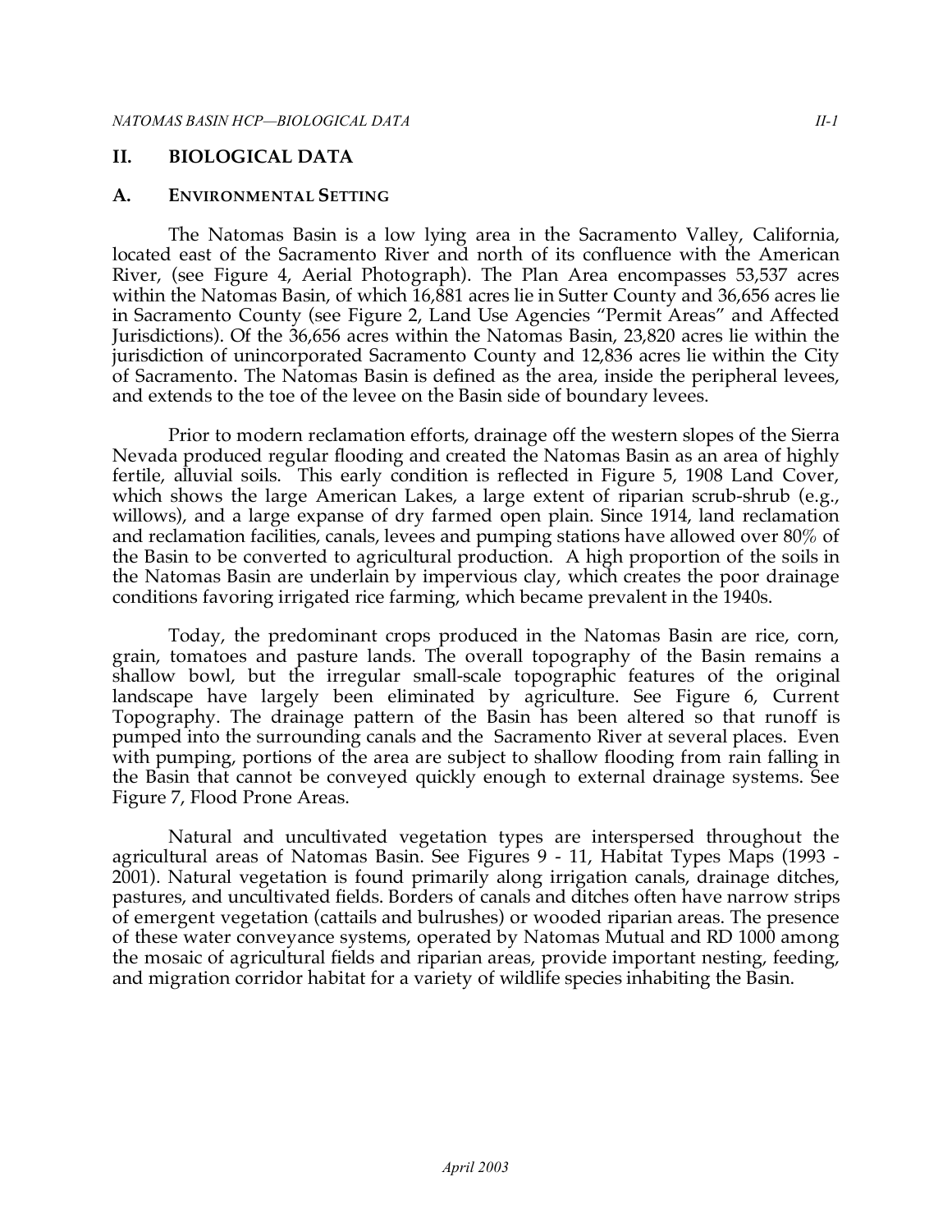# II. BIOLOGICAL DATA

## A. ENVIRONMENTAL SETTING

The Natomas Basin is a low lying area in the Sacramento Valley, California, located east of the Sacramento River and north of its confluence with the American River, (see Figure 4, Aerial Photograph). The Plan Area encompasses 53,537 acres within the Natomas Basin, of which 16,881 acres lie in Sutter County and 36,656 acres lie in Sacramento County (see Figure 2, Land Use Agencies "Permit Areas" and Affected Jurisdictions). Of the 36,656 acres within the Natomas Basin, 23,820 acres lie within the jurisdiction of unincorporated Sacramento County and 12,836 acres lie within the City of Sacramento. The Natomas Basin is defined as the area, inside the peripheral levees, and extends to the toe of the levee on the Basin side of boundary levees.

Prior to modern reclamation efforts, drainage off the western slopes of the Sierra Nevada produced regular flooding and created the Natomas Basin as an area of highly fertile, alluvial soils. This early condition is reflected in Figure 5, 1908 Land Cover, which shows the large American Lakes, a large extent of riparian scrub-shrub (e.g., willows), and a large expanse of dry farmed open plain. Since 1914, land reclamation and reclamation facilities, canals, levees and pumping stations have allowed over 80% of the Basin to be converted to agricultural production. A high proportion of the soils in the Natomas Basin are underlain by impervious clay, which creates the poor drainage conditions favoring irrigated rice farming, which became prevalent in the 1940s.

Today, the predominant crops produced in the Natomas Basin are rice, corn, grain, tomatoes and pasture lands. The overall topography of the Basin remains a shallow bowl, but the irregular small-scale topographic features of the original landscape have largely been eliminated by agriculture. See Figure 6, Current Topography. The drainage pattern of the Basin has been altered so that runoff is pumped into the surrounding canals and the Sacramento River at several places. Even with pumping, portions of the area are subject to shallow flooding from rain falling in the Basin that cannot be conveyed quickly enough to external drainage systems. See Figure 7, Flood Prone Areas.

Natural and uncultivated vegetation types are interspersed throughout the agricultural areas of Natomas Basin. See Figures 9 - 11, Habitat Types Maps (1993 - 2001). Natural vegetation is found primarily along irrigation canals, drainage ditches, pastures, and uncultivated fields. Borders of canals and ditches often have narrow strips of emergent vegetation (cattails and bulrushes) or wooded riparian areas. The presence of these water conveyance systems, operated by Natomas Mutual and RD 1000 among the mosaic of agricultural fields and riparian areas, provide important nesting, feeding, and migration corridor habitat for a variety of wildlife species inhabiting the Basin.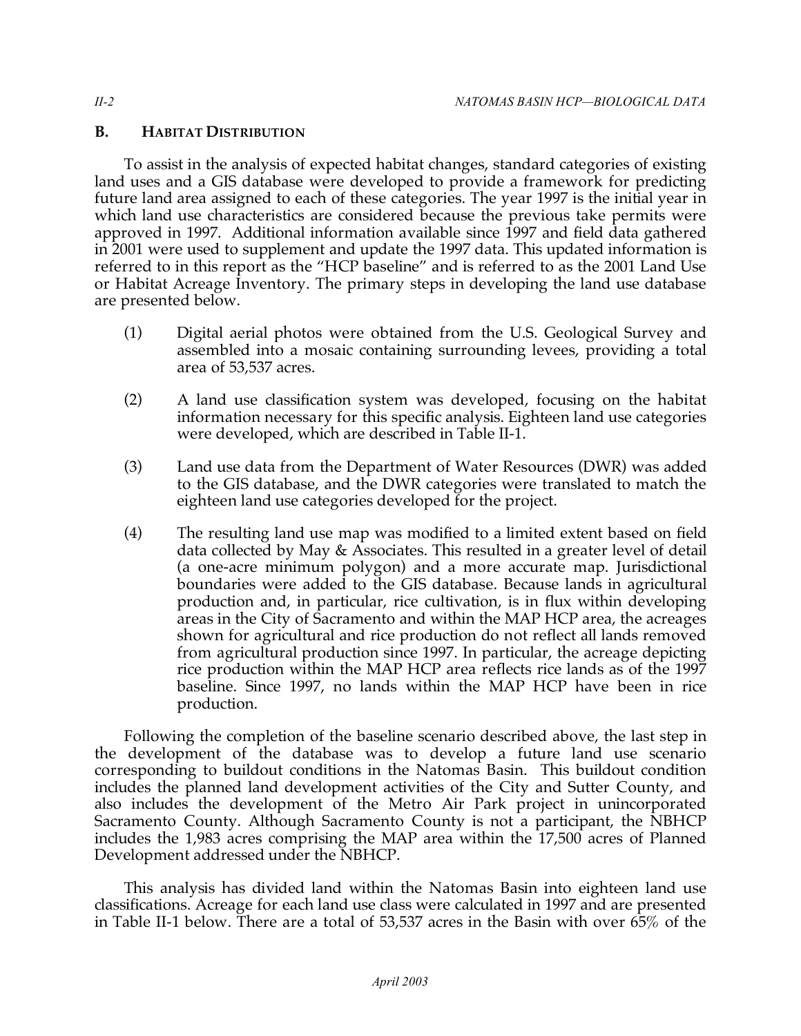## B. HABITAT DISTRIBUTION

To assist in the analysis of expected habitat changes, standard categories of existing land uses and a GIS database were developed to provide a framework for predicting future land area assigned to each of these categories. The year 1997 is the initial year in which land use characteristics are considered because the previous take permits were approved in 1997. Additional information available since 1997 and field data gathered in 2001 were used to supplement and update the 1997 data. This updated information is referred to in this report as the "HCP baseline" and is referred to as the 2001 Land Use or Habitat Acreage Inventory. The primary steps in developing the land use database are presented below.

(1) Digital aerial photos were obtained from the U.S. Geological Survey and assembled into a mosaic containing surrounding levees, providing a total area of 53,537 acres.

(2) A land use classification system was developed, focusing on the habitat information necessary for this specific analysis. Eighteen land use categories were developed, which are described in Table II-1.

(3) Land use data from the Department of Water Resources (DWR) was added to the GIS database, and the DWR categories were translated to match the eighteen land use categories developed for the project.

(4) The resulting land use map was modified to a limited extent based on field data collected by May & Associates. This resulted in a greater level of detail (a one-acre minimum polygon) and a more accurate map. Jurisdictional boundaries were added to the GIS database. Because lands in agricultural production and, in particular, rice cultivation, is in flux within developing areas in the City of Sacramento and within the MAP HCP area, the acreages shown for agricultural and rice production do not reflect all lands removed from agricultural production since 1997. In particular, the acreage depicting rice production within the MAP HCP area reflects rice lands as of the 1997 baseline. Since 1997, no lands within the MAP HCP have been in rice production.

Following the completion of the baseline scenario described above, the last step in the development of the database was to develop a future land use scenario corresponding to buildout conditions in the Natomas Basin. This buildout condition includes the planned land development activities of the City and Sutter County, and also includes the development of the Metro Air Park project in unincorporated Sacramento County. Although Sacramento County is not a participant, the NBHCP includes the 1,983 acres comprising the MAP area within the 17,500 acres of Planned Development addressed under the NBHCP.

This analysis has divided land within the Natomas Basin into eighteen land use classifications. Acreage for each land use class were calculated in 1997 and are presented in Table II-1 below. There are a total of 53,537 acres in the Basin with over 65% of the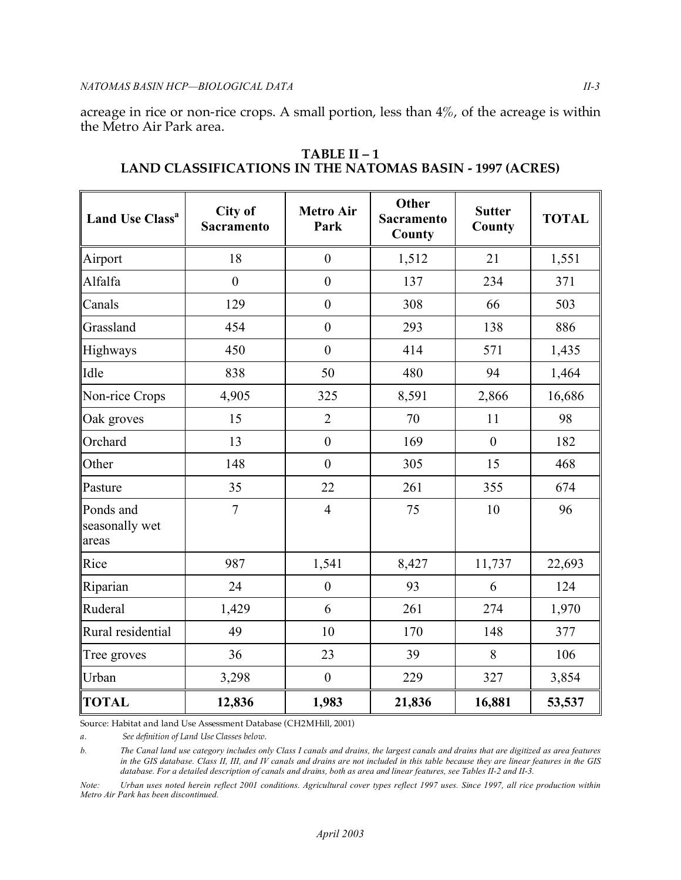acreage in rice or non-rice crops. A small portion, less than 4%, of the acreage is within the Metro Air Park area.

**TABLE II – 1**
**LAND CLASSIFICATIONS IN THE NATOMAS BASIN - 1997 (ACRES)**

| Land Use Class[a] | City of Sacramento | Metro Air Park | Other Sacramento County | Sutter County | TOTAL |
|---|---|---|---|---|---|
| Airport | 18 | 0 | 1,512 | 21 | 1,551 |
| Alfalfa | 0 | 0 | 137 | 234 | 371 |
| Canals | 129 | 0 | 308 | 66 | 503 |
| Grassland | 454 | 0 | 293 | 138 | 886 |
| Highways | 450 | 0 | 414 | 571 | 1,435 |
| Idle | 838 | 50 | 480 | 94 | 1,464 |
| Non-rice Crops | 4,905 | 325 | 8,591 | 2,866 | 16,686 |
| Oak groves | 15 | 2 | 70 | 11 | 98 |
| Orchard | 13 | 0 | 169 | 0 | 182 |
| Other | 148 | 0 | 305 | 15 | 468 |
| Pasture | 35 | 22 | 261 | 355 | 674 |
| Ponds and seasonally wet areas | 7 | 4 | 75 | 10 | 96 |
| Rice | 987 | 1,541 | 8,427 | 11,737 | 22,693 |
| Riparian | 24 | 0 | 93 | 6 | 124 |
| Ruderal | 1,429 | 6 | 261 | 274 | 1,970 |
| Rural residential | 49 | 10 | 170 | 148 | 377 |
| Tree groves | 36 | 23 | 39 | 8 | 106 |
| Urban | 3,298 | 0 | 229 | 327 | 3,854 |
| **TOTAL** | **12,836** | **1,983** | **21,836** | **16,881** | **53,537** |

Source: Habitat and land Use Assessment Database (CH2MHill, 2001)

a. *See definition of Land Use Classes below.*

b. *The Canal land use category includes only Class I canals and drains, the largest canals and drains that are digitized as area features in the GIS database. Class II, III, and IV canals and drains are not included in this table because they are linear features in the GIS database. For a detailed description of canals and drains, both as area and linear features, see Tables II-2 and II-3.*

*Note: Urban uses noted herein reflect 2001 conditions. Agricultural cover types reflect 1997 uses. Since 1997, all rice production within Metro Air Park has been discontinued.*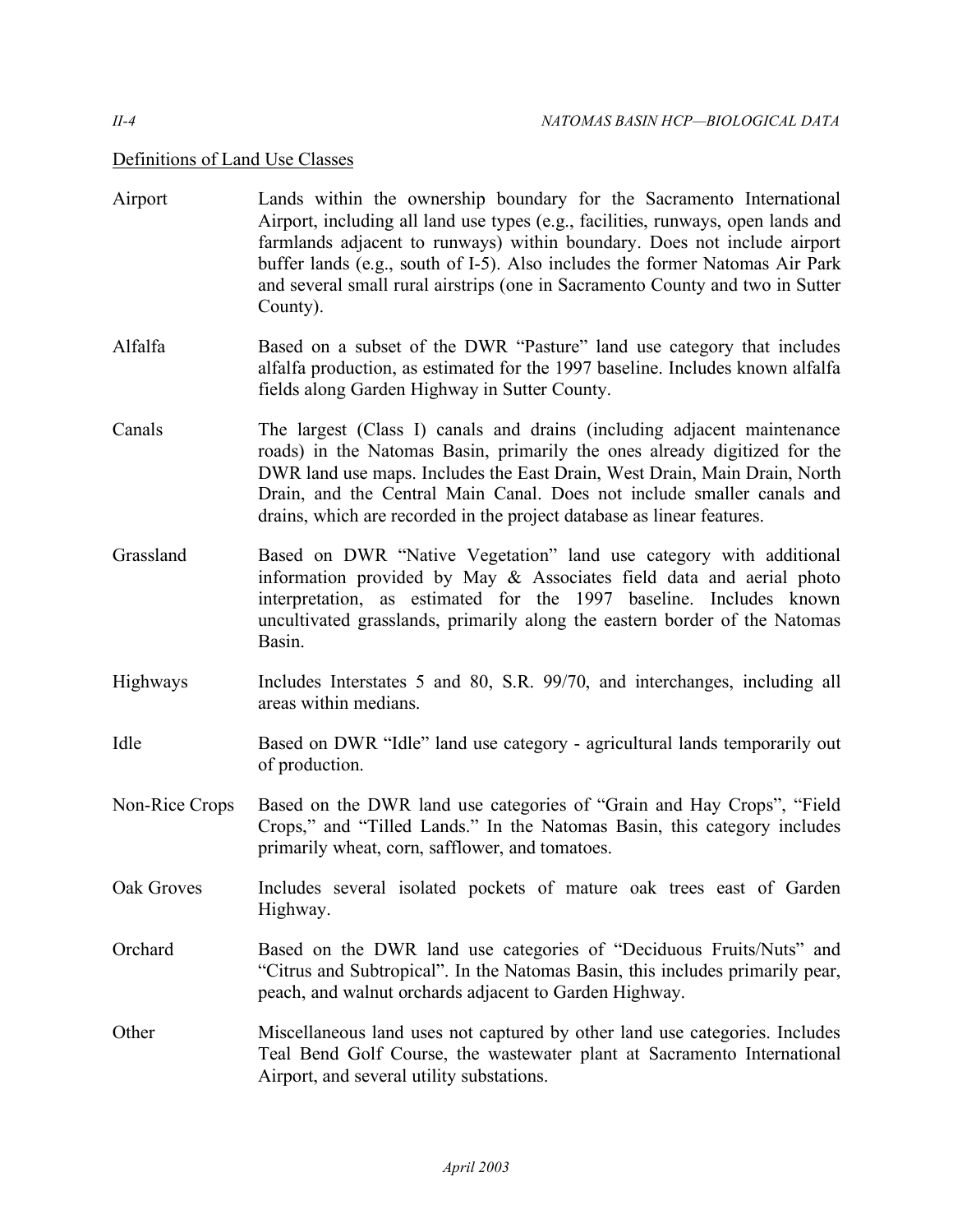Definitions of Land Use Classes

| | |
|---|---|
| Airport | Lands within the ownership boundary for the Sacramento International Airport, including all land use types (e.g., facilities, runways, open lands and farmlands adjacent to runways) within boundary. Does not include airport buffer lands (e.g., south of I-5). Also includes the former Natomas Air Park and several small rural airstrips (one in Sacramento County and two in Sutter County). |
| Alfalfa | Based on a subset of the DWR "Pasture" land use category that includes alfalfa production, as estimated for the 1997 baseline. Includes known alfalfa fields along Garden Highway in Sutter County. |
| Canals | The largest (Class I) canals and drains (including adjacent maintenance roads) in the Natomas Basin, primarily the ones already digitized for the DWR land use maps. Includes the East Drain, West Drain, Main Drain, North Drain, and the Central Main Canal. Does not include smaller canals and drains, which are recorded in the project database as linear features. |
| Grassland | Based on DWR "Native Vegetation" land use category with additional information provided by May & Associates field data and aerial photo interpretation, as estimated for the 1997 baseline. Includes known uncultivated grasslands, primarily along the eastern border of the Natomas Basin. |
| Highways | Includes Interstates 5 and 80, S.R. 99/70, and interchanges, including all areas within medians. |
| Idle | Based on DWR "Idle" land use category - agricultural lands temporarily out of production. |
| Non-Rice Crops | Based on the DWR land use categories of "Grain and Hay Crops", "Field Crops," and "Tilled Lands." In the Natomas Basin, this category includes primarily wheat, corn, safflower, and tomatoes. |
| Oak Groves | Includes several isolated pockets of mature oak trees east of Garden Highway. |
| Orchard | Based on the DWR land use categories of "Deciduous Fruits/Nuts" and "Citrus and Subtropical". In the Natomas Basin, this includes primarily pear, peach, and walnut orchards adjacent to Garden Highway. |
| Other | Miscellaneous land uses not captured by other land use categories. Includes Teal Bend Golf Course, the wastewater plant at Sacramento International Airport, and several utility substations. |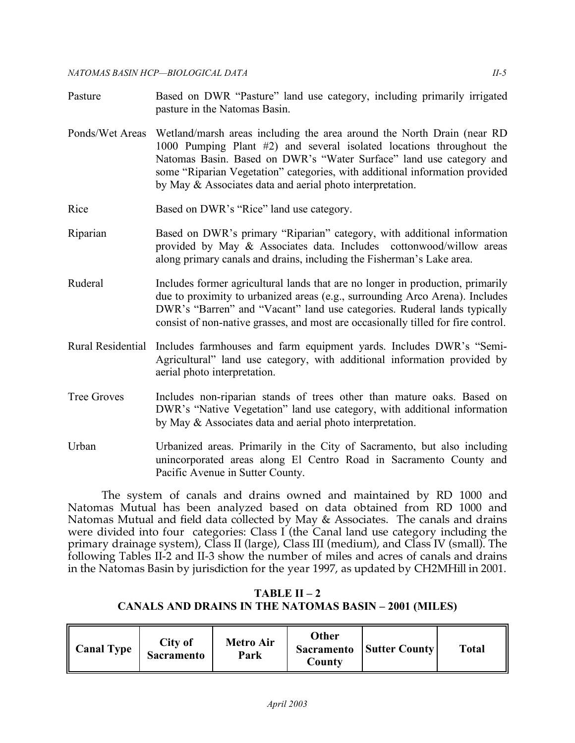Pasture — Based on DWR "Pasture" land use category, including primarily irrigated pasture in the Natomas Basin.

Ponds/Wet Areas — Wetland/marsh areas including the area around the North Drain (near RD 1000 Pumping Plant #2) and several isolated locations throughout the Natomas Basin. Based on DWR's "Water Surface" land use category and some "Riparian Vegetation" categories, with additional information provided by May & Associates data and aerial photo interpretation.

Rice — Based on DWR's "Rice" land use category.

Riparian — Based on DWR's primary "Riparian" category, with additional information provided by May & Associates data. Includes cottonwood/willow areas along primary canals and drains, including the Fisherman's Lake area.

Ruderal — Includes former agricultural lands that are no longer in production, primarily due to proximity to urbanized areas (e.g., surrounding Arco Arena). Includes DWR's "Barren" and "Vacant" land use categories. Ruderal lands typically consist of non-native grasses, and most are occasionally tilled for fire control.

Rural Residential — Includes farmhouses and farm equipment yards. Includes DWR's "Semi-Agricultural" land use category, with additional information provided by aerial photo interpretation.

Tree Groves — Includes non-riparian stands of trees other than mature oaks. Based on DWR's "Native Vegetation" land use category, with additional information by May & Associates data and aerial photo interpretation.

Urban — Urbanized areas. Primarily in the City of Sacramento, but also including unincorporated areas along El Centro Road in Sacramento County and Pacific Avenue in Sutter County.

The system of canals and drains owned and maintained by RD 1000 and Natomas Mutual has been analyzed based on data obtained from RD 1000 and Natomas Mutual and field data collected by May & Associates. The canals and drains were divided into four categories: Class I (the Canal land use category including the primary drainage system), Class II (large), Class III (medium), and Class IV (small). The following Tables II-2 and II-3 show the number of miles and acres of canals and drains in the Natomas Basin by jurisdiction for the year 1997, as updated by CH2MHill in 2001.

**TABLE II – 2**
**CANALS AND DRAINS IN THE NATOMAS BASIN – 2001 (MILES)**

| Canal Type | City of Sacramento | Metro Air Park | Other Sacramento County | Sutter County | Total |
|---|---|---|---|---|---|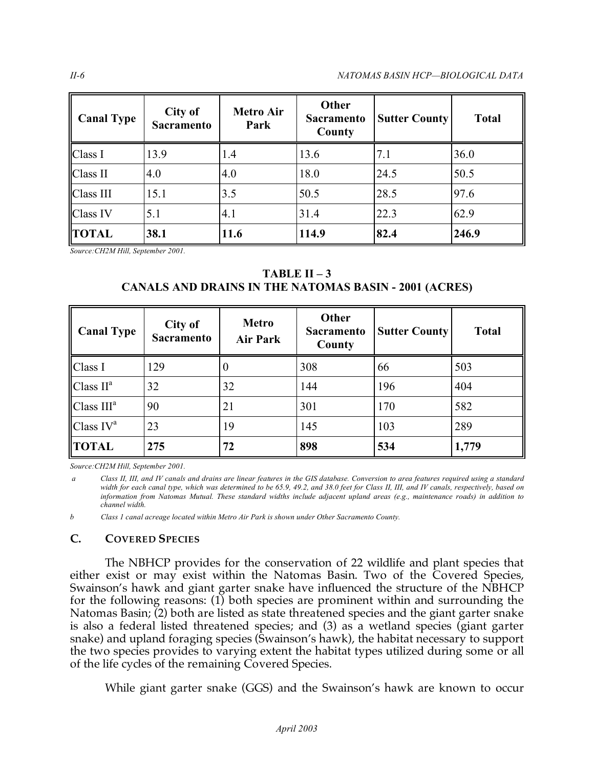| Canal Type | City of Sacramento | Metro Air Park | Other Sacramento County | Sutter County | Total |
|---|---|---|---|---|---|
| Class I | 13.9 | 1.4 | 13.6 | 7.1 | 36.0 |
| Class II | 4.0 | 4.0 | 18.0 | 24.5 | 50.5 |
| Class III | 15.1 | 3.5 | 50.5 | 28.5 | 97.6 |
| Class IV | 5.1 | 4.1 | 31.4 | 22.3 | 62.9 |
| **TOTAL** | **38.1** | **11.6** | **114.9** | **82.4** | **246.9** |

*Source:CH2M Hill, September 2001.*

**TABLE II – 3**
**CANALS AND DRAINS IN THE NATOMAS BASIN - 2001 (ACRES)**

| Canal Type | City of Sacramento | Metro Air Park | Other Sacramento County | Sutter County | Total |
|---|---|---|---|---|---|
| Class I | 129 | 0 | 308 | 66 | 503 |
| Class II[a] | 32 | 32 | 144 | 196 | 404 |
| Class III[a] | 90 | 21 | 301 | 170 | 582 |
| Class IV[a] | 23 | 19 | 145 | 103 | 289 |
| **TOTAL** | **275** | **72** | **898** | **534** | **1,779** |

*Source:CH2M Hill, September 2001.*

*a Class II, III, and IV canals and drains are linear features in the GIS database. Conversion to area features required using a standard width for each canal type, which was determined to be 65.9, 49.2, and 38.0 feet for Class II, III, and IV canals, respectively, based on information from Natomas Mutual. These standard widths include adjacent upland areas (e.g., maintenance roads) in addition to channel width.*

*b Class 1 canal acreage located within Metro Air Park is shown under Other Sacramento County.*

## C. COVERED SPECIES

The NBHCP provides for the conservation of 22 wildlife and plant species that either exist or may exist within the Natomas Basin. Two of the Covered Species, Swainson's hawk and giant garter snake have influenced the structure of the NBHCP for the following reasons: (1) both species are prominent within and surrounding the Natomas Basin; (2) both are listed as state threatened species and the giant garter snake is also a federal listed threatened species; and (3) as a wetland species (giant garter snake) and upland foraging species (Swainson's hawk), the habitat necessary to support the two species provides to varying extent the habitat types utilized during some or all of the life cycles of the remaining Covered Species.

While giant garter snake (GGS) and the Swainson's hawk are known to occur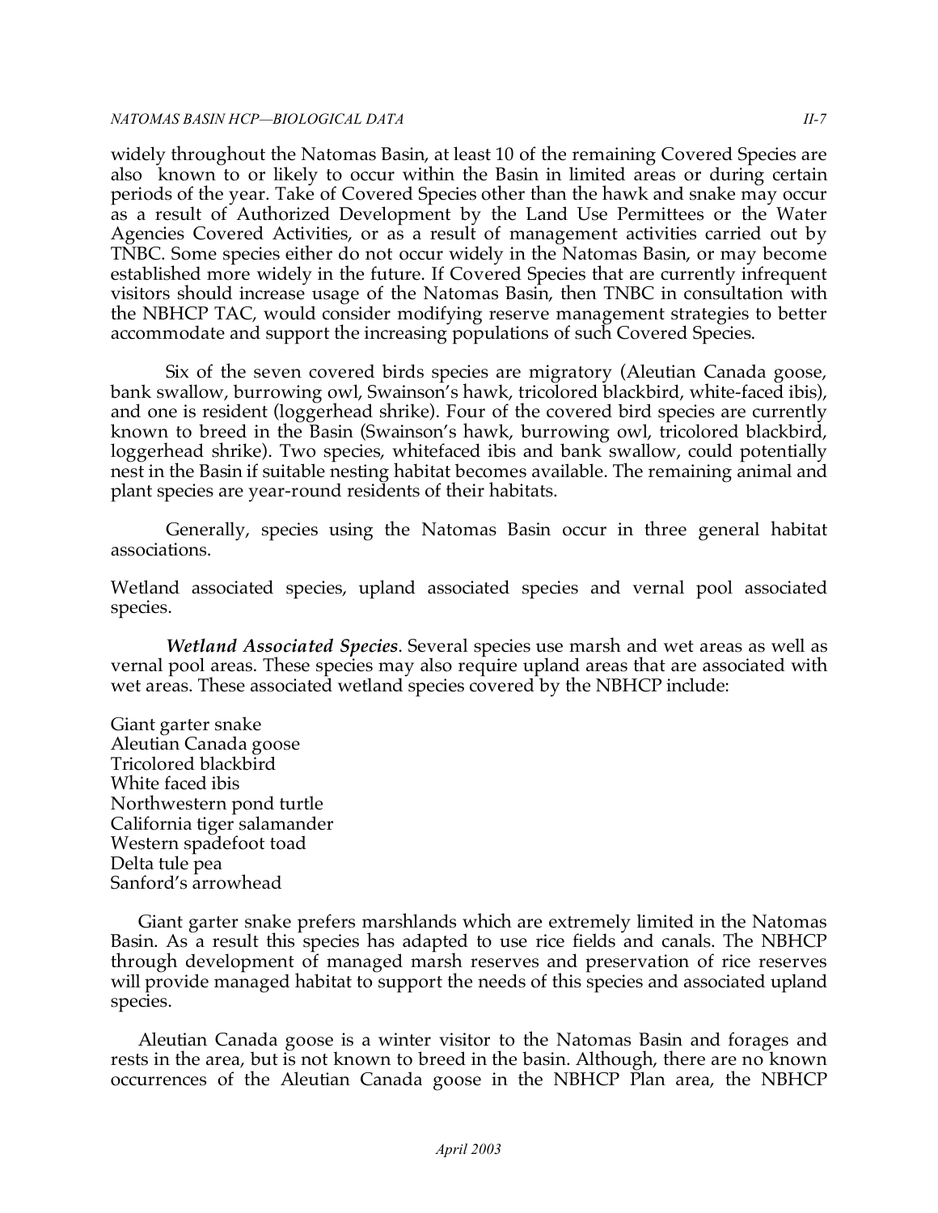widely throughout the Natomas Basin, at least 10 of the remaining Covered Species are also known to or likely to occur within the Basin in limited areas or during certain periods of the year. Take of Covered Species other than the hawk and snake may occur as a result of Authorized Development by the Land Use Permittees or the Water Agencies Covered Activities, or as a result of management activities carried out by TNBC. Some species either do not occur widely in the Natomas Basin, or may become established more widely in the future. If Covered Species that are currently infrequent visitors should increase usage of the Natomas Basin, then TNBC in consultation with the NBHCP TAC, would consider modifying reserve management strategies to better accommodate and support the increasing populations of such Covered Species.

Six of the seven covered birds species are migratory (Aleutian Canada goose, bank swallow, burrowing owl, Swainson's hawk, tricolored blackbird, white-faced ibis), and one is resident (loggerhead shrike). Four of the covered bird species are currently known to breed in the Basin (Swainson's hawk, burrowing owl, tricolored blackbird, loggerhead shrike). Two species, whitefaced ibis and bank swallow, could potentially nest in the Basin if suitable nesting habitat becomes available. The remaining animal and plant species are year-round residents of their habitats.

Generally, species using the Natomas Basin occur in three general habitat associations.

Wetland associated species, upland associated species and vernal pool associated species.

***Wetland Associated Species***. Several species use marsh and wet areas as well as vernal pool areas. These species may also require upland areas that are associated with wet areas. These associated wetland species covered by the NBHCP include:

Giant garter snake  
Aleutian Canada goose  
Tricolored blackbird  
White faced ibis  
Northwestern pond turtle  
California tiger salamander  
Western spadefoot toad  
Delta tule pea  
Sanford's arrowhead

Giant garter snake prefers marshlands which are extremely limited in the Natomas Basin. As a result this species has adapted to use rice fields and canals. The NBHCP through development of managed marsh reserves and preservation of rice reserves will provide managed habitat to support the needs of this species and associated upland species.

Aleutian Canada goose is a winter visitor to the Natomas Basin and forages and rests in the area, but is not known to breed in the basin. Although, there are no known occurrences of the Aleutian Canada goose in the NBHCP Plan area, the NBHCP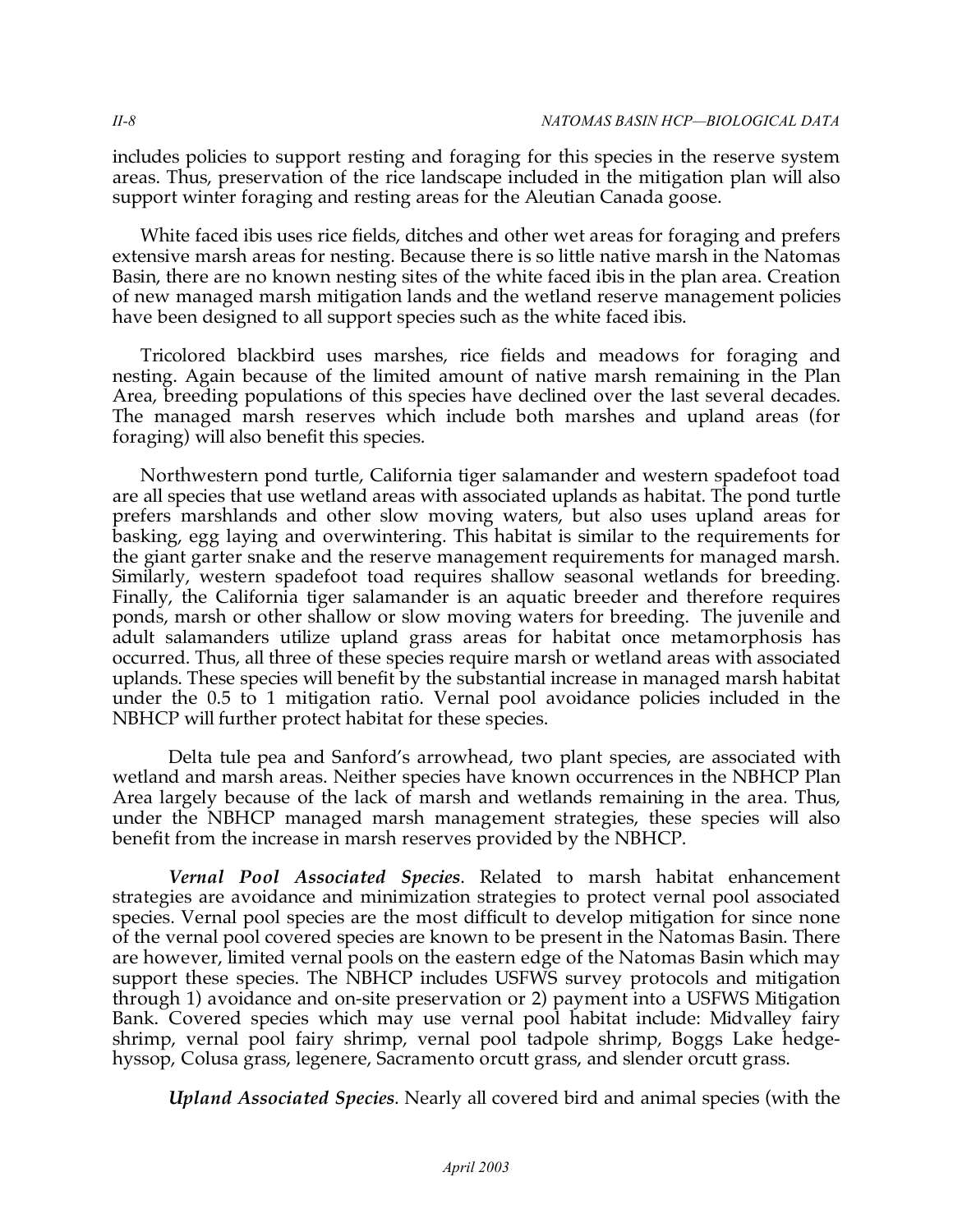includes policies to support resting and foraging for this species in the reserve system areas. Thus, preservation of the rice landscape included in the mitigation plan will also support winter foraging and resting areas for the Aleutian Canada goose.

White faced ibis uses rice fields, ditches and other wet areas for foraging and prefers extensive marsh areas for nesting. Because there is so little native marsh in the Natomas Basin, there are no known nesting sites of the white faced ibis in the plan area. Creation of new managed marsh mitigation lands and the wetland reserve management policies have been designed to all support species such as the white faced ibis.

Tricolored blackbird uses marshes, rice fields and meadows for foraging and nesting. Again because of the limited amount of native marsh remaining in the Plan Area, breeding populations of this species have declined over the last several decades. The managed marsh reserves which include both marshes and upland areas (for foraging) will also benefit this species.

Northwestern pond turtle, California tiger salamander and western spadefoot toad are all species that use wetland areas with associated uplands as habitat. The pond turtle prefers marshlands and other slow moving waters, but also uses upland areas for basking, egg laying and overwintering. This habitat is similar to the requirements for the giant garter snake and the reserve management requirements for managed marsh. Similarly, western spadefoot toad requires shallow seasonal wetlands for breeding. Finally, the California tiger salamander is an aquatic breeder and therefore requires ponds, marsh or other shallow or slow moving waters for breeding. The juvenile and adult salamanders utilize upland grass areas for habitat once metamorphosis has occurred. Thus, all three of these species require marsh or wetland areas with associated uplands. These species will benefit by the substantial increase in managed marsh habitat under the 0.5 to 1 mitigation ratio. Vernal pool avoidance policies included in the NBHCP will further protect habitat for these species.

Delta tule pea and Sanford's arrowhead, two plant species, are associated with wetland and marsh areas. Neither species have known occurrences in the NBHCP Plan Area largely because of the lack of marsh and wetlands remaining in the area. Thus, under the NBHCP managed marsh management strategies, these species will also benefit from the increase in marsh reserves provided by the NBHCP.

***Vernal Pool Associated Species***. Related to marsh habitat enhancement strategies are avoidance and minimization strategies to protect vernal pool associated species. Vernal pool species are the most difficult to develop mitigation for since none of the vernal pool covered species are known to be present in the Natomas Basin. There are however, limited vernal pools on the eastern edge of the Natomas Basin which may support these species. The NBHCP includes USFWS survey protocols and mitigation through 1) avoidance and on-site preservation or 2) payment into a USFWS Mitigation Bank. Covered species which may use vernal pool habitat include: Midvalley fairy shrimp, vernal pool fairy shrimp, vernal pool tadpole shrimp, Boggs Lake hedge-hyssop, Colusa grass, legenere, Sacramento orcutt grass, and slender orcutt grass.

***Upland Associated Species***. Nearly all covered bird and animal species (with the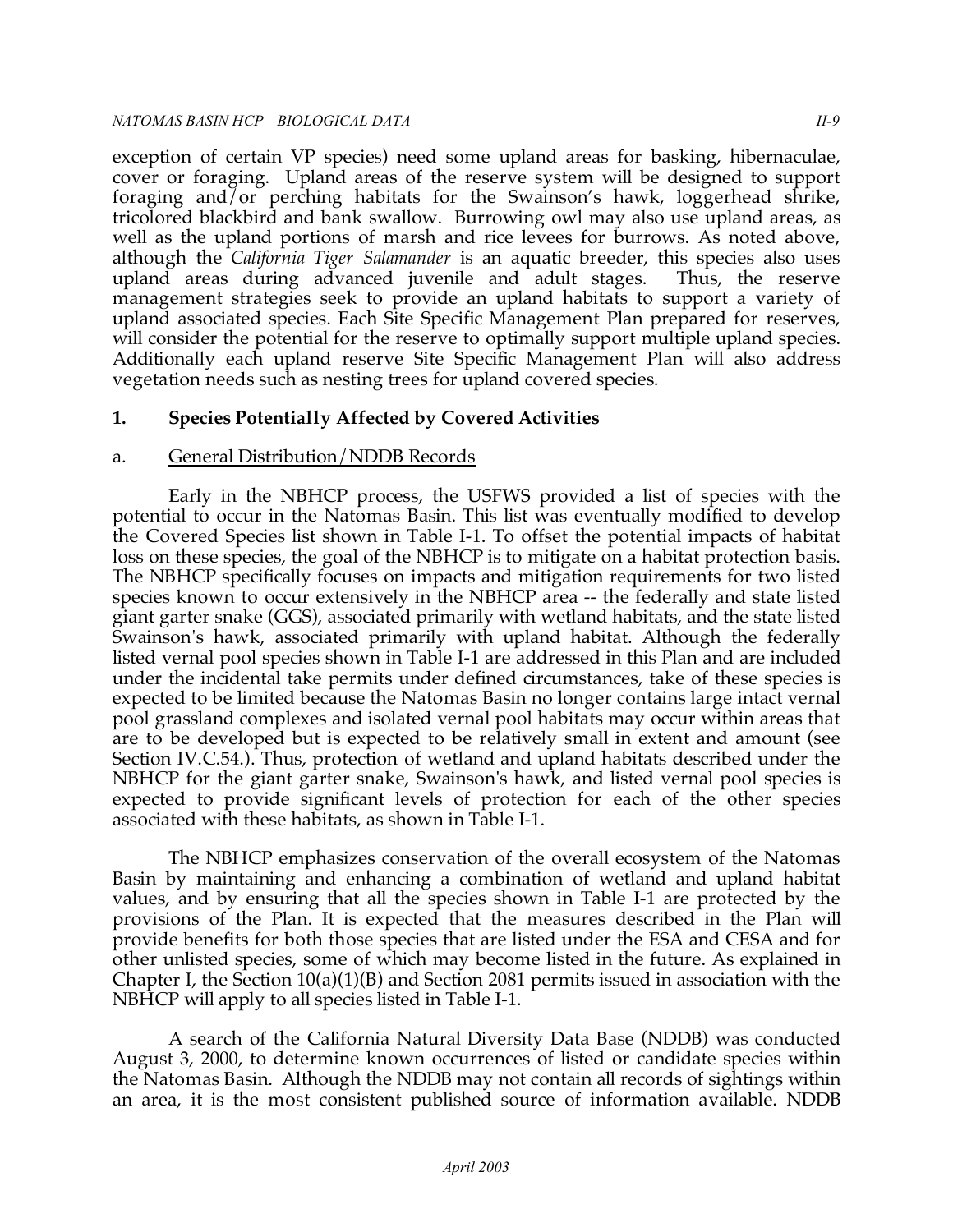exception of certain VP species) need some upland areas for basking, hibernaculae, cover or foraging. Upland areas of the reserve system will be designed to support foraging and/or perching habitats for the Swainson's hawk, loggerhead shrike, tricolored blackbird and bank swallow. Burrowing owl may also use upland areas, as well as the upland portions of marsh and rice levees for burrows. As noted above, although the *California Tiger Salamander* is an aquatic breeder, this species also uses upland areas during advanced juvenile and adult stages. Thus, the reserve management strategies seek to provide an upland habitats to support a variety of upland associated species. Each Site Specific Management Plan prepared for reserves, will consider the potential for the reserve to optimally support multiple upland species. Additionally each upland reserve Site Specific Management Plan will also address vegetation needs such as nesting trees for upland covered species.

### 1. Species Potentially Affected by Covered Activities

#### a. <u>General Distribution/NDDB Records</u>

Early in the NBHCP process, the USFWS provided a list of species with the potential to occur in the Natomas Basin. This list was eventually modified to develop the Covered Species list shown in Table I-1. To offset the potential impacts of habitat loss on these species, the goal of the NBHCP is to mitigate on a habitat protection basis. The NBHCP specifically focuses on impacts and mitigation requirements for two listed species known to occur extensively in the NBHCP area -- the federally and state listed giant garter snake (GGS), associated primarily with wetland habitats, and the state listed Swainson's hawk, associated primarily with upland habitat. Although the federally listed vernal pool species shown in Table I-1 are addressed in this Plan and are included under the incidental take permits under defined circumstances, take of these species is expected to be limited because the Natomas Basin no longer contains large intact vernal pool grassland complexes and isolated vernal pool habitats may occur within areas that are to be developed but is expected to be relatively small in extent and amount (see Section IV.C.54.). Thus, protection of wetland and upland habitats described under the NBHCP for the giant garter snake, Swainson's hawk, and listed vernal pool species is expected to provide significant levels of protection for each of the other species associated with these habitats, as shown in Table I-1.

The NBHCP emphasizes conservation of the overall ecosystem of the Natomas Basin by maintaining and enhancing a combination of wetland and upland habitat values, and by ensuring that all the species shown in Table I-1 are protected by the provisions of the Plan. It is expected that the measures described in the Plan will provide benefits for both those species that are listed under the ESA and CESA and for other unlisted species, some of which may become listed in the future. As explained in Chapter I, the Section 10(a)(1)(B) and Section 2081 permits issued in association with the NBHCP will apply to all species listed in Table I-1.

A search of the California Natural Diversity Data Base (NDDB) was conducted August 3, 2000, to determine known occurrences of listed or candidate species within the Natomas Basin. Although the NDDB may not contain all records of sightings within an area, it is the most consistent published source of information available. NDDB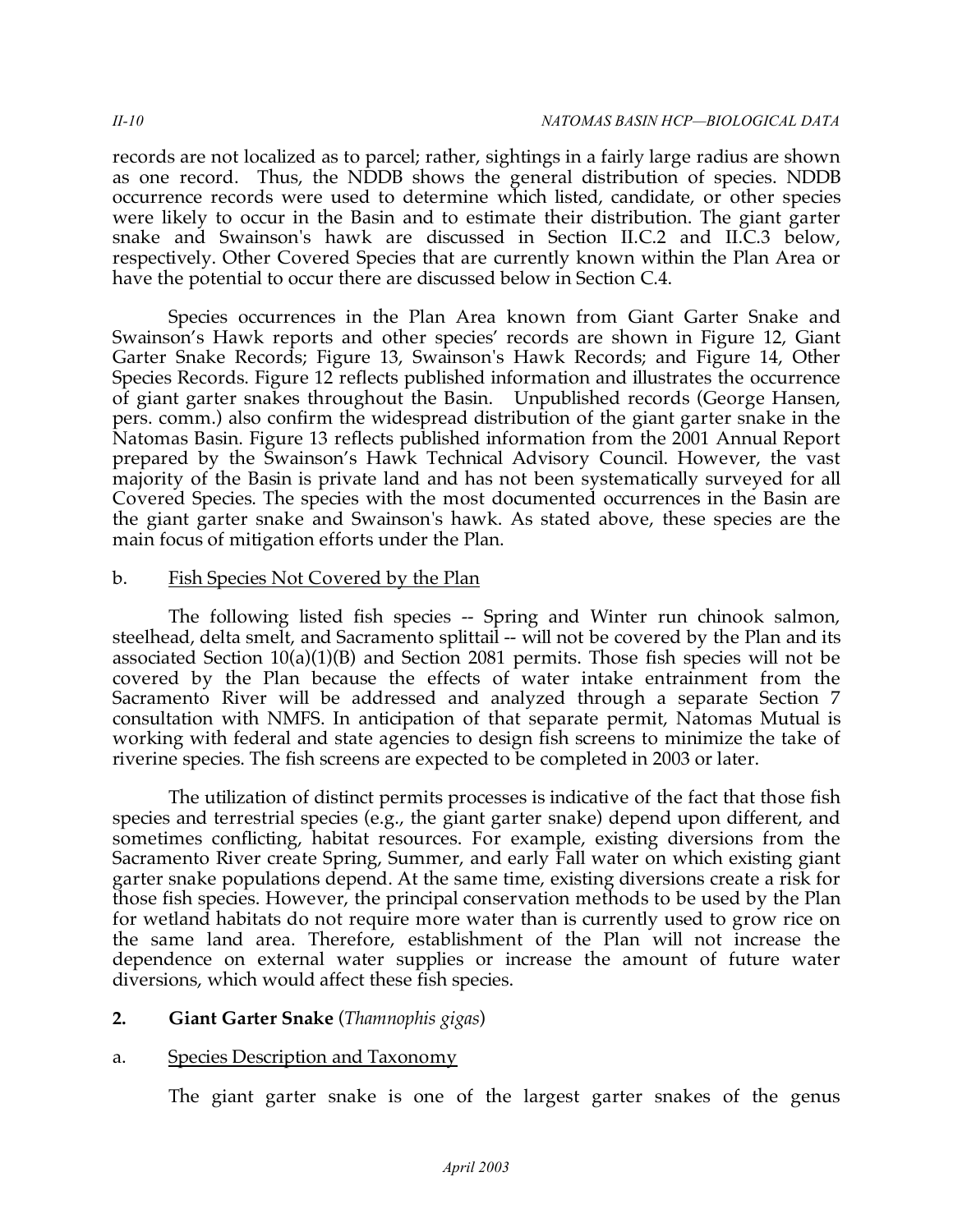records are not localized as to parcel; rather, sightings in a fairly large radius are shown as one record. Thus, the NDDB shows the general distribution of species. NDDB occurrence records were used to determine which listed, candidate, or other species were likely to occur in the Basin and to estimate their distribution. The giant garter snake and Swainson's hawk are discussed in Section II.C.2 and II.C.3 below, respectively. Other Covered Species that are currently known within the Plan Area or have the potential to occur there are discussed below in Section C.4.

Species occurrences in the Plan Area known from Giant Garter Snake and Swainson's Hawk reports and other species' records are shown in Figure 12, Giant Garter Snake Records; Figure 13, Swainson's Hawk Records; and Figure 14, Other Species Records. Figure 12 reflects published information and illustrates the occurrence of giant garter snakes throughout the Basin. Unpublished records (George Hansen, pers. comm.) also confirm the widespread distribution of the giant garter snake in the Natomas Basin. Figure 13 reflects published information from the 2001 Annual Report prepared by the Swainson's Hawk Technical Advisory Council. However, the vast majority of the Basin is private land and has not been systematically surveyed for all Covered Species. The species with the most documented occurrences in the Basin are the giant garter snake and Swainson's hawk. As stated above, these species are the main focus of mitigation efforts under the Plan.

b. Fish Species Not Covered by the Plan

The following listed fish species -- Spring and Winter run chinook salmon, steelhead, delta smelt, and Sacramento splittail -- will not be covered by the Plan and its associated Section 10(a)(1)(B) and Section 2081 permits. Those fish species will not be covered by the Plan because the effects of water intake entrainment from the Sacramento River will be addressed and analyzed through a separate Section 7 consultation with NMFS. In anticipation of that separate permit, Natomas Mutual is working with federal and state agencies to design fish screens to minimize the take of riverine species. The fish screens are expected to be completed in 2003 or later.

The utilization of distinct permits processes is indicative of the fact that those fish species and terrestrial species (e.g., the giant garter snake) depend upon different, and sometimes conflicting, habitat resources. For example, existing diversions from the Sacramento River create Spring, Summer, and early Fall water on which existing giant garter snake populations depend. At the same time, existing diversions create a risk for those fish species. However, the principal conservation methods to be used by the Plan for wetland habitats do not require more water than is currently used to grow rice on the same land area. Therefore, establishment of the Plan will not increase the dependence on external water supplies or increase the amount of future water diversions, which would affect these fish species.

**2. Giant Garter Snake** (*Thamnophis gigas*)

a. Species Description and Taxonomy

The giant garter snake is one of the largest garter snakes of the genus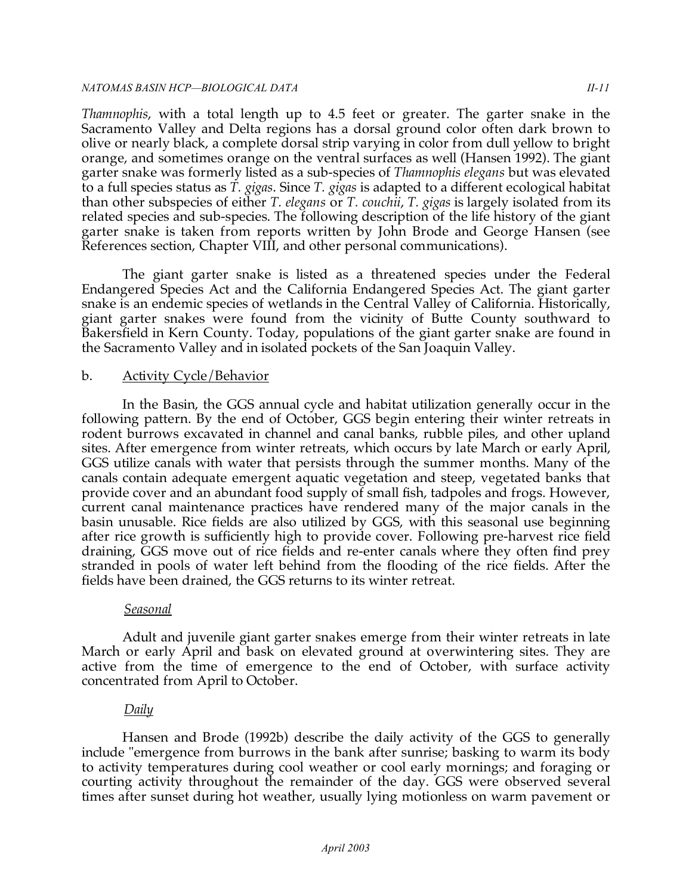*Thamnophis*, with a total length up to 4.5 feet or greater. The garter snake in the Sacramento Valley and Delta regions has a dorsal ground color often dark brown to olive or nearly black, a complete dorsal strip varying in color from dull yellow to bright orange, and sometimes orange on the ventral surfaces as well (Hansen 1992). The giant garter snake was formerly listed as a sub-species of *Thamnophis elegans* but was elevated to a full species status as *T. gigas*. Since *T. gigas* is adapted to a different ecological habitat than other subspecies of either *T. elegans* or *T. couchii*, *T. gigas* is largely isolated from its related species and sub-species. The following description of the life history of the giant garter snake is taken from reports written by John Brode and George Hansen (see References section, Chapter VIII, and other personal communications).

The giant garter snake is listed as a threatened species under the Federal Endangered Species Act and the California Endangered Species Act. The giant garter snake is an endemic species of wetlands in the Central Valley of California. Historically, giant garter snakes were found from the vicinity of Butte County southward to Bakersfield in Kern County. Today, populations of the giant garter snake are found in the Sacramento Valley and in isolated pockets of the San Joaquin Valley.

b. <u>Activity Cycle/Behavior</u>

In the Basin, the GGS annual cycle and habitat utilization generally occur in the following pattern. By the end of October, GGS begin entering their winter retreats in rodent burrows excavated in channel and canal banks, rubble piles, and other upland sites. After emergence from winter retreats, which occurs by late March or early April, GGS utilize canals with water that persists through the summer months. Many of the canals contain adequate emergent aquatic vegetation and steep, vegetated banks that provide cover and an abundant food supply of small fish, tadpoles and frogs. However, current canal maintenance practices have rendered many of the major canals in the basin unusable. Rice fields are also utilized by GGS, with this seasonal use beginning after rice growth is sufficiently high to provide cover. Following pre-harvest rice field draining, GGS move out of rice fields and re-enter canals where they often find prey stranded in pools of water left behind from the flooding of the rice fields. After the fields have been drained, the GGS returns to its winter retreat.

*<u>Seasonal</u>*

Adult and juvenile giant garter snakes emerge from their winter retreats in late March or early April and bask on elevated ground at overwintering sites. They are active from the time of emergence to the end of October, with surface activity concentrated from April to October.

*<u>Daily</u>*

Hansen and Brode (1992b) describe the daily activity of the GGS to generally include "emergence from burrows in the bank after sunrise; basking to warm its body to activity temperatures during cool weather or cool early mornings; and foraging or courting activity throughout the remainder of the day. GGS were observed several times after sunset during hot weather, usually lying motionless on warm pavement or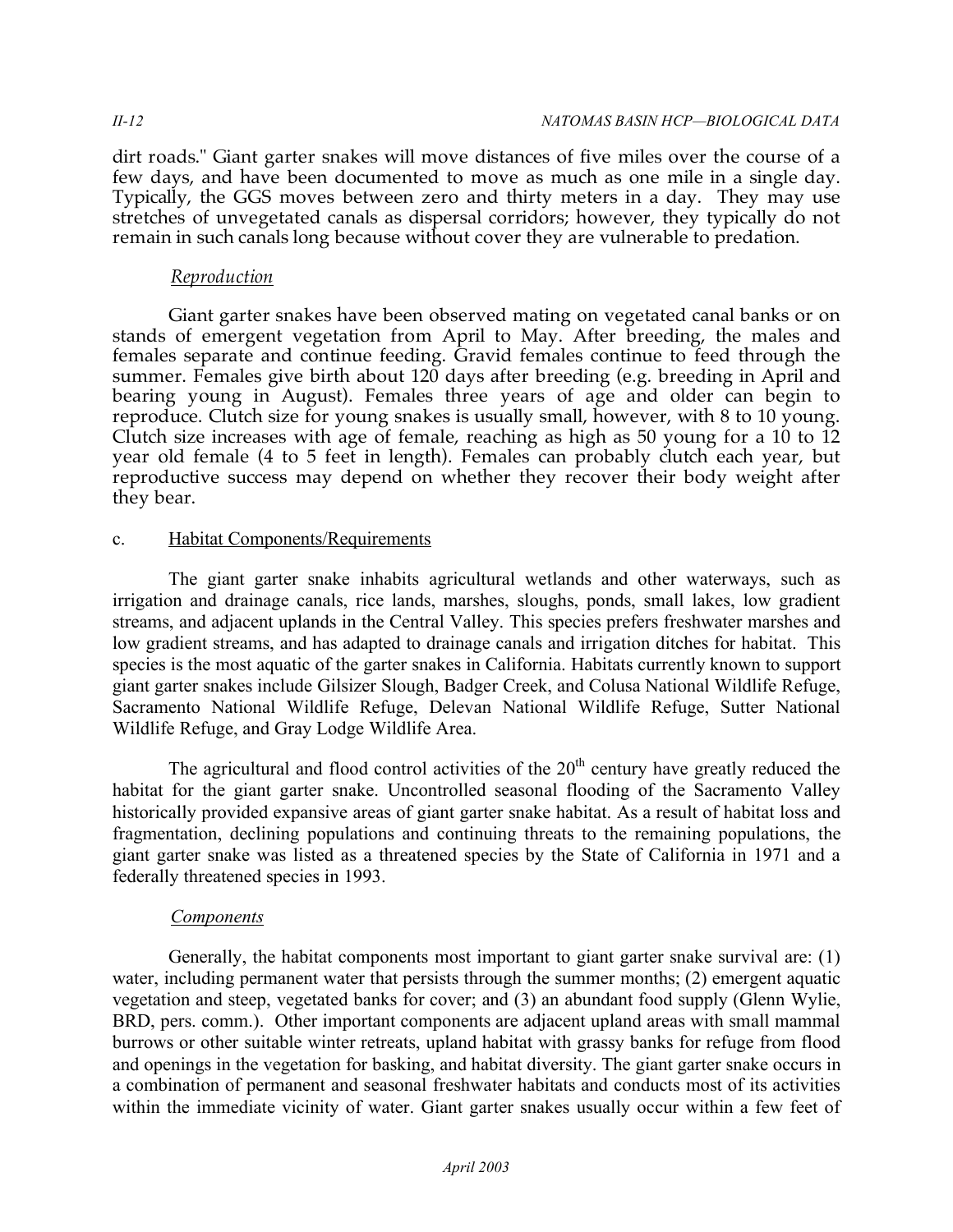dirt roads." Giant garter snakes will move distances of five miles over the course of a few days, and have been documented to move as much as one mile in a single day. Typically, the GGS moves between zero and thirty meters in a day. They may use stretches of unvegetated canals as dispersal corridors; however, they typically do not remain in such canals long because without cover they are vulnerable to predation.

*Reproduction*

Giant garter snakes have been observed mating on vegetated canal banks or on stands of emergent vegetation from April to May. After breeding, the males and females separate and continue feeding. Gravid females continue to feed through the summer. Females give birth about 120 days after breeding (e.g. breeding in April and bearing young in August). Females three years of age and older can begin to reproduce. Clutch size for young snakes is usually small, however, with 8 to 10 young. Clutch size increases with age of female, reaching as high as 50 young for a 10 to 12 year old female (4 to 5 feet in length). Females can probably clutch each year, but reproductive success may depend on whether they recover their body weight after they bear.

c. Habitat Components/Requirements

The giant garter snake inhabits agricultural wetlands and other waterways, such as irrigation and drainage canals, rice lands, marshes, sloughs, ponds, small lakes, low gradient streams, and adjacent uplands in the Central Valley. This species prefers freshwater marshes and low gradient streams, and has adapted to drainage canals and irrigation ditches for habitat. This species is the most aquatic of the garter snakes in California. Habitats currently known to support giant garter snakes include Gilsizer Slough, Badger Creek, and Colusa National Wildlife Refuge, Sacramento National Wildlife Refuge, Delevan National Wildlife Refuge, Sutter National Wildlife Refuge, and Gray Lodge Wildlife Area.

The agricultural and flood control activities of the 20th century have greatly reduced the habitat for the giant garter snake. Uncontrolled seasonal flooding of the Sacramento Valley historically provided expansive areas of giant garter snake habitat. As a result of habitat loss and fragmentation, declining populations and continuing threats to the remaining populations, the giant garter snake was listed as a threatened species by the State of California in 1971 and a federally threatened species in 1993.

*Components*

Generally, the habitat components most important to giant garter snake survival are: (1) water, including permanent water that persists through the summer months; (2) emergent aquatic vegetation and steep, vegetated banks for cover; and (3) an abundant food supply (Glenn Wylie, BRD, pers. comm.). Other important components are adjacent upland areas with small mammal burrows or other suitable winter retreats, upland habitat with grassy banks for refuge from flood and openings in the vegetation for basking, and habitat diversity. The giant garter snake occurs in a combination of permanent and seasonal freshwater habitats and conducts most of its activities within the immediate vicinity of water. Giant garter snakes usually occur within a few feet of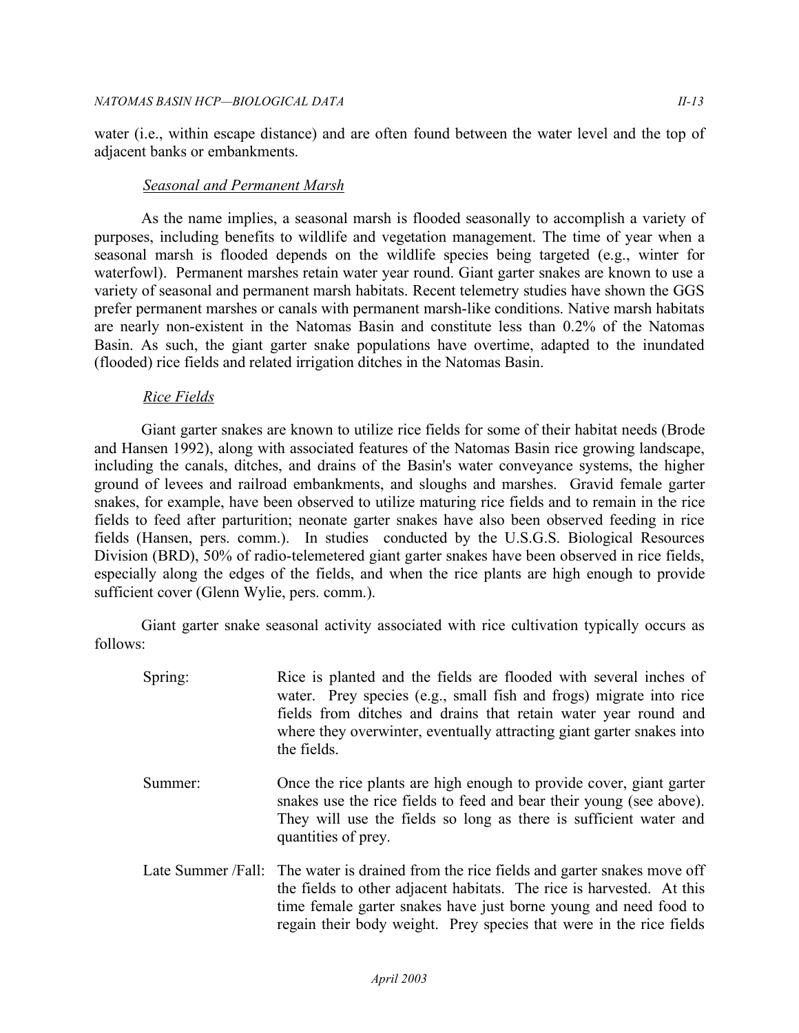water (i.e., within escape distance) and are often found between the water level and the top of adjacent banks or embankments.

### *Seasonal and Permanent Marsh*

As the name implies, a seasonal marsh is flooded seasonally to accomplish a variety of purposes, including benefits to wildlife and vegetation management. The time of year when a seasonal marsh is flooded depends on the wildlife species being targeted (e.g., winter for waterfowl). Permanent marshes retain water year round. Giant garter snakes are known to use a variety of seasonal and permanent marsh habitats. Recent telemetry studies have shown the GGS prefer permanent marshes or canals with permanent marsh-like conditions. Native marsh habitats are nearly non-existent in the Natomas Basin and constitute less than 0.2% of the Natomas Basin. As such, the giant garter snake populations have overtime, adapted to the inundated (flooded) rice fields and related irrigation ditches in the Natomas Basin.

### *Rice Fields*

Giant garter snakes are known to utilize rice fields for some of their habitat needs (Brode and Hansen 1992), along with associated features of the Natomas Basin rice growing landscape, including the canals, ditches, and drains of the Basin's water conveyance systems, the higher ground of levees and railroad embankments, and sloughs and marshes. Gravid female garter snakes, for example, have been observed to utilize maturing rice fields and to remain in the rice fields to feed after parturition; neonate garter snakes have also been observed feeding in rice fields (Hansen, pers. comm.). In studies conducted by the U.S.G.S. Biological Resources Division (BRD), 50% of radio-telemetered giant garter snakes have been observed in rice fields, especially along the edges of the fields, and when the rice plants are high enough to provide sufficient cover (Glenn Wylie, pers. comm.).

Giant garter snake seasonal activity associated with rice cultivation typically occurs as follows:

Spring: Rice is planted and the fields are flooded with several inches of water. Prey species (e.g., small fish and frogs) migrate into rice fields from ditches and drains that retain water year round and where they overwinter, eventually attracting giant garter snakes into the fields.

Summer: Once the rice plants are high enough to provide cover, giant garter snakes use the rice fields to feed and bear their young (see above). They will use the fields so long as there is sufficient water and quantities of prey.

Late Summer /Fall: The water is drained from the rice fields and garter snakes move off the fields to other adjacent habitats. The rice is harvested. At this time female garter snakes have just borne young and need food to regain their body weight. Prey species that were in the rice fields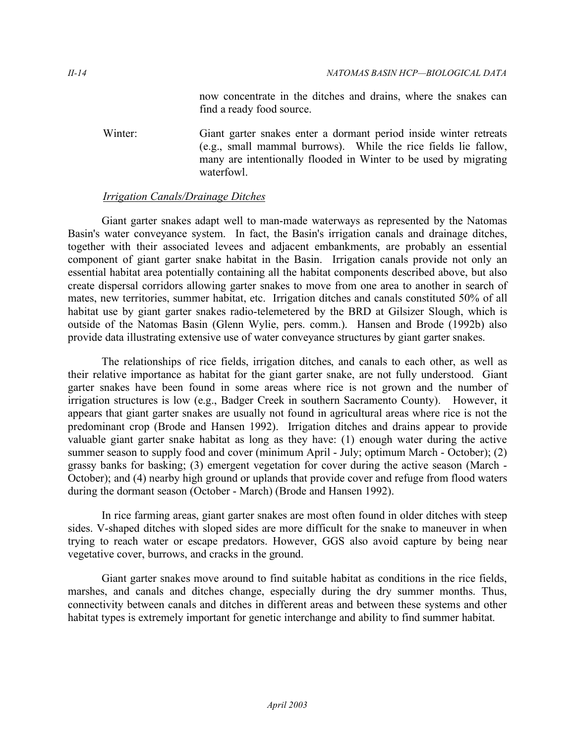now concentrate in the ditches and drains, where the snakes can find a ready food source.

Winter: Giant garter snakes enter a dormant period inside winter retreats (e.g., small mammal burrows). While the rice fields lie fallow, many are intentionally flooded in Winter to be used by migrating waterfowl.

*Irrigation Canals/Drainage Ditches*

Giant garter snakes adapt well to man-made waterways as represented by the Natomas Basin's water conveyance system. In fact, the Basin's irrigation canals and drainage ditches, together with their associated levees and adjacent embankments, are probably an essential component of giant garter snake habitat in the Basin. Irrigation canals provide not only an essential habitat area potentially containing all the habitat components described above, but also create dispersal corridors allowing garter snakes to move from one area to another in search of mates, new territories, summer habitat, etc. Irrigation ditches and canals constituted 50% of all habitat use by giant garter snakes radio-telemetered by the BRD at Gilsizer Slough, which is outside of the Natomas Basin (Glenn Wylie, pers. comm.). Hansen and Brode (1992b) also provide data illustrating extensive use of water conveyance structures by giant garter snakes.

The relationships of rice fields, irrigation ditches, and canals to each other, as well as their relative importance as habitat for the giant garter snake, are not fully understood. Giant garter snakes have been found in some areas where rice is not grown and the number of irrigation structures is low (e.g., Badger Creek in southern Sacramento County). However, it appears that giant garter snakes are usually not found in agricultural areas where rice is not the predominant crop (Brode and Hansen 1992). Irrigation ditches and drains appear to provide valuable giant garter snake habitat as long as they have: (1) enough water during the active summer season to supply food and cover (minimum April - July; optimum March - October); (2) grassy banks for basking; (3) emergent vegetation for cover during the active season (March - October); and (4) nearby high ground or uplands that provide cover and refuge from flood waters during the dormant season (October - March) (Brode and Hansen 1992).

In rice farming areas, giant garter snakes are most often found in older ditches with steep sides. V-shaped ditches with sloped sides are more difficult for the snake to maneuver in when trying to reach water or escape predators. However, GGS also avoid capture by being near vegetative cover, burrows, and cracks in the ground.

Giant garter snakes move around to find suitable habitat as conditions in the rice fields, marshes, and canals and ditches change, especially during the dry summer months. Thus, connectivity between canals and ditches in different areas and between these systems and other habitat types is extremely important for genetic interchange and ability to find summer habitat.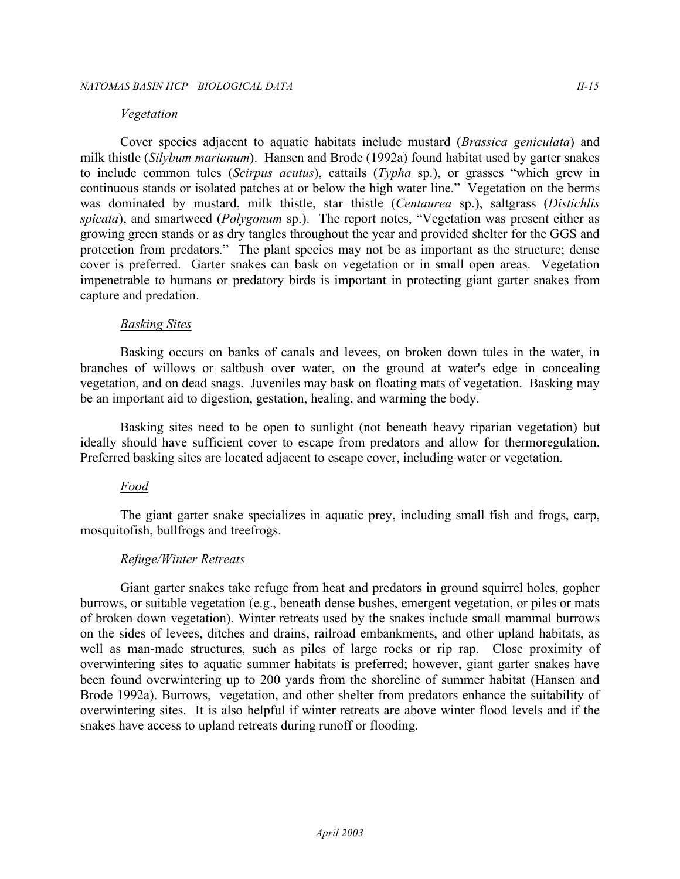*Vegetation*

Cover species adjacent to aquatic habitats include mustard (*Brassica geniculata*) and milk thistle (*Silybum marianum*). Hansen and Brode (1992a) found habitat used by garter snakes to include common tules (*Scirpus acutus*), cattails (*Typha* sp.), or grasses "which grew in continuous stands or isolated patches at or below the high water line." Vegetation on the berms was dominated by mustard, milk thistle, star thistle (*Centaurea* sp.), saltgrass (*Distichlis spicata*), and smartweed (*Polygonum* sp.). The report notes, "Vegetation was present either as growing green stands or as dry tangles throughout the year and provided shelter for the GGS and protection from predators." The plant species may not be as important as the structure; dense cover is preferred. Garter snakes can bask on vegetation or in small open areas. Vegetation impenetrable to humans or predatory birds is important in protecting giant garter snakes from capture and predation.

*Basking Sites*

Basking occurs on banks of canals and levees, on broken down tules in the water, in branches of willows or saltbush over water, on the ground at water's edge in concealing vegetation, and on dead snags. Juveniles may bask on floating mats of vegetation. Basking may be an important aid to digestion, gestation, healing, and warming the body.

Basking sites need to be open to sunlight (not beneath heavy riparian vegetation) but ideally should have sufficient cover to escape from predators and allow for thermoregulation. Preferred basking sites are located adjacent to escape cover, including water or vegetation.

*Food*

The giant garter snake specializes in aquatic prey, including small fish and frogs, carp, mosquitofish, bullfrogs and treefrogs.

*Refuge/Winter Retreats*

Giant garter snakes take refuge from heat and predators in ground squirrel holes, gopher burrows, or suitable vegetation (e.g., beneath dense bushes, emergent vegetation, or piles or mats of broken down vegetation). Winter retreats used by the snakes include small mammal burrows on the sides of levees, ditches and drains, railroad embankments, and other upland habitats, as well as man-made structures, such as piles of large rocks or rip rap. Close proximity of overwintering sites to aquatic summer habitats is preferred; however, giant garter snakes have been found overwintering up to 200 yards from the shoreline of summer habitat (Hansen and Brode 1992a). Burrows, vegetation, and other shelter from predators enhance the suitability of overwintering sites. It is also helpful if winter retreats are above winter flood levels and if the snakes have access to upland retreats during runoff or flooding.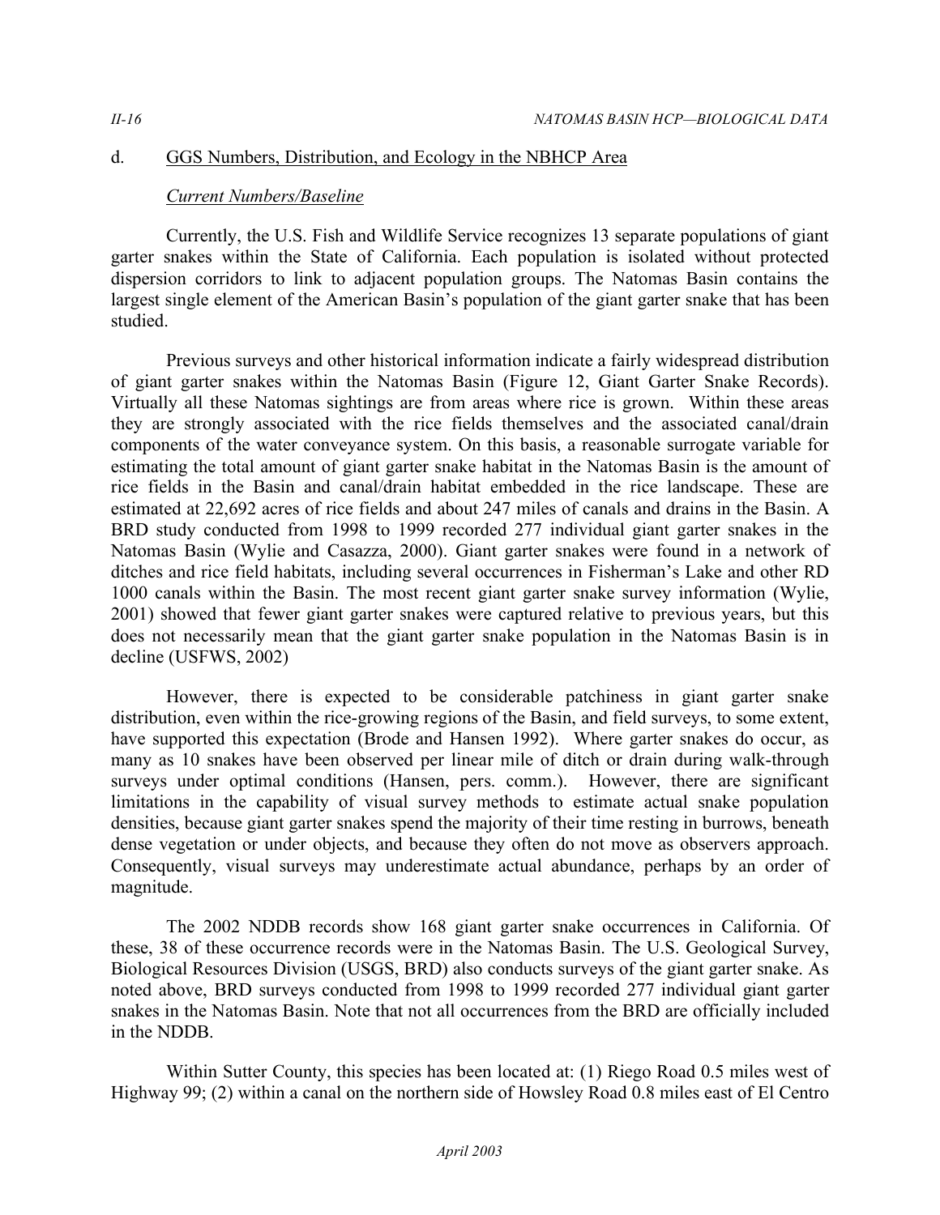## d. GGS Numbers, Distribution, and Ecology in the NBHCP Area

### *Current Numbers/Baseline*

Currently, the U.S. Fish and Wildlife Service recognizes 13 separate populations of giant garter snakes within the State of California. Each population is isolated without protected dispersion corridors to link to adjacent population groups. The Natomas Basin contains the largest single element of the American Basin's population of the giant garter snake that has been studied.

Previous surveys and other historical information indicate a fairly widespread distribution of giant garter snakes within the Natomas Basin (Figure 12, Giant Garter Snake Records). Virtually all these Natomas sightings are from areas where rice is grown. Within these areas they are strongly associated with the rice fields themselves and the associated canal/drain components of the water conveyance system. On this basis, a reasonable surrogate variable for estimating the total amount of giant garter snake habitat in the Natomas Basin is the amount of rice fields in the Basin and canal/drain habitat embedded in the rice landscape. These are estimated at 22,692 acres of rice fields and about 247 miles of canals and drains in the Basin. A BRD study conducted from 1998 to 1999 recorded 277 individual giant garter snakes in the Natomas Basin (Wylie and Casazza, 2000). Giant garter snakes were found in a network of ditches and rice field habitats, including several occurrences in Fisherman's Lake and other RD 1000 canals within the Basin. The most recent giant garter snake survey information (Wylie, 2001) showed that fewer giant garter snakes were captured relative to previous years, but this does not necessarily mean that the giant garter snake population in the Natomas Basin is in decline (USFWS, 2002)

However, there is expected to be considerable patchiness in giant garter snake distribution, even within the rice-growing regions of the Basin, and field surveys, to some extent, have supported this expectation (Brode and Hansen 1992). Where garter snakes do occur, as many as 10 snakes have been observed per linear mile of ditch or drain during walk-through surveys under optimal conditions (Hansen, pers. comm.). However, there are significant limitations in the capability of visual survey methods to estimate actual snake population densities, because giant garter snakes spend the majority of their time resting in burrows, beneath dense vegetation or under objects, and because they often do not move as observers approach. Consequently, visual surveys may underestimate actual abundance, perhaps by an order of magnitude.

The 2002 NDDB records show 168 giant garter snake occurrences in California. Of these, 38 of these occurrence records were in the Natomas Basin. The U.S. Geological Survey, Biological Resources Division (USGS, BRD) also conducts surveys of the giant garter snake. As noted above, BRD surveys conducted from 1998 to 1999 recorded 277 individual giant garter snakes in the Natomas Basin. Note that not all occurrences from the BRD are officially included in the NDDB.

Within Sutter County, this species has been located at: (1) Riego Road 0.5 miles west of Highway 99; (2) within a canal on the northern side of Howsley Road 0.8 miles east of El Centro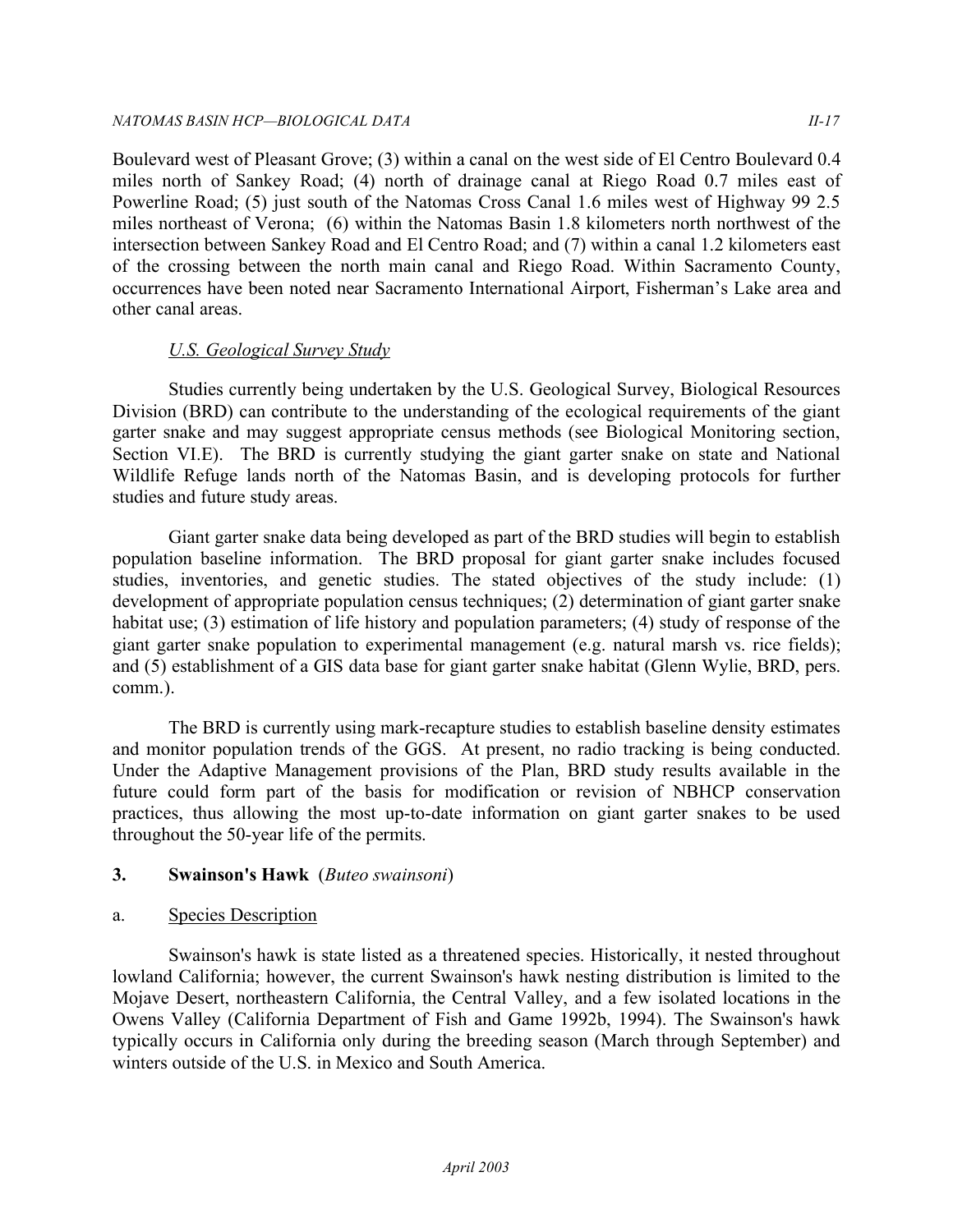Boulevard west of Pleasant Grove; (3) within a canal on the west side of El Centro Boulevard 0.4 miles north of Sankey Road; (4) north of drainage canal at Riego Road 0.7 miles east of Powerline Road; (5) just south of the Natomas Cross Canal 1.6 miles west of Highway 99 2.5 miles northeast of Verona; (6) within the Natomas Basin 1.8 kilometers north northwest of the intersection between Sankey Road and El Centro Road; and (7) within a canal 1.2 kilometers east of the crossing between the north main canal and Riego Road. Within Sacramento County, occurrences have been noted near Sacramento International Airport, Fisherman's Lake area and other canal areas.

*U.S. Geological Survey Study*

Studies currently being undertaken by the U.S. Geological Survey, Biological Resources Division (BRD) can contribute to the understanding of the ecological requirements of the giant garter snake and may suggest appropriate census methods (see Biological Monitoring section, Section VI.E). The BRD is currently studying the giant garter snake on state and National Wildlife Refuge lands north of the Natomas Basin, and is developing protocols for further studies and future study areas.

Giant garter snake data being developed as part of the BRD studies will begin to establish population baseline information. The BRD proposal for giant garter snake includes focused studies, inventories, and genetic studies. The stated objectives of the study include: (1) development of appropriate population census techniques; (2) determination of giant garter snake habitat use; (3) estimation of life history and population parameters; (4) study of response of the giant garter snake population to experimental management (e.g. natural marsh vs. rice fields); and (5) establishment of a GIS data base for giant garter snake habitat (Glenn Wylie, BRD, pers. comm.).

The BRD is currently using mark-recapture studies to establish baseline density estimates and monitor population trends of the GGS. At present, no radio tracking is being conducted. Under the Adaptive Management provisions of the Plan, BRD study results available in the future could form part of the basis for modification or revision of NBHCP conservation practices, thus allowing the most up-to-date information on giant garter snakes to be used throughout the 50-year life of the permits.

### 3. Swainson's Hawk (*Buteo swainsoni*)

#### a. Species Description

Swainson's hawk is state listed as a threatened species. Historically, it nested throughout lowland California; however, the current Swainson's hawk nesting distribution is limited to the Mojave Desert, northeastern California, the Central Valley, and a few isolated locations in the Owens Valley (California Department of Fish and Game 1992b, 1994). The Swainson's hawk typically occurs in California only during the breeding season (March through September) and winters outside of the U.S. in Mexico and South America.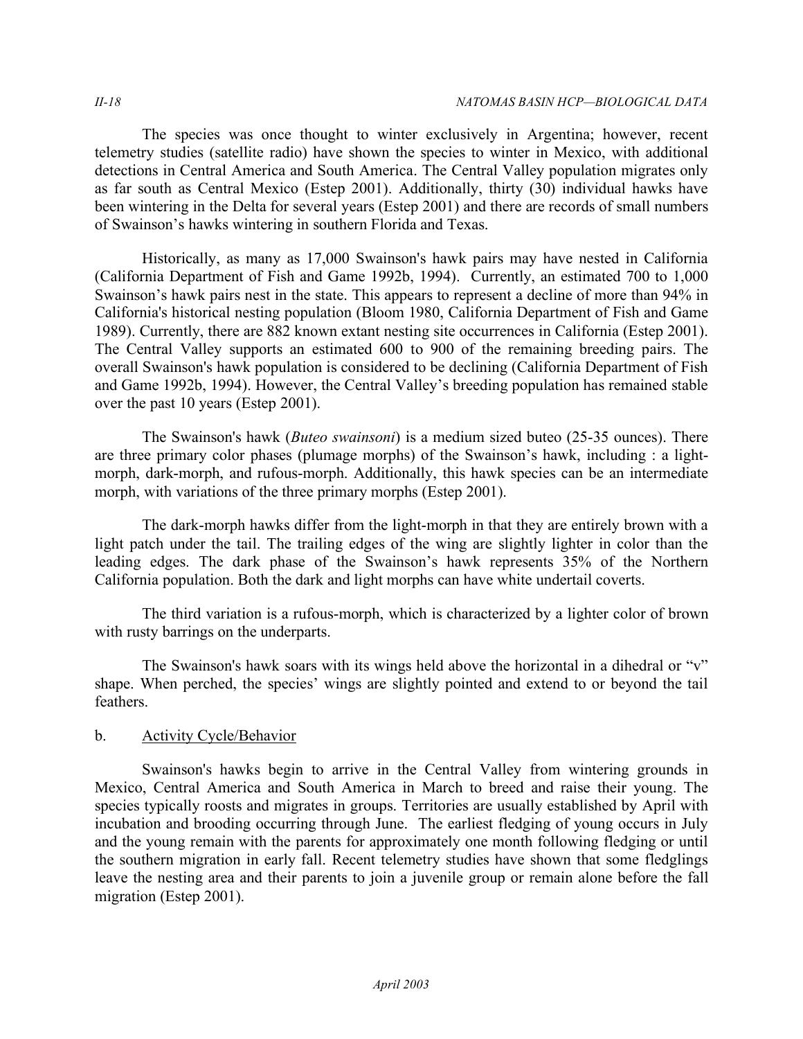The species was once thought to winter exclusively in Argentina; however, recent telemetry studies (satellite radio) have shown the species to winter in Mexico, with additional detections in Central America and South America. The Central Valley population migrates only as far south as Central Mexico (Estep 2001). Additionally, thirty (30) individual hawks have been wintering in the Delta for several years (Estep 2001) and there are records of small numbers of Swainson's hawks wintering in southern Florida and Texas.

Historically, as many as 17,000 Swainson's hawk pairs may have nested in California (California Department of Fish and Game 1992b, 1994). Currently, an estimated 700 to 1,000 Swainson's hawk pairs nest in the state. This appears to represent a decline of more than 94% in California's historical nesting population (Bloom 1980, California Department of Fish and Game 1989). Currently, there are 882 known extant nesting site occurrences in California (Estep 2001). The Central Valley supports an estimated 600 to 900 of the remaining breeding pairs. The overall Swainson's hawk population is considered to be declining (California Department of Fish and Game 1992b, 1994). However, the Central Valley's breeding population has remained stable over the past 10 years (Estep 2001).

The Swainson's hawk (*Buteo swainsoni*) is a medium sized buteo (25-35 ounces). There are three primary color phases (plumage morphs) of the Swainson's hawk, including : a light-morph, dark-morph, and rufous-morph. Additionally, this hawk species can be an intermediate morph, with variations of the three primary morphs (Estep 2001).

The dark-morph hawks differ from the light-morph in that they are entirely brown with a light patch under the tail. The trailing edges of the wing are slightly lighter in color than the leading edges. The dark phase of the Swainson's hawk represents 35% of the Northern California population. Both the dark and light morphs can have white undertail coverts.

The third variation is a rufous-morph, which is characterized by a lighter color of brown with rusty barrings on the underparts.

The Swainson's hawk soars with its wings held above the horizontal in a dihedral or "v" shape. When perched, the species' wings are slightly pointed and extend to or beyond the tail feathers.

b. Activity Cycle/Behavior

Swainson's hawks begin to arrive in the Central Valley from wintering grounds in Mexico, Central America and South America in March to breed and raise their young. The species typically roosts and migrates in groups. Territories are usually established by April with incubation and brooding occurring through June. The earliest fledging of young occurs in July and the young remain with the parents for approximately one month following fledging or until the southern migration in early fall. Recent telemetry studies have shown that some fledglings leave the nesting area and their parents to join a juvenile group or remain alone before the fall migration (Estep 2001).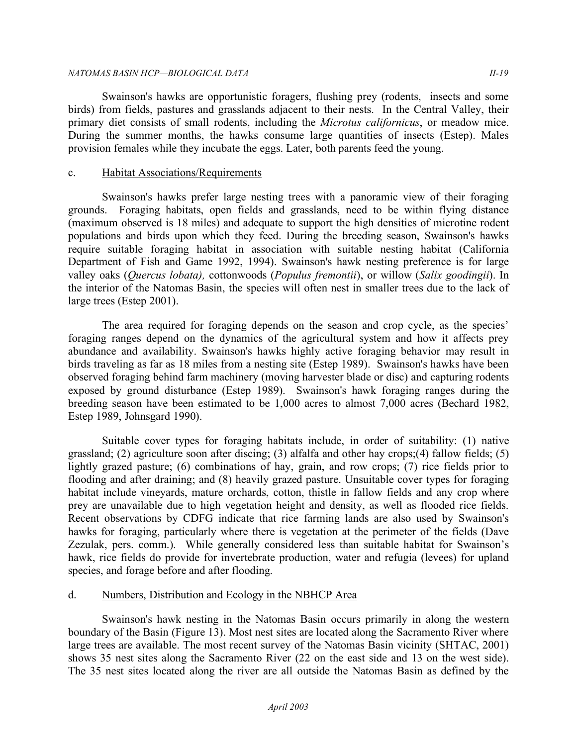Swainson's hawks are opportunistic foragers, flushing prey (rodents, insects and some birds) from fields, pastures and grasslands adjacent to their nests. In the Central Valley, their primary diet consists of small rodents, including the *Microtus californicus*, or meadow mice. During the summer months, the hawks consume large quantities of insects (Estep). Males provision females while they incubate the eggs. Later, both parents feed the young.

### c. Habitat Associations/Requirements

Swainson's hawks prefer large nesting trees with a panoramic view of their foraging grounds. Foraging habitats, open fields and grasslands, need to be within flying distance (maximum observed is 18 miles) and adequate to support the high densities of microtine rodent populations and birds upon which they feed. During the breeding season, Swainson's hawks require suitable foraging habitat in association with suitable nesting habitat (California Department of Fish and Game 1992, 1994). Swainson's hawk nesting preference is for large valley oaks (*Quercus lobata),* cottonwoods (*Populus fremontii*), or willow (*Salix goodingii*). In the interior of the Natomas Basin, the species will often nest in smaller trees due to the lack of large trees (Estep 2001).

The area required for foraging depends on the season and crop cycle, as the species' foraging ranges depend on the dynamics of the agricultural system and how it affects prey abundance and availability. Swainson's hawks highly active foraging behavior may result in birds traveling as far as 18 miles from a nesting site (Estep 1989). Swainson's hawks have been observed foraging behind farm machinery (moving harvester blade or disc) and capturing rodents exposed by ground disturbance (Estep 1989). Swainson's hawk foraging ranges during the breeding season have been estimated to be 1,000 acres to almost 7,000 acres (Bechard 1982, Estep 1989, Johnsgard 1990).

Suitable cover types for foraging habitats include, in order of suitability: (1) native grassland; (2) agriculture soon after discing; (3) alfalfa and other hay crops;(4) fallow fields; (5) lightly grazed pasture; (6) combinations of hay, grain, and row crops; (7) rice fields prior to flooding and after draining; and (8) heavily grazed pasture. Unsuitable cover types for foraging habitat include vineyards, mature orchards, cotton, thistle in fallow fields and any crop where prey are unavailable due to high vegetation height and density, as well as flooded rice fields. Recent observations by CDFG indicate that rice farming lands are also used by Swainson's hawks for foraging, particularly where there is vegetation at the perimeter of the fields (Dave Zezulak, pers. comm.). While generally considered less than suitable habitat for Swainson's hawk, rice fields do provide for invertebrate production, water and refugia (levees) for upland species, and forage before and after flooding.

### d. Numbers, Distribution and Ecology in the NBHCP Area

Swainson's hawk nesting in the Natomas Basin occurs primarily in along the western boundary of the Basin (Figure 13). Most nest sites are located along the Sacramento River where large trees are available. The most recent survey of the Natomas Basin vicinity (SHTAC, 2001) shows 35 nest sites along the Sacramento River (22 on the east side and 13 on the west side). The 35 nest sites located along the river are all outside the Natomas Basin as defined by the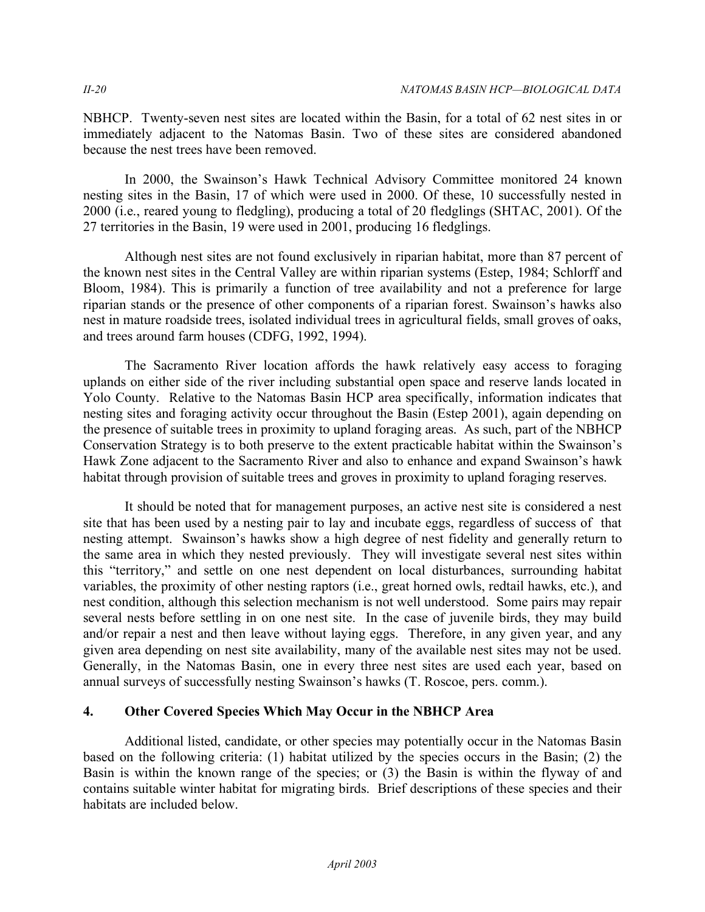NBHCP. Twenty-seven nest sites are located within the Basin, for a total of 62 nest sites in or immediately adjacent to the Natomas Basin. Two of these sites are considered abandoned because the nest trees have been removed.

In 2000, the Swainson's Hawk Technical Advisory Committee monitored 24 known nesting sites in the Basin, 17 of which were used in 2000. Of these, 10 successfully nested in 2000 (i.e., reared young to fledgling), producing a total of 20 fledglings (SHTAC, 2001). Of the 27 territories in the Basin, 19 were used in 2001, producing 16 fledglings.

Although nest sites are not found exclusively in riparian habitat, more than 87 percent of the known nest sites in the Central Valley are within riparian systems (Estep, 1984; Schlorff and Bloom, 1984). This is primarily a function of tree availability and not a preference for large riparian stands or the presence of other components of a riparian forest. Swainson's hawks also nest in mature roadside trees, isolated individual trees in agricultural fields, small groves of oaks, and trees around farm houses (CDFG, 1992, 1994).

The Sacramento River location affords the hawk relatively easy access to foraging uplands on either side of the river including substantial open space and reserve lands located in Yolo County. Relative to the Natomas Basin HCP area specifically, information indicates that nesting sites and foraging activity occur throughout the Basin (Estep 2001), again depending on the presence of suitable trees in proximity to upland foraging areas. As such, part of the NBHCP Conservation Strategy is to both preserve to the extent practicable habitat within the Swainson's Hawk Zone adjacent to the Sacramento River and also to enhance and expand Swainson's hawk habitat through provision of suitable trees and groves in proximity to upland foraging reserves.

It should be noted that for management purposes, an active nest site is considered a nest site that has been used by a nesting pair to lay and incubate eggs, regardless of success of that nesting attempt. Swainson's hawks show a high degree of nest fidelity and generally return to the same area in which they nested previously. They will investigate several nest sites within this "territory," and settle on one nest dependent on local disturbances, surrounding habitat variables, the proximity of other nesting raptors (i.e., great horned owls, redtail hawks, etc.), and nest condition, although this selection mechanism is not well understood. Some pairs may repair several nests before settling in on one nest site. In the case of juvenile birds, they may build and/or repair a nest and then leave without laying eggs. Therefore, in any given year, and any given area depending on nest site availability, many of the available nest sites may not be used. Generally, in the Natomas Basin, one in every three nest sites are used each year, based on annual surveys of successfully nesting Swainson's hawks (T. Roscoe, pers. comm.).

### 4. Other Covered Species Which May Occur in the NBHCP Area

Additional listed, candidate, or other species may potentially occur in the Natomas Basin based on the following criteria: (1) habitat utilized by the species occurs in the Basin; (2) the Basin is within the known range of the species; or (3) the Basin is within the flyway of and contains suitable winter habitat for migrating birds. Brief descriptions of these species and their habitats are included below.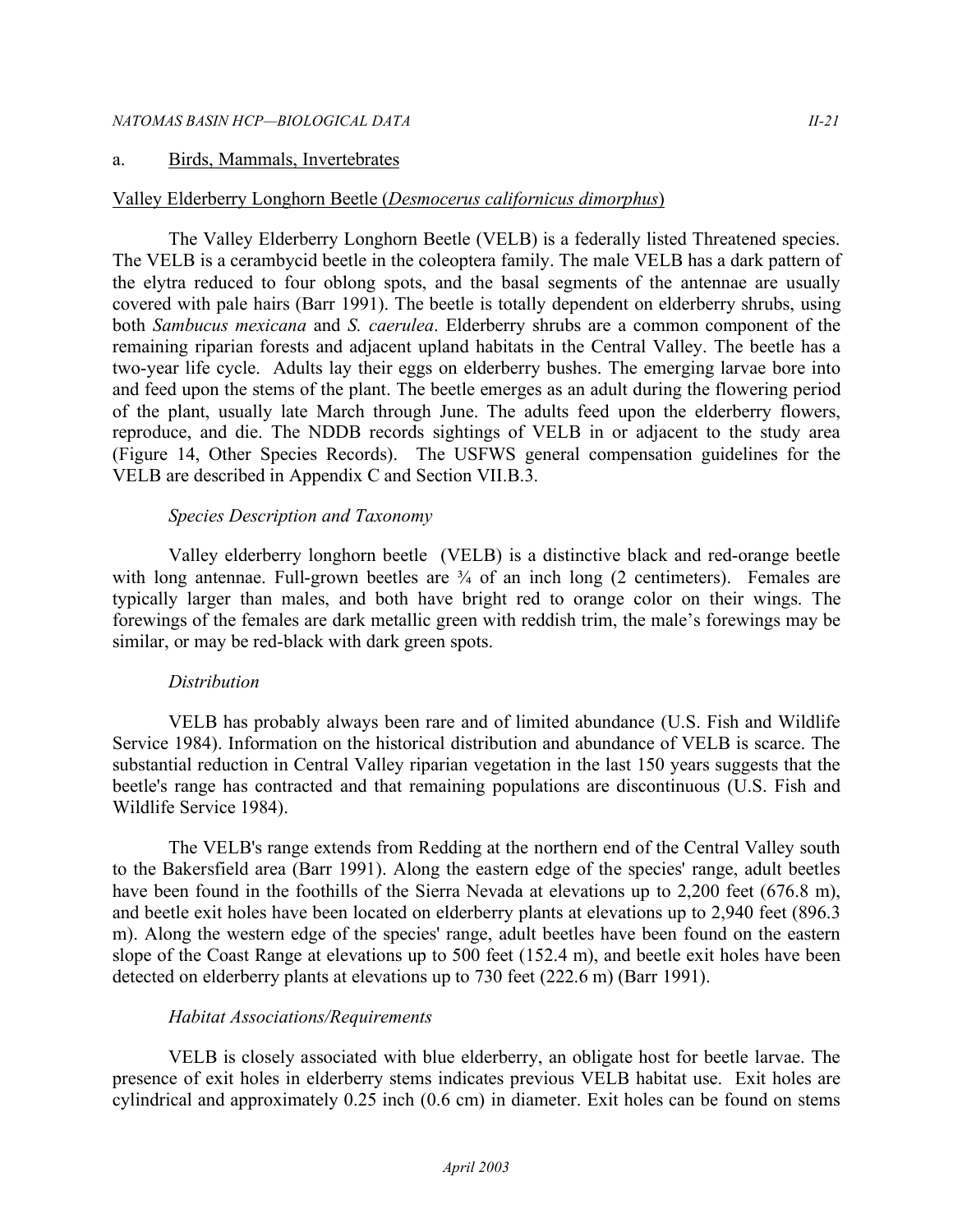a. Birds, Mammals, Invertebrates

Valley Elderberry Longhorn Beetle (*Desmocerus californicus dimorphus*)

The Valley Elderberry Longhorn Beetle (VELB) is a federally listed Threatened species. The VELB is a cerambycid beetle in the coleoptera family. The male VELB has a dark pattern of the elytra reduced to four oblong spots, and the basal segments of the antennae are usually covered with pale hairs (Barr 1991). The beetle is totally dependent on elderberry shrubs, using both *Sambucus mexicana* and *S. caerulea*. Elderberry shrubs are a common component of the remaining riparian forests and adjacent upland habitats in the Central Valley. The beetle has a two-year life cycle. Adults lay their eggs on elderberry bushes. The emerging larvae bore into and feed upon the stems of the plant. The beetle emerges as an adult during the flowering period of the plant, usually late March through June. The adults feed upon the elderberry flowers, reproduce, and die. The NDDB records sightings of VELB in or adjacent to the study area (Figure 14, Other Species Records). The USFWS general compensation guidelines for the VELB are described in Appendix C and Section VII.B.3.

*Species Description and Taxonomy*

Valley elderberry longhorn beetle (VELB) is a distinctive black and red-orange beetle with long antennae. Full-grown beetles are ¾ of an inch long (2 centimeters). Females are typically larger than males, and both have bright red to orange color on their wings. The forewings of the females are dark metallic green with reddish trim, the male's forewings may be similar, or may be red-black with dark green spots.

*Distribution*

VELB has probably always been rare and of limited abundance (U.S. Fish and Wildlife Service 1984). Information on the historical distribution and abundance of VELB is scarce. The substantial reduction in Central Valley riparian vegetation in the last 150 years suggests that the beetle's range has contracted and that remaining populations are discontinuous (U.S. Fish and Wildlife Service 1984).

The VELB's range extends from Redding at the northern end of the Central Valley south to the Bakersfield area (Barr 1991). Along the eastern edge of the species' range, adult beetles have been found in the foothills of the Sierra Nevada at elevations up to 2,200 feet (676.8 m), and beetle exit holes have been located on elderberry plants at elevations up to 2,940 feet (896.3 m). Along the western edge of the species' range, adult beetles have been found on the eastern slope of the Coast Range at elevations up to 500 feet (152.4 m), and beetle exit holes have been detected on elderberry plants at elevations up to 730 feet (222.6 m) (Barr 1991).

*Habitat Associations/Requirements*

VELB is closely associated with blue elderberry, an obligate host for beetle larvae. The presence of exit holes in elderberry stems indicates previous VELB habitat use. Exit holes are cylindrical and approximately 0.25 inch (0.6 cm) in diameter. Exit holes can be found on stems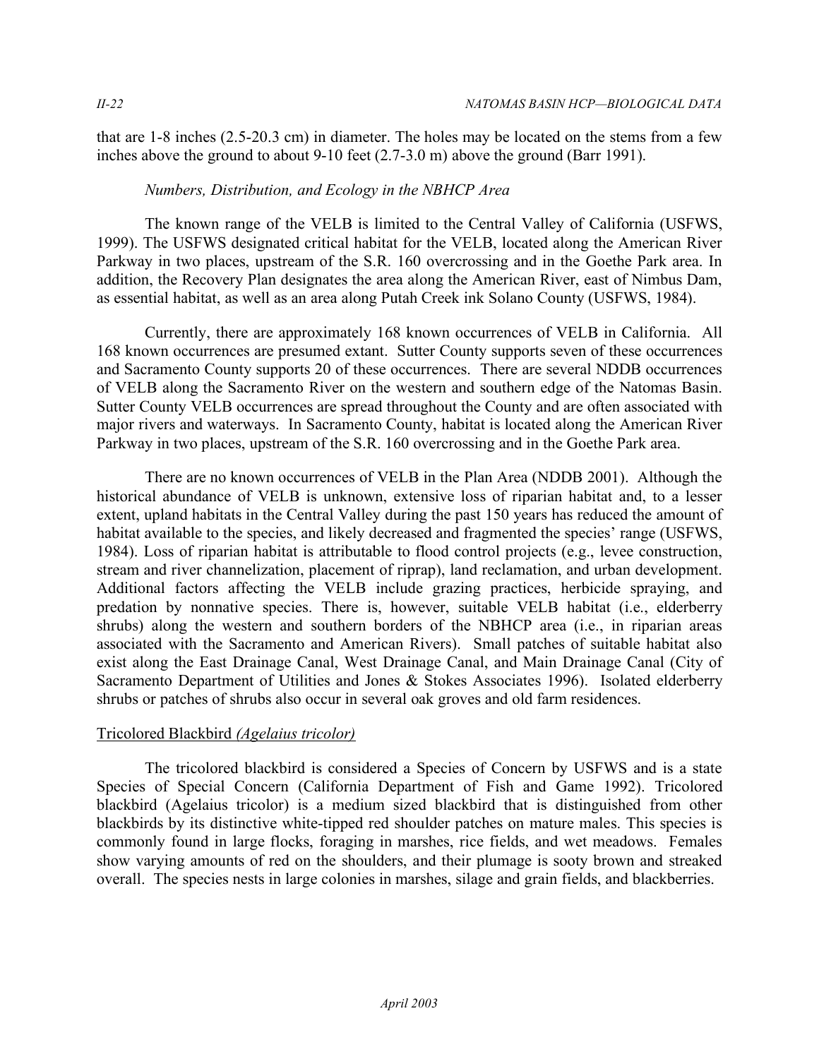that are 1-8 inches (2.5-20.3 cm) in diameter. The holes may be located on the stems from a few inches above the ground to about 9-10 feet (2.7-3.0 m) above the ground (Barr 1991).

*Numbers, Distribution, and Ecology in the NBHCP Area*

The known range of the VELB is limited to the Central Valley of California (USFWS, 1999). The USFWS designated critical habitat for the VELB, located along the American River Parkway in two places, upstream of the S.R. 160 overcrossing and in the Goethe Park area. In addition, the Recovery Plan designates the area along the American River, east of Nimbus Dam, as essential habitat, as well as an area along Putah Creek ink Solano County (USFWS, 1984).

Currently, there are approximately 168 known occurrences of VELB in California. All 168 known occurrences are presumed extant. Sutter County supports seven of these occurrences and Sacramento County supports 20 of these occurrences. There are several NDDB occurrences of VELB along the Sacramento River on the western and southern edge of the Natomas Basin. Sutter County VELB occurrences are spread throughout the County and are often associated with major rivers and waterways. In Sacramento County, habitat is located along the American River Parkway in two places, upstream of the S.R. 160 overcrossing and in the Goethe Park area.

There are no known occurrences of VELB in the Plan Area (NDDB 2001). Although the historical abundance of VELB is unknown, extensive loss of riparian habitat and, to a lesser extent, upland habitats in the Central Valley during the past 150 years has reduced the amount of habitat available to the species, and likely decreased and fragmented the species' range (USFWS, 1984). Loss of riparian habitat is attributable to flood control projects (e.g., levee construction, stream and river channelization, placement of riprap), land reclamation, and urban development. Additional factors affecting the VELB include grazing practices, herbicide spraying, and predation by nonnative species. There is, however, suitable VELB habitat (i.e., elderberry shrubs) along the western and southern borders of the NBHCP area (i.e., in riparian areas associated with the Sacramento and American Rivers). Small patches of suitable habitat also exist along the East Drainage Canal, West Drainage Canal, and Main Drainage Canal (City of Sacramento Department of Utilities and Jones & Stokes Associates 1996). Isolated elderberry shrubs or patches of shrubs also occur in several oak groves and old farm residences.

## Tricolored Blackbird *(Agelaius tricolor)*

The tricolored blackbird is considered a Species of Concern by USFWS and is a state Species of Special Concern (California Department of Fish and Game 1992). Tricolored blackbird (Agelaius tricolor) is a medium sized blackbird that is distinguished from other blackbirds by its distinctive white-tipped red shoulder patches on mature males. This species is commonly found in large flocks, foraging in marshes, rice fields, and wet meadows. Females show varying amounts of red on the shoulders, and their plumage is sooty brown and streaked overall. The species nests in large colonies in marshes, silage and grain fields, and blackberries.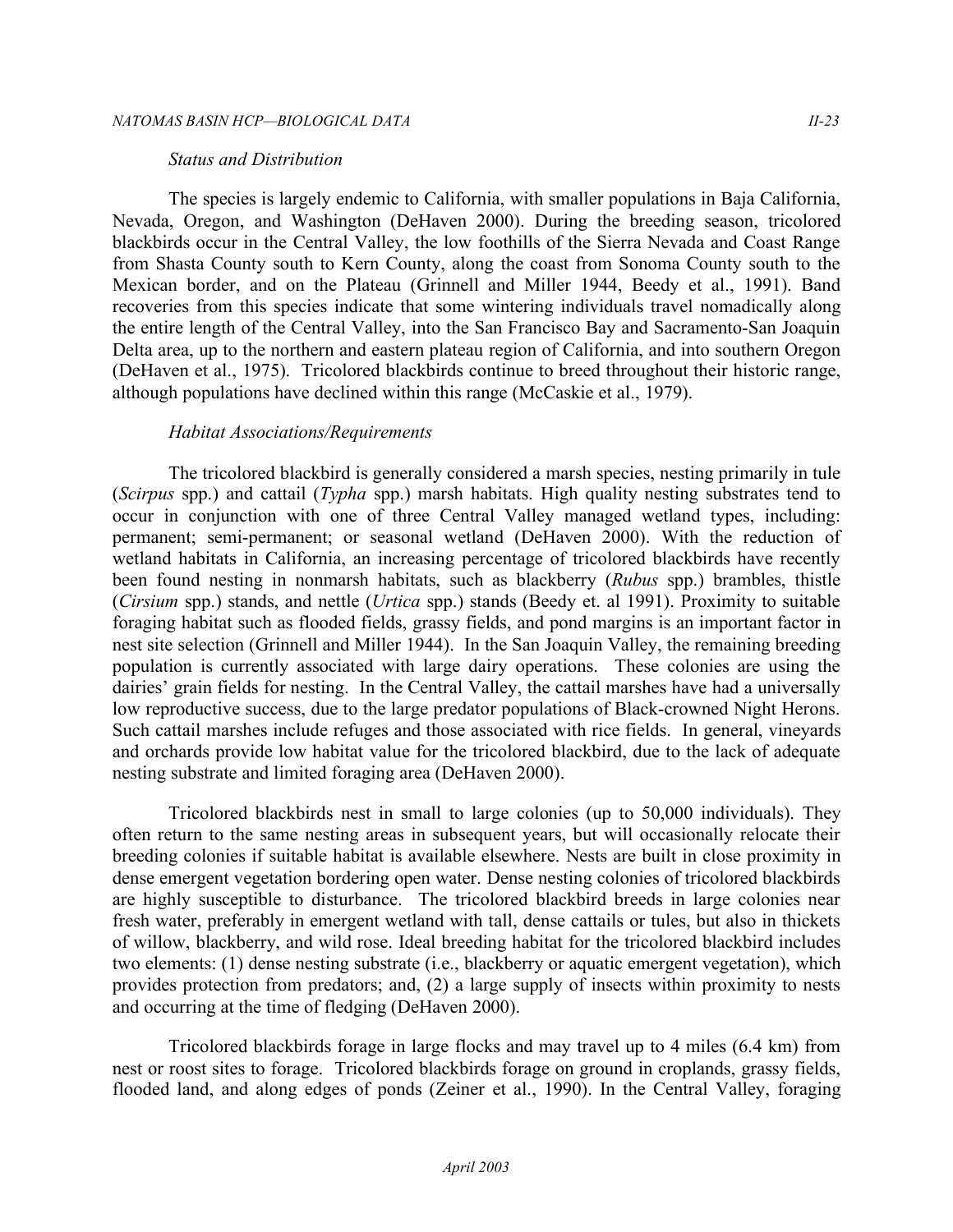*Status and Distribution*

The species is largely endemic to California, with smaller populations in Baja California, Nevada, Oregon, and Washington (DeHaven 2000). During the breeding season, tricolored blackbirds occur in the Central Valley, the low foothills of the Sierra Nevada and Coast Range from Shasta County south to Kern County, along the coast from Sonoma County south to the Mexican border, and on the Plateau (Grinnell and Miller 1944, Beedy et al., 1991). Band recoveries from this species indicate that some wintering individuals travel nomadically along the entire length of the Central Valley, into the San Francisco Bay and Sacramento-San Joaquin Delta area, up to the northern and eastern plateau region of California, and into southern Oregon (DeHaven et al., 1975). Tricolored blackbirds continue to breed throughout their historic range, although populations have declined within this range (McCaskie et al., 1979).

*Habitat Associations/Requirements*

The tricolored blackbird is generally considered a marsh species, nesting primarily in tule (*Scirpus* spp.) and cattail (*Typha* spp.) marsh habitats. High quality nesting substrates tend to occur in conjunction with one of three Central Valley managed wetland types, including: permanent; semi-permanent; or seasonal wetland (DeHaven 2000). With the reduction of wetland habitats in California, an increasing percentage of tricolored blackbirds have recently been found nesting in nonmarsh habitats, such as blackberry (*Rubus* spp.) brambles, thistle (*Cirsium* spp.) stands, and nettle (*Urtica* spp.) stands (Beedy et. al 1991). Proximity to suitable foraging habitat such as flooded fields, grassy fields, and pond margins is an important factor in nest site selection (Grinnell and Miller 1944). In the San Joaquin Valley, the remaining breeding population is currently associated with large dairy operations. These colonies are using the dairies' grain fields for nesting. In the Central Valley, the cattail marshes have had a universally low reproductive success, due to the large predator populations of Black-crowned Night Herons. Such cattail marshes include refuges and those associated with rice fields. In general, vineyards and orchards provide low habitat value for the tricolored blackbird, due to the lack of adequate nesting substrate and limited foraging area (DeHaven 2000).

Tricolored blackbirds nest in small to large colonies (up to 50,000 individuals). They often return to the same nesting areas in subsequent years, but will occasionally relocate their breeding colonies if suitable habitat is available elsewhere. Nests are built in close proximity in dense emergent vegetation bordering open water. Dense nesting colonies of tricolored blackbirds are highly susceptible to disturbance. The tricolored blackbird breeds in large colonies near fresh water, preferably in emergent wetland with tall, dense cattails or tules, but also in thickets of willow, blackberry, and wild rose. Ideal breeding habitat for the tricolored blackbird includes two elements: (1) dense nesting substrate (i.e., blackberry or aquatic emergent vegetation), which provides protection from predators; and, (2) a large supply of insects within proximity to nests and occurring at the time of fledging (DeHaven 2000).

Tricolored blackbirds forage in large flocks and may travel up to 4 miles (6.4 km) from nest or roost sites to forage. Tricolored blackbirds forage on ground in croplands, grassy fields, flooded land, and along edges of ponds (Zeiner et al., 1990). In the Central Valley, foraging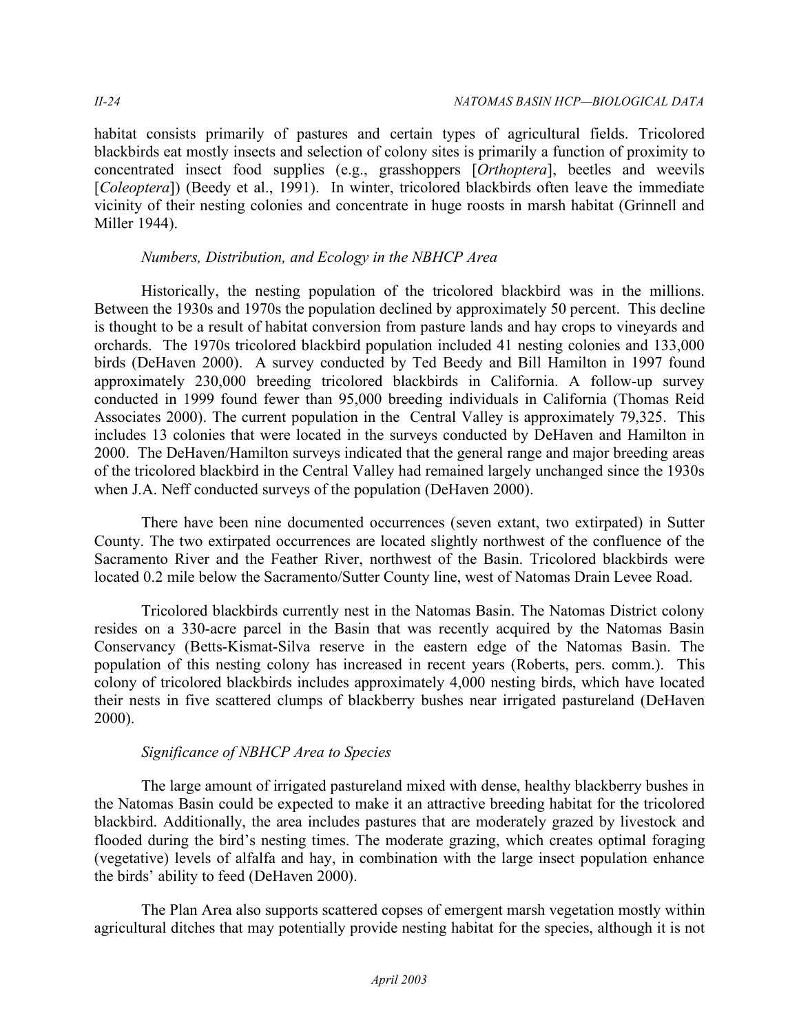habitat consists primarily of pastures and certain types of agricultural fields. Tricolored blackbirds eat mostly insects and selection of colony sites is primarily a function of proximity to concentrated insect food supplies (e.g., grasshoppers [*Orthoptera*], beetles and weevils [*Coleoptera*]) (Beedy et al., 1991). In winter, tricolored blackbirds often leave the immediate vicinity of their nesting colonies and concentrate in huge roosts in marsh habitat (Grinnell and Miller 1944).

*Numbers, Distribution, and Ecology in the NBHCP Area*

Historically, the nesting population of the tricolored blackbird was in the millions. Between the 1930s and 1970s the population declined by approximately 50 percent. This decline is thought to be a result of habitat conversion from pasture lands and hay crops to vineyards and orchards. The 1970s tricolored blackbird population included 41 nesting colonies and 133,000 birds (DeHaven 2000). A survey conducted by Ted Beedy and Bill Hamilton in 1997 found approximately 230,000 breeding tricolored blackbirds in California. A follow-up survey conducted in 1999 found fewer than 95,000 breeding individuals in California (Thomas Reid Associates 2000). The current population in the Central Valley is approximately 79,325. This includes 13 colonies that were located in the surveys conducted by DeHaven and Hamilton in 2000. The DeHaven/Hamilton surveys indicated that the general range and major breeding areas of the tricolored blackbird in the Central Valley had remained largely unchanged since the 1930s when J.A. Neff conducted surveys of the population (DeHaven 2000).

There have been nine documented occurrences (seven extant, two extirpated) in Sutter County. The two extirpated occurrences are located slightly northwest of the confluence of the Sacramento River and the Feather River, northwest of the Basin. Tricolored blackbirds were located 0.2 mile below the Sacramento/Sutter County line, west of Natomas Drain Levee Road.

Tricolored blackbirds currently nest in the Natomas Basin. The Natomas District colony resides on a 330-acre parcel in the Basin that was recently acquired by the Natomas Basin Conservancy (Betts-Kismat-Silva reserve in the eastern edge of the Natomas Basin. The population of this nesting colony has increased in recent years (Roberts, pers. comm.). This colony of tricolored blackbirds includes approximately 4,000 nesting birds, which have located their nests in five scattered clumps of blackberry bushes near irrigated pastureland (DeHaven 2000).

*Significance of NBHCP Area to Species*

The large amount of irrigated pastureland mixed with dense, healthy blackberry bushes in the Natomas Basin could be expected to make it an attractive breeding habitat for the tricolored blackbird. Additionally, the area includes pastures that are moderately grazed by livestock and flooded during the bird's nesting times. The moderate grazing, which creates optimal foraging (vegetative) levels of alfalfa and hay, in combination with the large insect population enhance the birds' ability to feed (DeHaven 2000).

The Plan Area also supports scattered copses of emergent marsh vegetation mostly within agricultural ditches that may potentially provide nesting habitat for the species, although it is not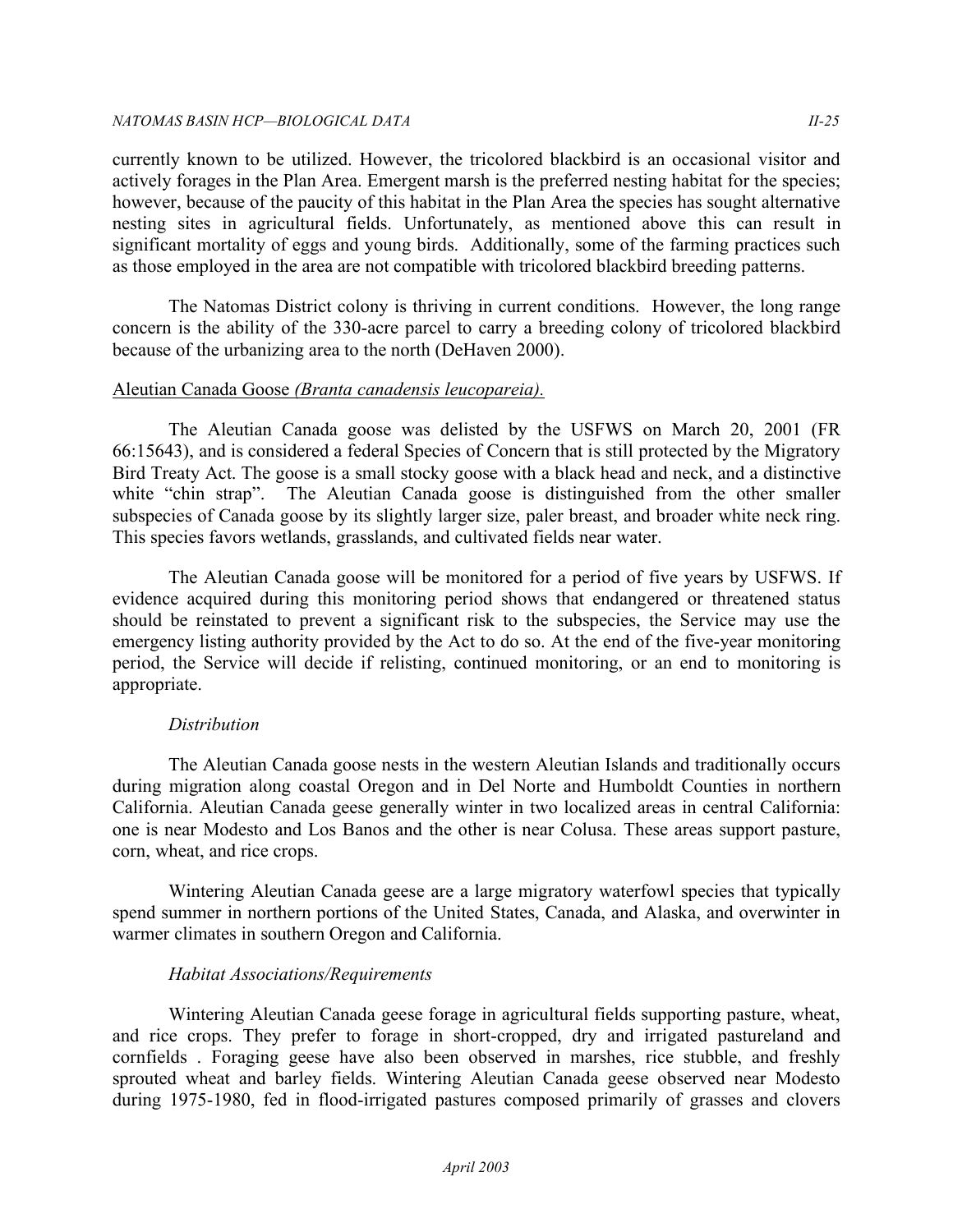currently known to be utilized. However, the tricolored blackbird is an occasional visitor and actively forages in the Plan Area. Emergent marsh is the preferred nesting habitat for the species; however, because of the paucity of this habitat in the Plan Area the species has sought alternative nesting sites in agricultural fields. Unfortunately, as mentioned above this can result in significant mortality of eggs and young birds. Additionally, some of the farming practices such as those employed in the area are not compatible with tricolored blackbird breeding patterns.

The Natomas District colony is thriving in current conditions. However, the long range concern is the ability of the 330-acre parcel to carry a breeding colony of tricolored blackbird because of the urbanizing area to the north (DeHaven 2000).

Aleutian Canada Goose *(Branta canadensis leucopareia).*

The Aleutian Canada goose was delisted by the USFWS on March 20, 2001 (FR 66:15643), and is considered a federal Species of Concern that is still protected by the Migratory Bird Treaty Act. The goose is a small stocky goose with a black head and neck, and a distinctive white "chin strap". The Aleutian Canada goose is distinguished from the other smaller subspecies of Canada goose by its slightly larger size, paler breast, and broader white neck ring. This species favors wetlands, grasslands, and cultivated fields near water.

The Aleutian Canada goose will be monitored for a period of five years by USFWS. If evidence acquired during this monitoring period shows that endangered or threatened status should be reinstated to prevent a significant risk to the subspecies, the Service may use the emergency listing authority provided by the Act to do so. At the end of the five-year monitoring period, the Service will decide if relisting, continued monitoring, or an end to monitoring is appropriate.

*Distribution*

The Aleutian Canada goose nests in the western Aleutian Islands and traditionally occurs during migration along coastal Oregon and in Del Norte and Humboldt Counties in northern California. Aleutian Canada geese generally winter in two localized areas in central California: one is near Modesto and Los Banos and the other is near Colusa. These areas support pasture, corn, wheat, and rice crops.

Wintering Aleutian Canada geese are a large migratory waterfowl species that typically spend summer in northern portions of the United States, Canada, and Alaska, and overwinter in warmer climates in southern Oregon and California.

*Habitat Associations/Requirements*

Wintering Aleutian Canada geese forage in agricultural fields supporting pasture, wheat, and rice crops. They prefer to forage in short-cropped, dry and irrigated pastureland and cornfields . Foraging geese have also been observed in marshes, rice stubble, and freshly sprouted wheat and barley fields. Wintering Aleutian Canada geese observed near Modesto during 1975-1980, fed in flood-irrigated pastures composed primarily of grasses and clovers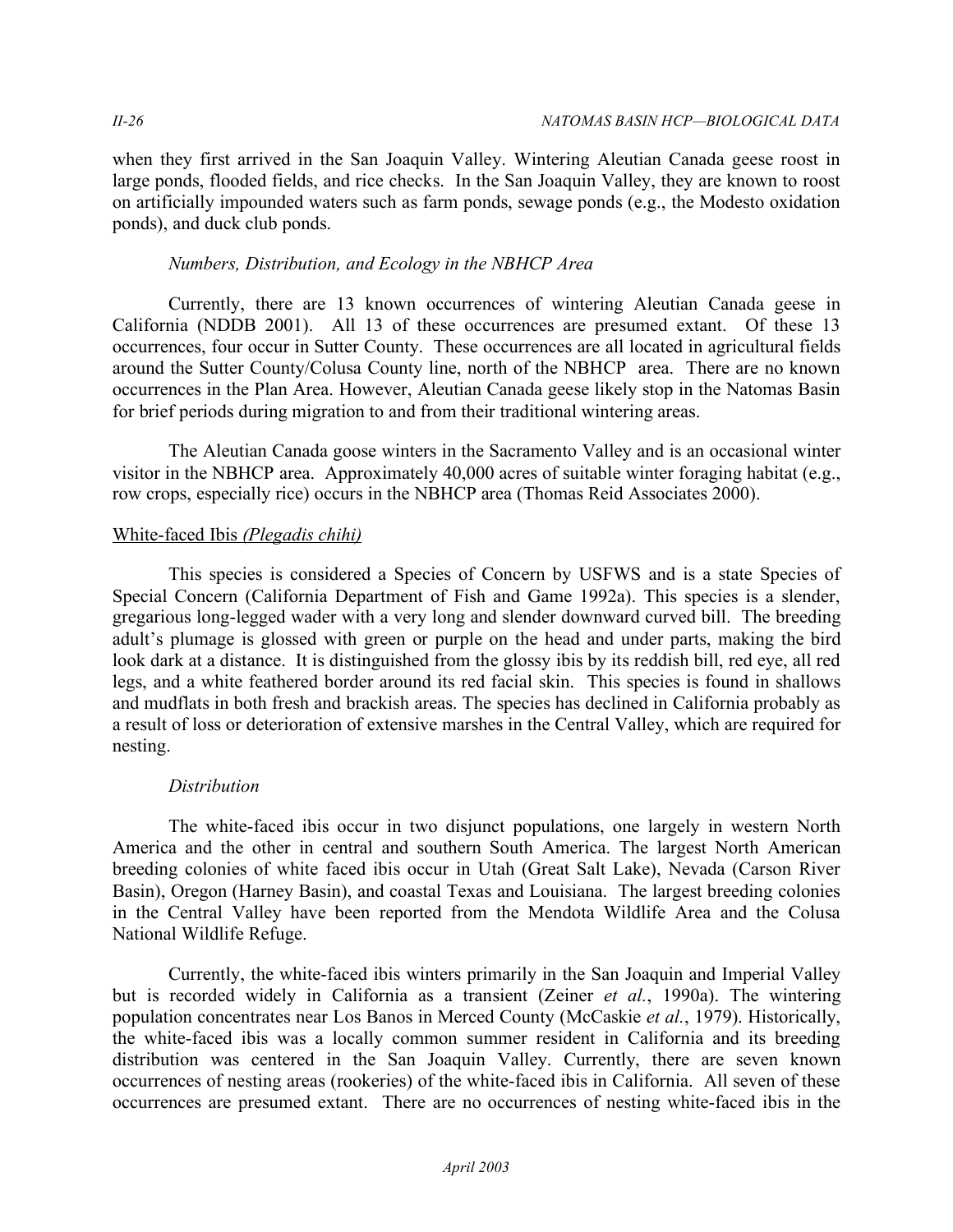when they first arrived in the San Joaquin Valley. Wintering Aleutian Canada geese roost in large ponds, flooded fields, and rice checks. In the San Joaquin Valley, they are known to roost on artificially impounded waters such as farm ponds, sewage ponds (e.g., the Modesto oxidation ponds), and duck club ponds.

*Numbers, Distribution, and Ecology in the NBHCP Area*

Currently, there are 13 known occurrences of wintering Aleutian Canada geese in California (NDDB 2001). All 13 of these occurrences are presumed extant. Of these 13 occurrences, four occur in Sutter County. These occurrences are all located in agricultural fields around the Sutter County/Colusa County line, north of the NBHCP area. There are no known occurrences in the Plan Area. However, Aleutian Canada geese likely stop in the Natomas Basin for brief periods during migration to and from their traditional wintering areas.

The Aleutian Canada goose winters in the Sacramento Valley and is an occasional winter visitor in the NBHCP area. Approximately 40,000 acres of suitable winter foraging habitat (e.g., row crops, especially rice) occurs in the NBHCP area (Thomas Reid Associates 2000).

<u>White-faced Ibis *(Plegadis chihi)*</u>

This species is considered a Species of Concern by USFWS and is a state Species of Special Concern (California Department of Fish and Game 1992a). This species is a slender, gregarious long-legged wader with a very long and slender downward curved bill. The breeding adult's plumage is glossed with green or purple on the head and under parts, making the bird look dark at a distance. It is distinguished from the glossy ibis by its reddish bill, red eye, all red legs, and a white feathered border around its red facial skin. This species is found in shallows and mudflats in both fresh and brackish areas. The species has declined in California probably as a result of loss or deterioration of extensive marshes in the Central Valley, which are required for nesting.

*Distribution*

The white-faced ibis occur in two disjunct populations, one largely in western North America and the other in central and southern South America. The largest North American breeding colonies of white faced ibis occur in Utah (Great Salt Lake), Nevada (Carson River Basin), Oregon (Harney Basin), and coastal Texas and Louisiana. The largest breeding colonies in the Central Valley have been reported from the Mendota Wildlife Area and the Colusa National Wildlife Refuge.

Currently, the white-faced ibis winters primarily in the San Joaquin and Imperial Valley but is recorded widely in California as a transient (Zeiner *et al.*, 1990a). The wintering population concentrates near Los Banos in Merced County (McCaskie *et al.*, 1979). Historically, the white-faced ibis was a locally common summer resident in California and its breeding distribution was centered in the San Joaquin Valley. Currently, there are seven known occurrences of nesting areas (rookeries) of the white-faced ibis in California. All seven of these occurrences are presumed extant. There are no occurrences of nesting white-faced ibis in the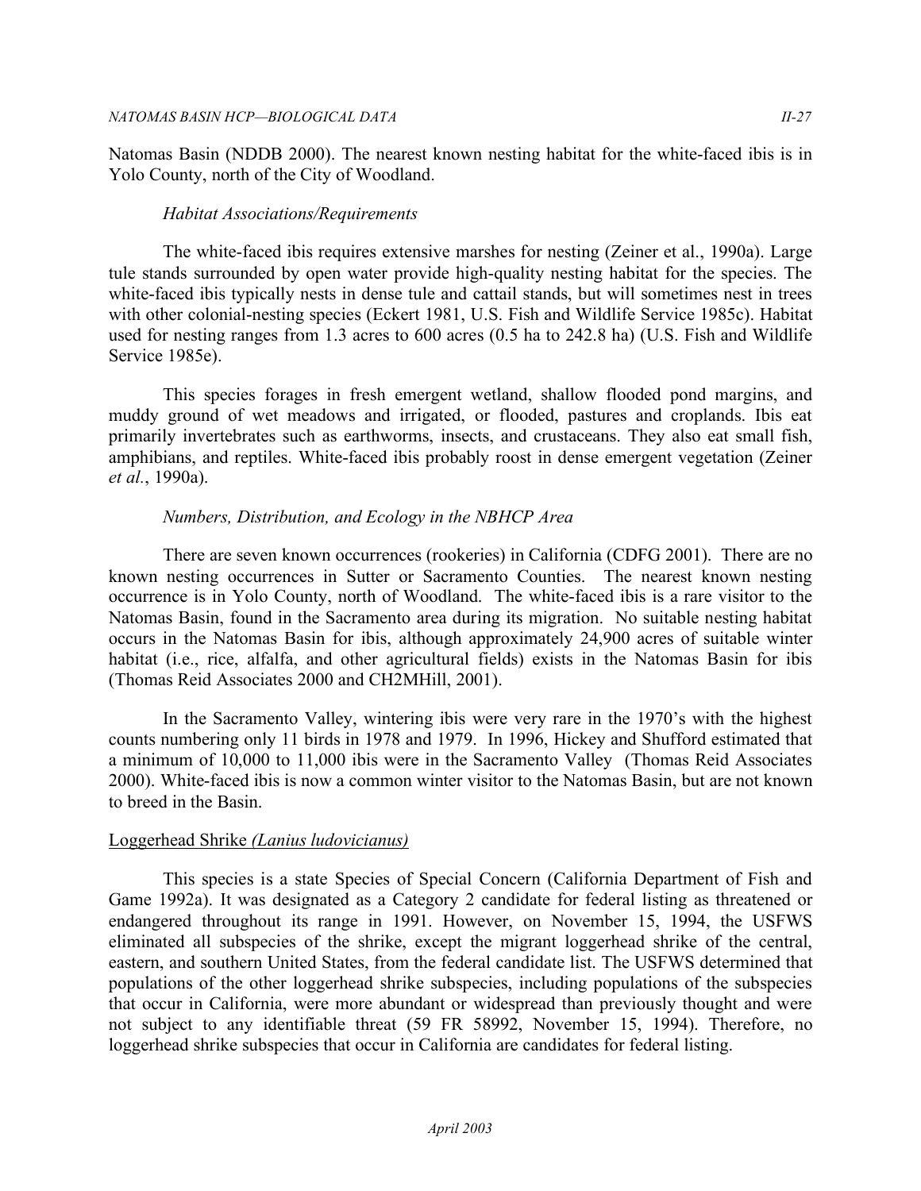Natomas Basin (NDDB 2000). The nearest known nesting habitat for the white-faced ibis is in Yolo County, north of the City of Woodland.

*Habitat Associations/Requirements*

The white-faced ibis requires extensive marshes for nesting (Zeiner et al., 1990a). Large tule stands surrounded by open water provide high-quality nesting habitat for the species. The white-faced ibis typically nests in dense tule and cattail stands, but will sometimes nest in trees with other colonial-nesting species (Eckert 1981, U.S. Fish and Wildlife Service 1985c). Habitat used for nesting ranges from 1.3 acres to 600 acres (0.5 ha to 242.8 ha) (U.S. Fish and Wildlife Service 1985e).

This species forages in fresh emergent wetland, shallow flooded pond margins, and muddy ground of wet meadows and irrigated, or flooded, pastures and croplands. Ibis eat primarily invertebrates such as earthworms, insects, and crustaceans. They also eat small fish, amphibians, and reptiles. White-faced ibis probably roost in dense emergent vegetation (Zeiner *et al.*, 1990a).

*Numbers, Distribution, and Ecology in the NBHCP Area*

There are seven known occurrences (rookeries) in California (CDFG 2001). There are no known nesting occurrences in Sutter or Sacramento Counties. The nearest known nesting occurrence is in Yolo County, north of Woodland. The white-faced ibis is a rare visitor to the Natomas Basin, found in the Sacramento area during its migration. No suitable nesting habitat occurs in the Natomas Basin for ibis, although approximately 24,900 acres of suitable winter habitat (i.e., rice, alfalfa, and other agricultural fields) exists in the Natomas Basin for ibis (Thomas Reid Associates 2000 and CH2MHill, 2001).

In the Sacramento Valley, wintering ibis were very rare in the 1970's with the highest counts numbering only 11 birds in 1978 and 1979. In 1996, Hickey and Shufford estimated that a minimum of 10,000 to 11,000 ibis were in the Sacramento Valley (Thomas Reid Associates 2000). White-faced ibis is now a common winter visitor to the Natomas Basin, but are not known to breed in the Basin.

<u>Loggerhead Shrike *(Lanius ludovicianus)*</u>

This species is a state Species of Special Concern (California Department of Fish and Game 1992a). It was designated as a Category 2 candidate for federal listing as threatened or endangered throughout its range in 1991. However, on November 15, 1994, the USFWS eliminated all subspecies of the shrike, except the migrant loggerhead shrike of the central, eastern, and southern United States, from the federal candidate list. The USFWS determined that populations of the other loggerhead shrike subspecies, including populations of the subspecies that occur in California, were more abundant or widespread than previously thought and were not subject to any identifiable threat (59 FR 58992, November 15, 1994). Therefore, no loggerhead shrike subspecies that occur in California are candidates for federal listing.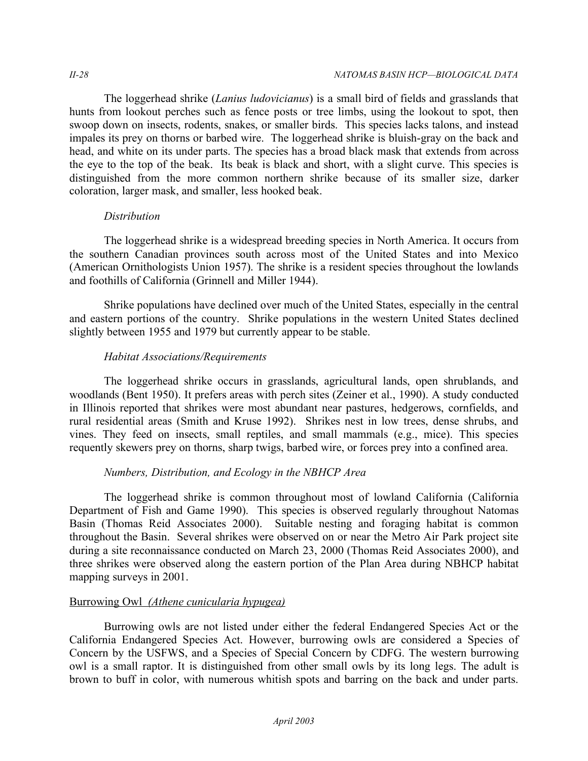The loggerhead shrike (*Lanius ludovicianus*) is a small bird of fields and grasslands that hunts from lookout perches such as fence posts or tree limbs, using the lookout to spot, then swoop down on insects, rodents, snakes, or smaller birds. This species lacks talons, and instead impales its prey on thorns or barbed wire. The loggerhead shrike is bluish-gray on the back and head, and white on its under parts. The species has a broad black mask that extends from across the eye to the top of the beak. Its beak is black and short, with a slight curve. This species is distinguished from the more common northern shrike because of its smaller size, darker coloration, larger mask, and smaller, less hooked beak.

*Distribution*

The loggerhead shrike is a widespread breeding species in North America. It occurs from the southern Canadian provinces south across most of the United States and into Mexico (American Ornithologists Union 1957). The shrike is a resident species throughout the lowlands and foothills of California (Grinnell and Miller 1944).

Shrike populations have declined over much of the United States, especially in the central and eastern portions of the country. Shrike populations in the western United States declined slightly between 1955 and 1979 but currently appear to be stable.

*Habitat Associations/Requirements*

The loggerhead shrike occurs in grasslands, agricultural lands, open shrublands, and woodlands (Bent 1950). It prefers areas with perch sites (Zeiner et al., 1990). A study conducted in Illinois reported that shrikes were most abundant near pastures, hedgerows, cornfields, and rural residential areas (Smith and Kruse 1992). Shrikes nest in low trees, dense shrubs, and vines. They feed on insects, small reptiles, and small mammals (e.g., mice). This species requently skewers prey on thorns, sharp twigs, barbed wire, or forces prey into a confined area.

*Numbers, Distribution, and Ecology in the NBHCP Area*

The loggerhead shrike is common throughout most of lowland California (California Department of Fish and Game 1990). This species is observed regularly throughout Natomas Basin (Thomas Reid Associates 2000). Suitable nesting and foraging habitat is common throughout the Basin. Several shrikes were observed on or near the Metro Air Park project site during a site reconnaissance conducted on March 23, 2000 (Thomas Reid Associates 2000), and three shrikes were observed along the eastern portion of the Plan Area during NBHCP habitat mapping surveys in 2001.

<u>Burrowing Owl *(Athene cunicularia hypugea)*</u>

Burrowing owls are not listed under either the federal Endangered Species Act or the California Endangered Species Act. However, burrowing owls are considered a Species of Concern by the USFWS, and a Species of Special Concern by CDFG. The western burrowing owl is a small raptor. It is distinguished from other small owls by its long legs. The adult is brown to buff in color, with numerous whitish spots and barring on the back and under parts.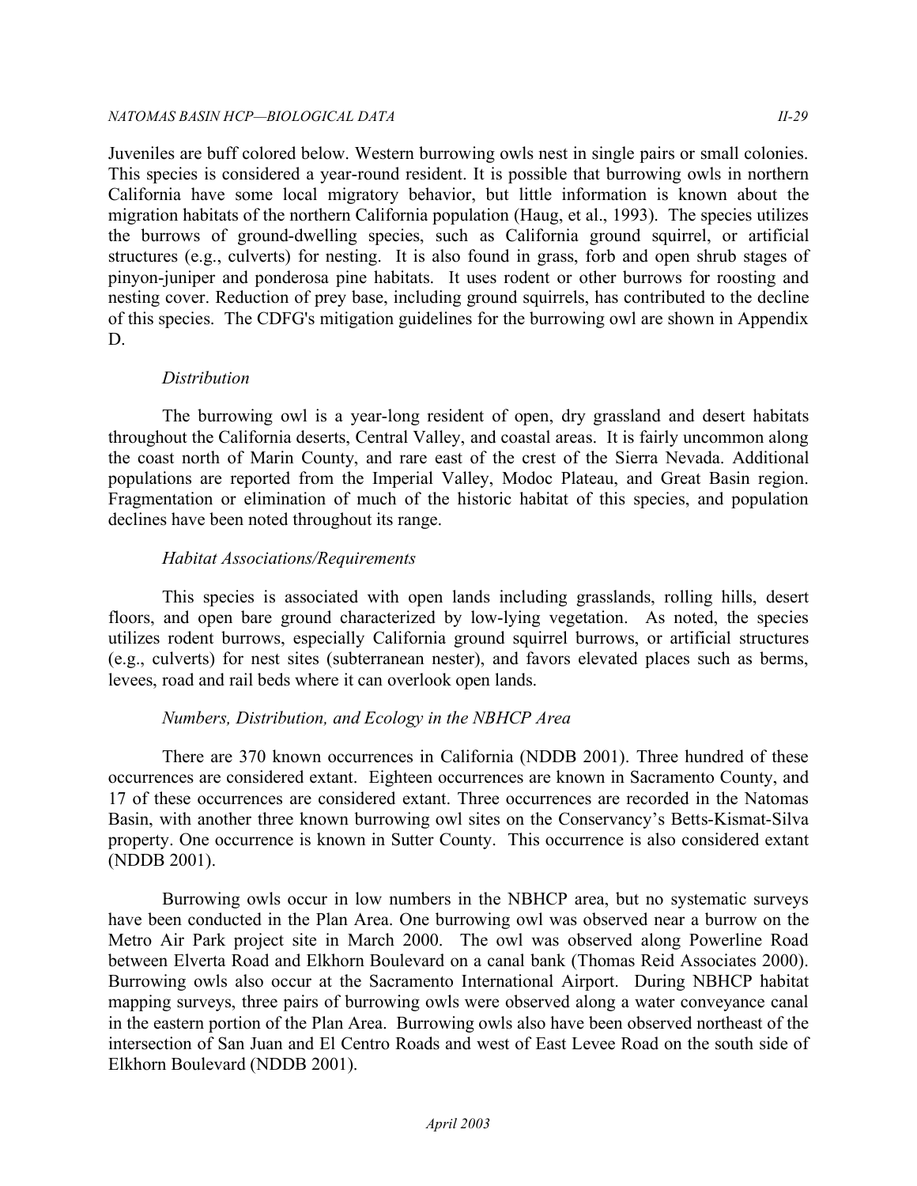Juveniles are buff colored below. Western burrowing owls nest in single pairs or small colonies. This species is considered a year-round resident. It is possible that burrowing owls in northern California have some local migratory behavior, but little information is known about the migration habitats of the northern California population (Haug, et al., 1993). The species utilizes the burrows of ground-dwelling species, such as California ground squirrel, or artificial structures (e.g., culverts) for nesting. It is also found in grass, forb and open shrub stages of pinyon-juniper and ponderosa pine habitats. It uses rodent or other burrows for roosting and nesting cover. Reduction of prey base, including ground squirrels, has contributed to the decline of this species. The CDFG's mitigation guidelines for the burrowing owl are shown in Appendix D.

*Distribution*

The burrowing owl is a year-long resident of open, dry grassland and desert habitats throughout the California deserts, Central Valley, and coastal areas. It is fairly uncommon along the coast north of Marin County, and rare east of the crest of the Sierra Nevada. Additional populations are reported from the Imperial Valley, Modoc Plateau, and Great Basin region. Fragmentation or elimination of much of the historic habitat of this species, and population declines have been noted throughout its range.

*Habitat Associations/Requirements*

This species is associated with open lands including grasslands, rolling hills, desert floors, and open bare ground characterized by low-lying vegetation. As noted, the species utilizes rodent burrows, especially California ground squirrel burrows, or artificial structures (e.g., culverts) for nest sites (subterranean nester), and favors elevated places such as berms, levees, road and rail beds where it can overlook open lands.

*Numbers, Distribution, and Ecology in the NBHCP Area*

There are 370 known occurrences in California (NDDB 2001). Three hundred of these occurrences are considered extant. Eighteen occurrences are known in Sacramento County, and 17 of these occurrences are considered extant. Three occurrences are recorded in the Natomas Basin, with another three known burrowing owl sites on the Conservancy's Betts-Kismat-Silva property. One occurrence is known in Sutter County. This occurrence is also considered extant (NDDB 2001).

Burrowing owls occur in low numbers in the NBHCP area, but no systematic surveys have been conducted in the Plan Area. One burrowing owl was observed near a burrow on the Metro Air Park project site in March 2000. The owl was observed along Powerline Road between Elverta Road and Elkhorn Boulevard on a canal bank (Thomas Reid Associates 2000). Burrowing owls also occur at the Sacramento International Airport. During NBHCP habitat mapping surveys, three pairs of burrowing owls were observed along a water conveyance canal in the eastern portion of the Plan Area. Burrowing owls also have been observed northeast of the intersection of San Juan and El Centro Roads and west of East Levee Road on the south side of Elkhorn Boulevard (NDDB 2001).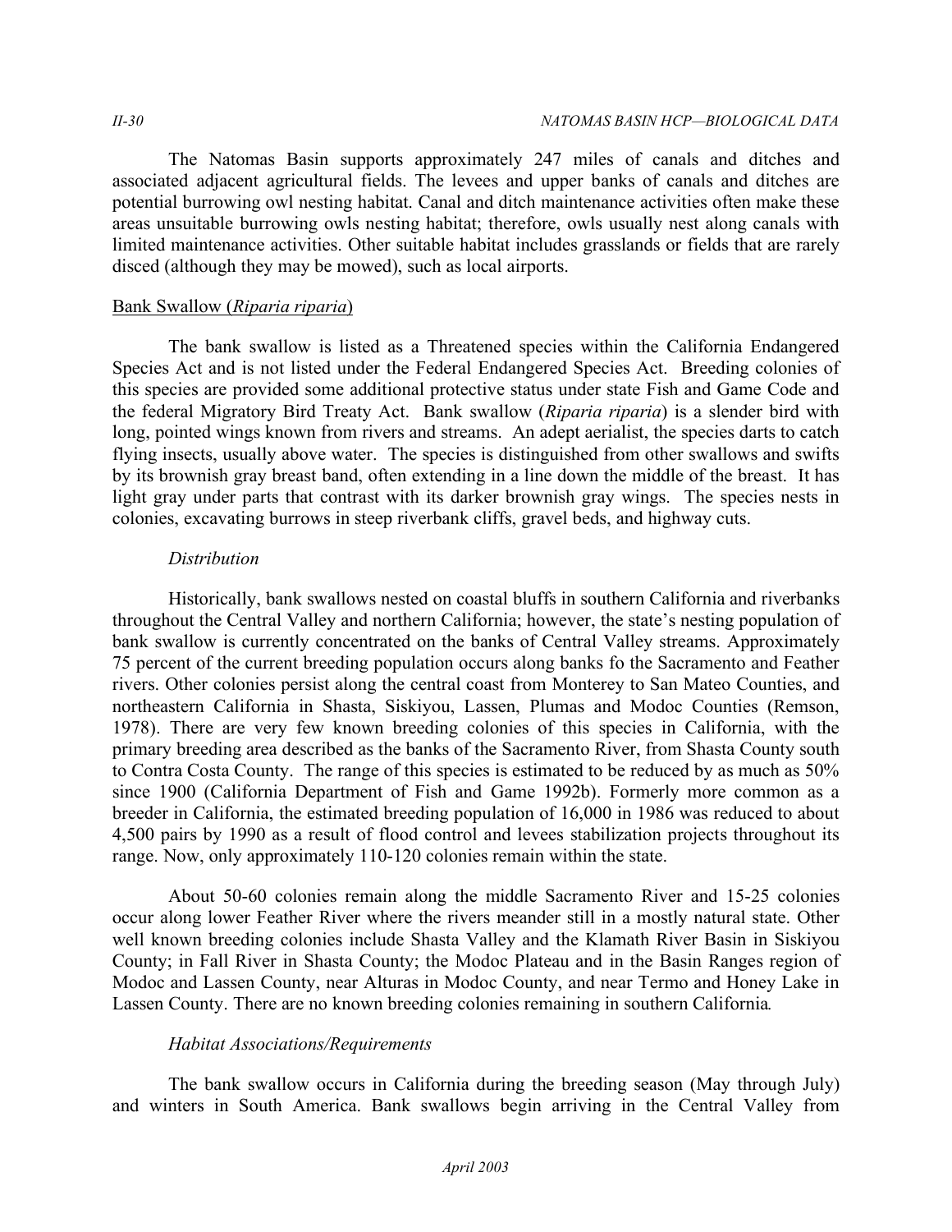The Natomas Basin supports approximately 247 miles of canals and ditches and associated adjacent agricultural fields. The levees and upper banks of canals and ditches are potential burrowing owl nesting habitat. Canal and ditch maintenance activities often make these areas unsuitable burrowing owls nesting habitat; therefore, owls usually nest along canals with limited maintenance activities. Other suitable habitat includes grasslands or fields that are rarely disced (although they may be mowed), such as local airports.

## Bank Swallow (*Riparia riparia*)

The bank swallow is listed as a Threatened species within the California Endangered Species Act and is not listed under the Federal Endangered Species Act. Breeding colonies of this species are provided some additional protective status under state Fish and Game Code and the federal Migratory Bird Treaty Act. Bank swallow (*Riparia riparia*) is a slender bird with long, pointed wings known from rivers and streams. An adept aerialist, the species darts to catch flying insects, usually above water. The species is distinguished from other swallows and swifts by its brownish gray breast band, often extending in a line down the middle of the breast. It has light gray under parts that contrast with its darker brownish gray wings. The species nests in colonies, excavating burrows in steep riverbank cliffs, gravel beds, and highway cuts.

### *Distribution*

Historically, bank swallows nested on coastal bluffs in southern California and riverbanks throughout the Central Valley and northern California; however, the state's nesting population of bank swallow is currently concentrated on the banks of Central Valley streams. Approximately 75 percent of the current breeding population occurs along banks fo the Sacramento and Feather rivers. Other colonies persist along the central coast from Monterey to San Mateo Counties, and northeastern California in Shasta, Siskiyou, Lassen, Plumas and Modoc Counties (Remson, 1978). There are very few known breeding colonies of this species in California, with the primary breeding area described as the banks of the Sacramento River, from Shasta County south to Contra Costa County. The range of this species is estimated to be reduced by as much as 50% since 1900 (California Department of Fish and Game 1992b). Formerly more common as a breeder in California, the estimated breeding population of 16,000 in 1986 was reduced to about 4,500 pairs by 1990 as a result of flood control and levees stabilization projects throughout its range. Now, only approximately 110-120 colonies remain within the state.

About 50-60 colonies remain along the middle Sacramento River and 15-25 colonies occur along lower Feather River where the rivers meander still in a mostly natural state. Other well known breeding colonies include Shasta Valley and the Klamath River Basin in Siskiyou County; in Fall River in Shasta County; the Modoc Plateau and in the Basin Ranges region of Modoc and Lassen County, near Alturas in Modoc County, and near Termo and Honey Lake in Lassen County. There are no known breeding colonies remaining in southern California.

### *Habitat Associations/Requirements*

The bank swallow occurs in California during the breeding season (May through July) and winters in South America. Bank swallows begin arriving in the Central Valley from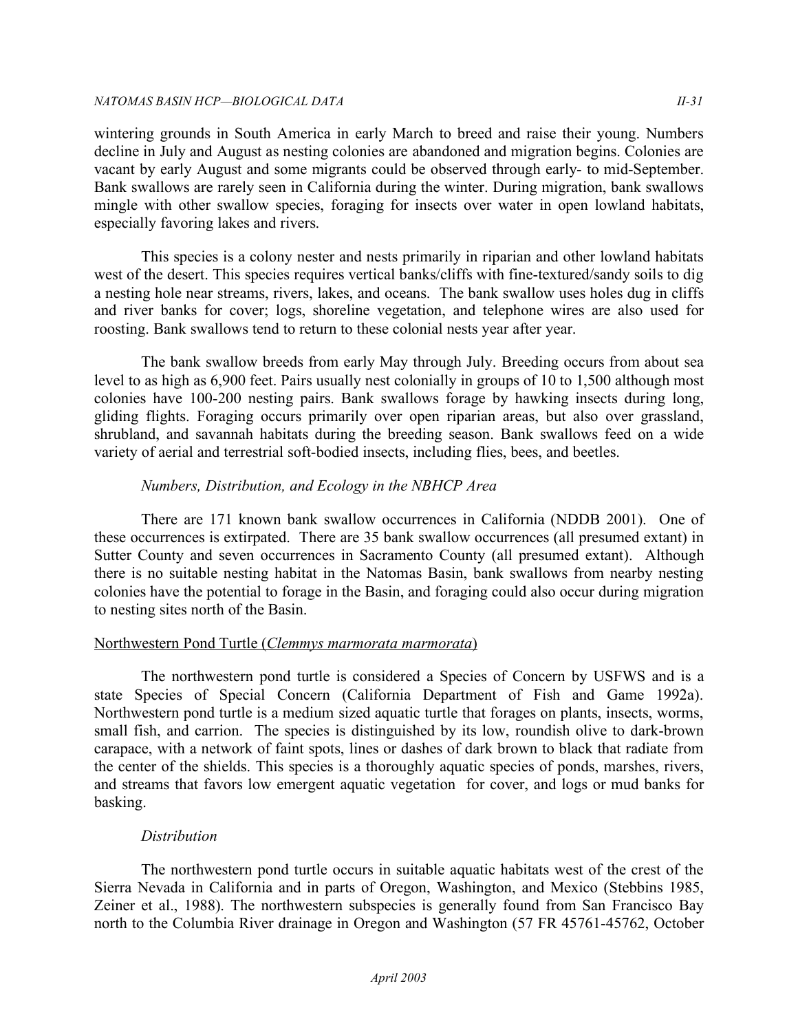wintering grounds in South America in early March to breed and raise their young. Numbers decline in July and August as nesting colonies are abandoned and migration begins. Colonies are vacant by early August and some migrants could be observed through early- to mid-September. Bank swallows are rarely seen in California during the winter. During migration, bank swallows mingle with other swallow species, foraging for insects over water in open lowland habitats, especially favoring lakes and rivers.

This species is a colony nester and nests primarily in riparian and other lowland habitats west of the desert. This species requires vertical banks/cliffs with fine-textured/sandy soils to dig a nesting hole near streams, rivers, lakes, and oceans. The bank swallow uses holes dug in cliffs and river banks for cover; logs, shoreline vegetation, and telephone wires are also used for roosting. Bank swallows tend to return to these colonial nests year after year.

The bank swallow breeds from early May through July. Breeding occurs from about sea level to as high as 6,900 feet. Pairs usually nest colonially in groups of 10 to 1,500 although most colonies have 100-200 nesting pairs. Bank swallows forage by hawking insects during long, gliding flights. Foraging occurs primarily over open riparian areas, but also over grassland, shrubland, and savannah habitats during the breeding season. Bank swallows feed on a wide variety of aerial and terrestrial soft-bodied insects, including flies, bees, and beetles.

*Numbers, Distribution, and Ecology in the NBHCP Area*

There are 171 known bank swallow occurrences in California (NDDB 2001). One of these occurrences is extirpated. There are 35 bank swallow occurrences (all presumed extant) in Sutter County and seven occurrences in Sacramento County (all presumed extant). Although there is no suitable nesting habitat in the Natomas Basin, bank swallows from nearby nesting colonies have the potential to forage in the Basin, and foraging could also occur during migration to nesting sites north of the Basin.

<u>Northwestern Pond Turtle (*Clemmys marmorata marmorata*)</u>

The northwestern pond turtle is considered a Species of Concern by USFWS and is a state Species of Special Concern (California Department of Fish and Game 1992a). Northwestern pond turtle is a medium sized aquatic turtle that forages on plants, insects, worms, small fish, and carrion. The species is distinguished by its low, roundish olive to dark-brown carapace, with a network of faint spots, lines or dashes of dark brown to black that radiate from the center of the shields. This species is a thoroughly aquatic species of ponds, marshes, rivers, and streams that favors low emergent aquatic vegetation for cover, and logs or mud banks for basking.

*Distribution*

The northwestern pond turtle occurs in suitable aquatic habitats west of the crest of the Sierra Nevada in California and in parts of Oregon, Washington, and Mexico (Stebbins 1985, Zeiner et al., 1988). The northwestern subspecies is generally found from San Francisco Bay north to the Columbia River drainage in Oregon and Washington (57 FR 45761-45762, October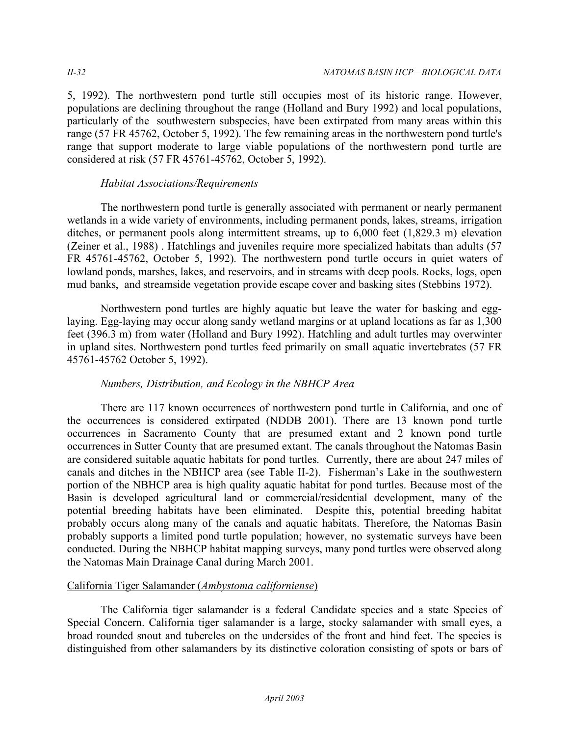5, 1992). The northwestern pond turtle still occupies most of its historic range. However, populations are declining throughout the range (Holland and Bury 1992) and local populations, particularly of the southwestern subspecies, have been extirpated from many areas within this range (57 FR 45762, October 5, 1992). The few remaining areas in the northwestern pond turtle's range that support moderate to large viable populations of the northwestern pond turtle are considered at risk (57 FR 45761-45762, October 5, 1992).

*Habitat Associations/Requirements*

The northwestern pond turtle is generally associated with permanent or nearly permanent wetlands in a wide variety of environments, including permanent ponds, lakes, streams, irrigation ditches, or permanent pools along intermittent streams, up to 6,000 feet (1,829.3 m) elevation (Zeiner et al., 1988) . Hatchlings and juveniles require more specialized habitats than adults (57 FR 45761-45762, October 5, 1992). The northwestern pond turtle occurs in quiet waters of lowland ponds, marshes, lakes, and reservoirs, and in streams with deep pools. Rocks, logs, open mud banks, and streamside vegetation provide escape cover and basking sites (Stebbins 1972).

Northwestern pond turtles are highly aquatic but leave the water for basking and egg-laying. Egg-laying may occur along sandy wetland margins or at upland locations as far as 1,300 feet (396.3 m) from water (Holland and Bury 1992). Hatchling and adult turtles may overwinter in upland sites. Northwestern pond turtles feed primarily on small aquatic invertebrates (57 FR 45761-45762 October 5, 1992).

*Numbers, Distribution, and Ecology in the NBHCP Area*

There are 117 known occurrences of northwestern pond turtle in California, and one of the occurrences is considered extirpated (NDDB 2001). There are 13 known pond turtle occurrences in Sacramento County that are presumed extant and 2 known pond turtle occurrences in Sutter County that are presumed extant. The canals throughout the Natomas Basin are considered suitable aquatic habitats for pond turtles. Currently, there are about 247 miles of canals and ditches in the NBHCP area (see Table II-2). Fisherman's Lake in the southwestern portion of the NBHCP area is high quality aquatic habitat for pond turtles. Because most of the Basin is developed agricultural land or commercial/residential development, many of the potential breeding habitats have been eliminated. Despite this, potential breeding habitat probably occurs along many of the canals and aquatic habitats. Therefore, the Natomas Basin probably supports a limited pond turtle population; however, no systematic surveys have been conducted. During the NBHCP habitat mapping surveys, many pond turtles were observed along the Natomas Main Drainage Canal during March 2001.

California Tiger Salamander (*Ambystoma californiense*)

The California tiger salamander is a federal Candidate species and a state Species of Special Concern. California tiger salamander is a large, stocky salamander with small eyes, a broad rounded snout and tubercles on the undersides of the front and hind feet. The species is distinguished from other salamanders by its distinctive coloration consisting of spots or bars of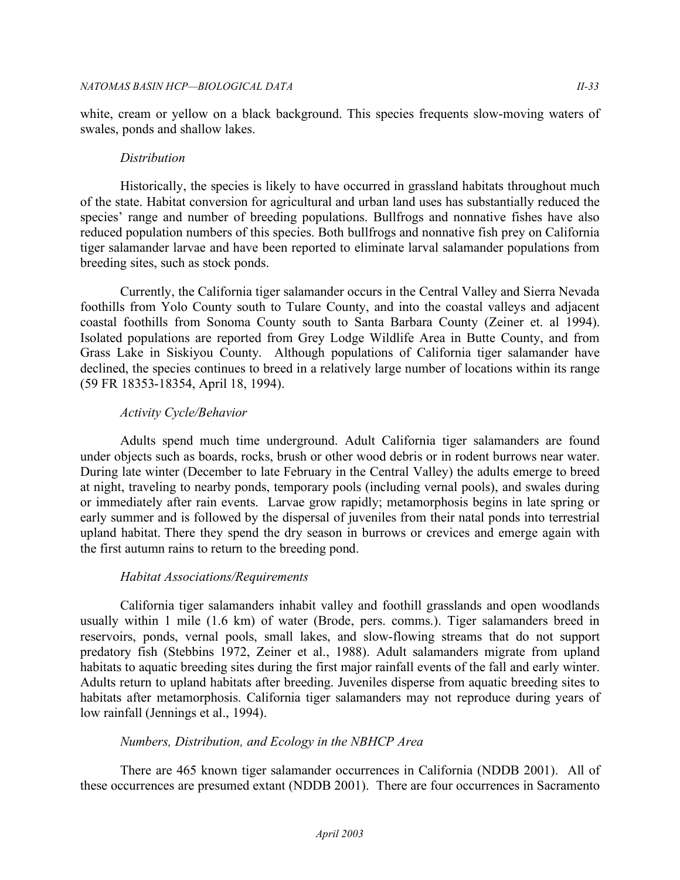white, cream or yellow on a black background. This species frequents slow-moving waters of swales, ponds and shallow lakes.

*Distribution*

Historically, the species is likely to have occurred in grassland habitats throughout much of the state. Habitat conversion for agricultural and urban land uses has substantially reduced the species' range and number of breeding populations. Bullfrogs and nonnative fishes have also reduced population numbers of this species. Both bullfrogs and nonnative fish prey on California tiger salamander larvae and have been reported to eliminate larval salamander populations from breeding sites, such as stock ponds.

Currently, the California tiger salamander occurs in the Central Valley and Sierra Nevada foothills from Yolo County south to Tulare County, and into the coastal valleys and adjacent coastal foothills from Sonoma County south to Santa Barbara County (Zeiner et. al 1994). Isolated populations are reported from Grey Lodge Wildlife Area in Butte County, and from Grass Lake in Siskiyou County. Although populations of California tiger salamander have declined, the species continues to breed in a relatively large number of locations within its range (59 FR 18353-18354, April 18, 1994).

*Activity Cycle/Behavior*

Adults spend much time underground. Adult California tiger salamanders are found under objects such as boards, rocks, brush or other wood debris or in rodent burrows near water. During late winter (December to late February in the Central Valley) the adults emerge to breed at night, traveling to nearby ponds, temporary pools (including vernal pools), and swales during or immediately after rain events. Larvae grow rapidly; metamorphosis begins in late spring or early summer and is followed by the dispersal of juveniles from their natal ponds into terrestrial upland habitat. There they spend the dry season in burrows or crevices and emerge again with the first autumn rains to return to the breeding pond.

*Habitat Associations/Requirements*

California tiger salamanders inhabit valley and foothill grasslands and open woodlands usually within 1 mile (1.6 km) of water (Brode, pers. comms.). Tiger salamanders breed in reservoirs, ponds, vernal pools, small lakes, and slow-flowing streams that do not support predatory fish (Stebbins 1972, Zeiner et al., 1988). Adult salamanders migrate from upland habitats to aquatic breeding sites during the first major rainfall events of the fall and early winter. Adults return to upland habitats after breeding. Juveniles disperse from aquatic breeding sites to habitats after metamorphosis. California tiger salamanders may not reproduce during years of low rainfall (Jennings et al., 1994).

*Numbers, Distribution, and Ecology in the NBHCP Area*

There are 465 known tiger salamander occurrences in California (NDDB 2001). All of these occurrences are presumed extant (NDDB 2001). There are four occurrences in Sacramento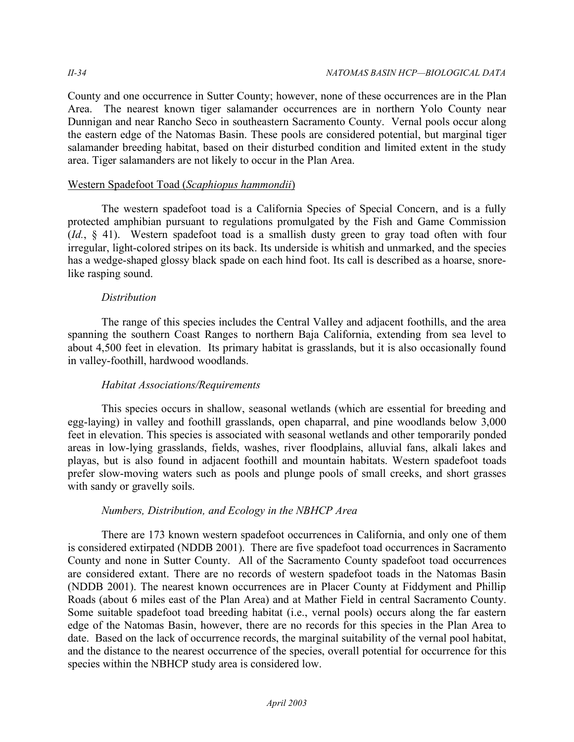County and one occurrence in Sutter County; however, none of these occurrences are in the Plan Area. The nearest known tiger salamander occurrences are in northern Yolo County near Dunnigan and near Rancho Seco in southeastern Sacramento County. Vernal pools occur along the eastern edge of the Natomas Basin. These pools are considered potential, but marginal tiger salamander breeding habitat, based on their disturbed condition and limited extent in the study area. Tiger salamanders are not likely to occur in the Plan Area.

### Western Spadefoot Toad (*Scaphiopus hammondii*)

The western spadefoot toad is a California Species of Special Concern, and is a fully protected amphibian pursuant to regulations promulgated by the Fish and Game Commission (*Id.*, § 41). Western spadefoot toad is a smallish dusty green to gray toad often with four irregular, light-colored stripes on its back. Its underside is whitish and unmarked, and the species has a wedge-shaped glossy black spade on each hind foot. Its call is described as a hoarse, snore-like rasping sound.

#### *Distribution*

The range of this species includes the Central Valley and adjacent foothills, and the area spanning the southern Coast Ranges to northern Baja California, extending from sea level to about 4,500 feet in elevation. Its primary habitat is grasslands, but it is also occasionally found in valley-foothill, hardwood woodlands.

#### *Habitat Associations/Requirements*

This species occurs in shallow, seasonal wetlands (which are essential for breeding and egg-laying) in valley and foothill grasslands, open chaparral, and pine woodlands below 3,000 feet in elevation. This species is associated with seasonal wetlands and other temporarily ponded areas in low-lying grasslands, fields, washes, river floodplains, alluvial fans, alkali lakes and playas, but is also found in adjacent foothill and mountain habitats. Western spadefoot toads prefer slow-moving waters such as pools and plunge pools of small creeks, and short grasses with sandy or gravelly soils.

#### *Numbers, Distribution, and Ecology in the NBHCP Area*

There are 173 known western spadefoot occurrences in California, and only one of them is considered extirpated (NDDB 2001). There are five spadefoot toad occurrences in Sacramento County and none in Sutter County. All of the Sacramento County spadefoot toad occurrences are considered extant. There are no records of western spadefoot toads in the Natomas Basin (NDDB 2001). The nearest known occurrences are in Placer County at Fiddyment and Phillip Roads (about 6 miles east of the Plan Area) and at Mather Field in central Sacramento County. Some suitable spadefoot toad breeding habitat (i.e., vernal pools) occurs along the far eastern edge of the Natomas Basin, however, there are no records for this species in the Plan Area to date. Based on the lack of occurrence records, the marginal suitability of the vernal pool habitat, and the distance to the nearest occurrence of the species, overall potential for occurrence for this species within the NBHCP study area is considered low.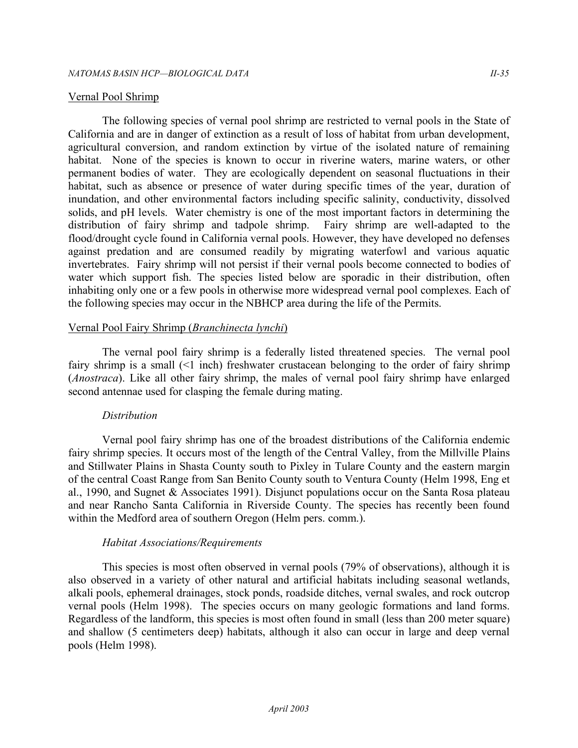## Vernal Pool Shrimp

The following species of vernal pool shrimp are restricted to vernal pools in the State of California and are in danger of extinction as a result of loss of habitat from urban development, agricultural conversion, and random extinction by virtue of the isolated nature of remaining habitat. None of the species is known to occur in riverine waters, marine waters, or other permanent bodies of water. They are ecologically dependent on seasonal fluctuations in their habitat, such as absence or presence of water during specific times of the year, duration of inundation, and other environmental factors including specific salinity, conductivity, dissolved solids, and pH levels. Water chemistry is one of the most important factors in determining the distribution of fairy shrimp and tadpole shrimp. Fairy shrimp are well-adapted to the flood/drought cycle found in California vernal pools. However, they have developed no defenses against predation and are consumed readily by migrating waterfowl and various aquatic invertebrates. Fairy shrimp will not persist if their vernal pools become connected to bodies of water which support fish. The species listed below are sporadic in their distribution, often inhabiting only one or a few pools in otherwise more widespread vernal pool complexes. Each of the following species may occur in the NBHCP area during the life of the Permits.

## Vernal Pool Fairy Shrimp (*Branchinecta lynchi*)

The vernal pool fairy shrimp is a federally listed threatened species. The vernal pool fairy shrimp is a small (<1 inch) freshwater crustacean belonging to the order of fairy shrimp (*Anostraca*). Like all other fairy shrimp, the males of vernal pool fairy shrimp have enlarged second antennae used for clasping the female during mating.

### *Distribution*

Vernal pool fairy shrimp has one of the broadest distributions of the California endemic fairy shrimp species. It occurs most of the length of the Central Valley, from the Millville Plains and Stillwater Plains in Shasta County south to Pixley in Tulare County and the eastern margin of the central Coast Range from San Benito County south to Ventura County (Helm 1998, Eng et al., 1990, and Sugnet & Associates 1991). Disjunct populations occur on the Santa Rosa plateau and near Rancho Santa California in Riverside County. The species has recently been found within the Medford area of southern Oregon (Helm pers. comm.).

### *Habitat Associations/Requirements*

This species is most often observed in vernal pools (79% of observations), although it is also observed in a variety of other natural and artificial habitats including seasonal wetlands, alkali pools, ephemeral drainages, stock ponds, roadside ditches, vernal swales, and rock outcrop vernal pools (Helm 1998). The species occurs on many geologic formations and land forms. Regardless of the landform, this species is most often found in small (less than 200 meter square) and shallow (5 centimeters deep) habitats, although it also can occur in large and deep vernal pools (Helm 1998).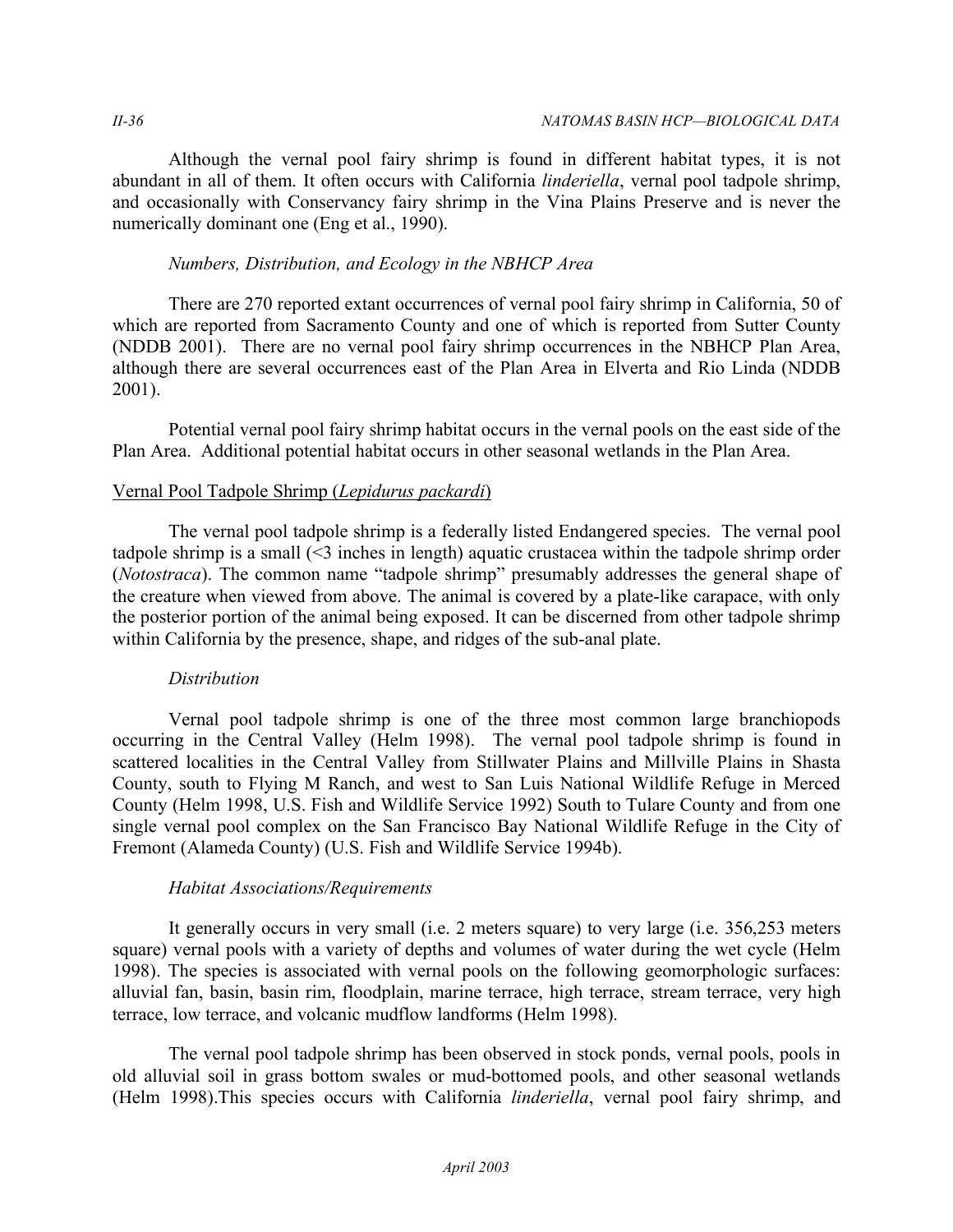Although the vernal pool fairy shrimp is found in different habitat types, it is not abundant in all of them. It often occurs with California *linderiella*, vernal pool tadpole shrimp, and occasionally with Conservancy fairy shrimp in the Vina Plains Preserve and is never the numerically dominant one (Eng et al., 1990).

*Numbers, Distribution, and Ecology in the NBHCP Area*

There are 270 reported extant occurrences of vernal pool fairy shrimp in California, 50 of which are reported from Sacramento County and one of which is reported from Sutter County (NDDB 2001). There are no vernal pool fairy shrimp occurrences in the NBHCP Plan Area, although there are several occurrences east of the Plan Area in Elverta and Rio Linda (NDDB 2001).

Potential vernal pool fairy shrimp habitat occurs in the vernal pools on the east side of the Plan Area. Additional potential habitat occurs in other seasonal wetlands in the Plan Area.

<u>Vernal Pool Tadpole Shrimp (*Lepidurus packardi*)</u>

The vernal pool tadpole shrimp is a federally listed Endangered species. The vernal pool tadpole shrimp is a small (<3 inches in length) aquatic crustacea within the tadpole shrimp order (*Notostraca*). The common name "tadpole shrimp" presumably addresses the general shape of the creature when viewed from above. The animal is covered by a plate-like carapace, with only the posterior portion of the animal being exposed. It can be discerned from other tadpole shrimp within California by the presence, shape, and ridges of the sub-anal plate.

*Distribution*

Vernal pool tadpole shrimp is one of the three most common large branchiopods occurring in the Central Valley (Helm 1998). The vernal pool tadpole shrimp is found in scattered localities in the Central Valley from Stillwater Plains and Millville Plains in Shasta County, south to Flying M Ranch, and west to San Luis National Wildlife Refuge in Merced County (Helm 1998, U.S. Fish and Wildlife Service 1992) South to Tulare County and from one single vernal pool complex on the San Francisco Bay National Wildlife Refuge in the City of Fremont (Alameda County) (U.S. Fish and Wildlife Service 1994b).

*Habitat Associations/Requirements*

It generally occurs in very small (i.e. 2 meters square) to very large (i.e. 356,253 meters square) vernal pools with a variety of depths and volumes of water during the wet cycle (Helm 1998). The species is associated with vernal pools on the following geomorphologic surfaces: alluvial fan, basin, basin rim, floodplain, marine terrace, high terrace, stream terrace, very high terrace, low terrace, and volcanic mudflow landforms (Helm 1998).

The vernal pool tadpole shrimp has been observed in stock ponds, vernal pools, pools in old alluvial soil in grass bottom swales or mud-bottomed pools, and other seasonal wetlands (Helm 1998).This species occurs with California *linderiella*, vernal pool fairy shrimp, and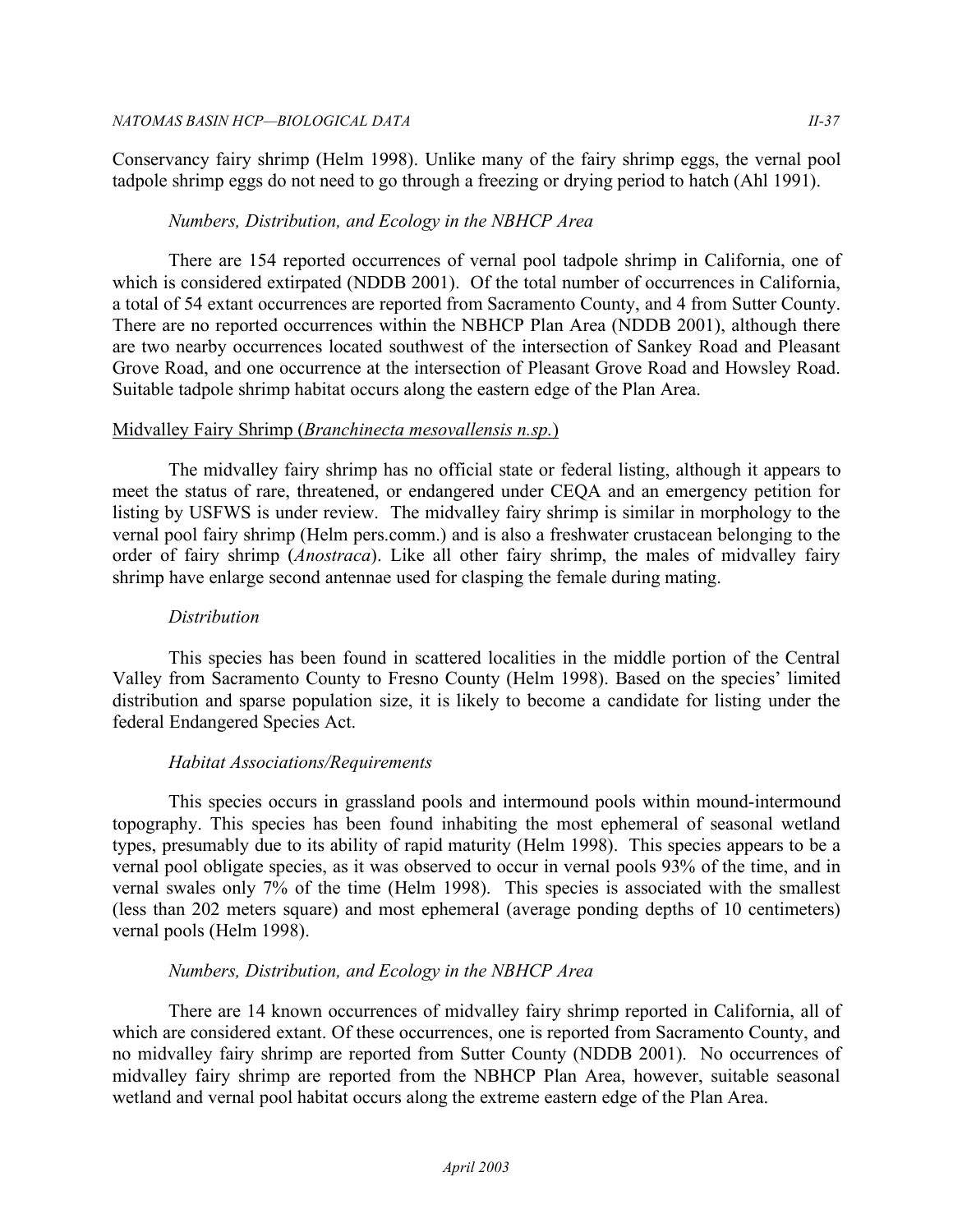Conservancy fairy shrimp (Helm 1998). Unlike many of the fairy shrimp eggs, the vernal pool tadpole shrimp eggs do not need to go through a freezing or drying period to hatch (Ahl 1991).

*Numbers, Distribution, and Ecology in the NBHCP Area*

There are 154 reported occurrences of vernal pool tadpole shrimp in California, one of which is considered extirpated (NDDB 2001). Of the total number of occurrences in California, a total of 54 extant occurrences are reported from Sacramento County, and 4 from Sutter County. There are no reported occurrences within the NBHCP Plan Area (NDDB 2001), although there are two nearby occurrences located southwest of the intersection of Sankey Road and Pleasant Grove Road, and one occurrence at the intersection of Pleasant Grove Road and Howsley Road. Suitable tadpole shrimp habitat occurs along the eastern edge of the Plan Area.

<u>Midvalley Fairy Shrimp (*Branchinecta mesovallensis n.sp.*)</u>

The midvalley fairy shrimp has no official state or federal listing, although it appears to meet the status of rare, threatened, or endangered under CEQA and an emergency petition for listing by USFWS is under review. The midvalley fairy shrimp is similar in morphology to the vernal pool fairy shrimp (Helm pers.comm.) and is also a freshwater crustacean belonging to the order of fairy shrimp (*Anostraca*). Like all other fairy shrimp, the males of midvalley fairy shrimp have enlarge second antennae used for clasping the female during mating.

*Distribution*

This species has been found in scattered localities in the middle portion of the Central Valley from Sacramento County to Fresno County (Helm 1998). Based on the species' limited distribution and sparse population size, it is likely to become a candidate for listing under the federal Endangered Species Act.

*Habitat Associations/Requirements*

This species occurs in grassland pools and intermound pools within mound-intermound topography. This species has been found inhabiting the most ephemeral of seasonal wetland types, presumably due to its ability of rapid maturity (Helm 1998). This species appears to be a vernal pool obligate species, as it was observed to occur in vernal pools 93% of the time, and in vernal swales only 7% of the time (Helm 1998). This species is associated with the smallest (less than 202 meters square) and most ephemeral (average ponding depths of 10 centimeters) vernal pools (Helm 1998).

*Numbers, Distribution, and Ecology in the NBHCP Area*

There are 14 known occurrences of midvalley fairy shrimp reported in California, all of which are considered extant. Of these occurrences, one is reported from Sacramento County, and no midvalley fairy shrimp are reported from Sutter County (NDDB 2001). No occurrences of midvalley fairy shrimp are reported from the NBHCP Plan Area, however, suitable seasonal wetland and vernal pool habitat occurs along the extreme eastern edge of the Plan Area.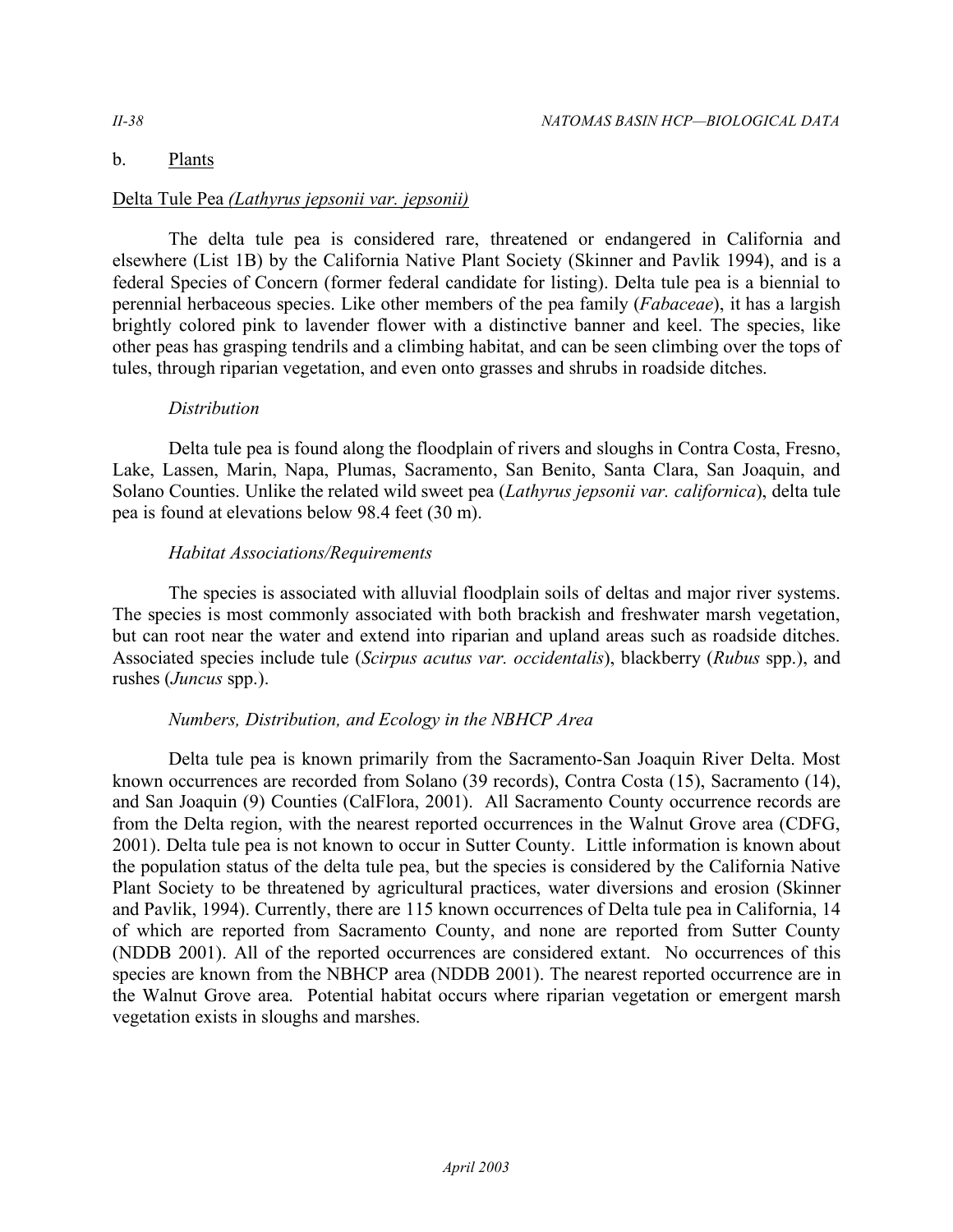b. Plants

Delta Tule Pea *(Lathyrus jepsonii var. jepsonii)*

The delta tule pea is considered rare, threatened or endangered in California and elsewhere (List 1B) by the California Native Plant Society (Skinner and Pavlik 1994), and is a federal Species of Concern (former federal candidate for listing). Delta tule pea is a biennial to perennial herbaceous species. Like other members of the pea family (*Fabaceae*), it has a largish brightly colored pink to lavender flower with a distinctive banner and keel. The species, like other peas has grasping tendrils and a climbing habitat, and can be seen climbing over the tops of tules, through riparian vegetation, and even onto grasses and shrubs in roadside ditches.

*Distribution*

Delta tule pea is found along the floodplain of rivers and sloughs in Contra Costa, Fresno, Lake, Lassen, Marin, Napa, Plumas, Sacramento, San Benito, Santa Clara, San Joaquin, and Solano Counties. Unlike the related wild sweet pea (*Lathyrus jepsonii var. californica*), delta tule pea is found at elevations below 98.4 feet (30 m).

*Habitat Associations/Requirements*

The species is associated with alluvial floodplain soils of deltas and major river systems. The species is most commonly associated with both brackish and freshwater marsh vegetation, but can root near the water and extend into riparian and upland areas such as roadside ditches. Associated species include tule (*Scirpus acutus var. occidentalis*), blackberry (*Rubus* spp.), and rushes (*Juncus* spp.).

*Numbers, Distribution, and Ecology in the NBHCP Area*

Delta tule pea is known primarily from the Sacramento-San Joaquin River Delta. Most known occurrences are recorded from Solano (39 records), Contra Costa (15), Sacramento (14), and San Joaquin (9) Counties (CalFlora, 2001). All Sacramento County occurrence records are from the Delta region, with the nearest reported occurrences in the Walnut Grove area (CDFG, 2001). Delta tule pea is not known to occur in Sutter County. Little information is known about the population status of the delta tule pea, but the species is considered by the California Native Plant Society to be threatened by agricultural practices, water diversions and erosion (Skinner and Pavlik, 1994). Currently, there are 115 known occurrences of Delta tule pea in California, 14 of which are reported from Sacramento County, and none are reported from Sutter County (NDDB 2001). All of the reported occurrences are considered extant. No occurrences of this species are known from the NBHCP area (NDDB 2001). The nearest reported occurrence are in the Walnut Grove area. Potential habitat occurs where riparian vegetation or emergent marsh vegetation exists in sloughs and marshes.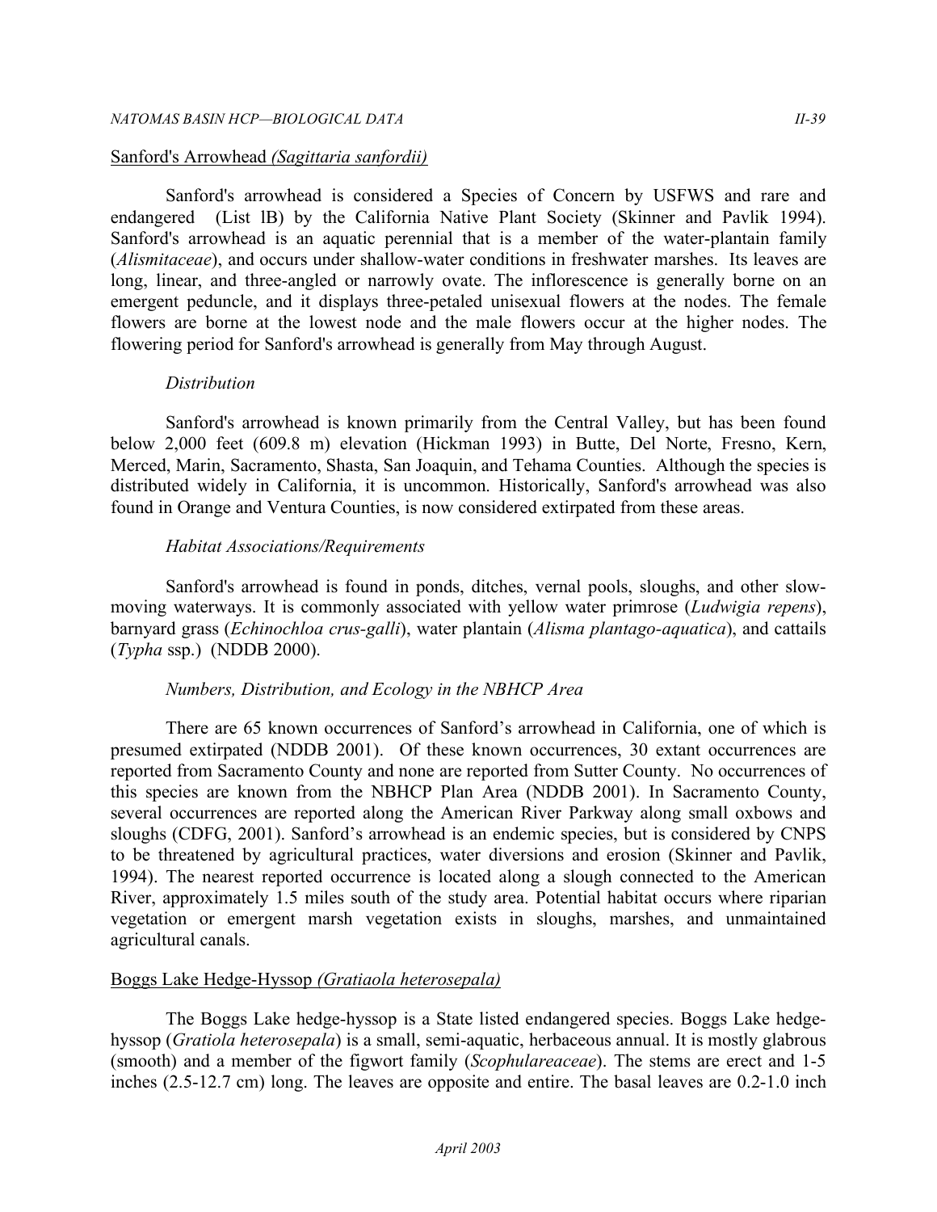Sanford's Arrowhead *(Sagittaria sanfordii)*

Sanford's arrowhead is considered a Species of Concern by USFWS and rare and endangered (List lB) by the California Native Plant Society (Skinner and Pavlik 1994). Sanford's arrowhead is an aquatic perennial that is a member of the water-plantain family (*Alismitaceae*), and occurs under shallow-water conditions in freshwater marshes. Its leaves are long, linear, and three-angled or narrowly ovate. The inflorescence is generally borne on an emergent peduncle, and it displays three-petaled unisexual flowers at the nodes. The female flowers are borne at the lowest node and the male flowers occur at the higher nodes. The flowering period for Sanford's arrowhead is generally from May through August.

*Distribution*

Sanford's arrowhead is known primarily from the Central Valley, but has been found below 2,000 feet (609.8 m) elevation (Hickman 1993) in Butte, Del Norte, Fresno, Kern, Merced, Marin, Sacramento, Shasta, San Joaquin, and Tehama Counties. Although the species is distributed widely in California, it is uncommon. Historically, Sanford's arrowhead was also found in Orange and Ventura Counties, is now considered extirpated from these areas.

*Habitat Associations/Requirements*

Sanford's arrowhead is found in ponds, ditches, vernal pools, sloughs, and other slow-moving waterways. It is commonly associated with yellow water primrose (*Ludwigia repens*), barnyard grass (*Echinochloa crus-galli*), water plantain (*Alisma plantago-aquatica*), and cattails (*Typha* ssp.) (NDDB 2000).

*Numbers, Distribution, and Ecology in the NBHCP Area*

There are 65 known occurrences of Sanford's arrowhead in California, one of which is presumed extirpated (NDDB 2001). Of these known occurrences, 30 extant occurrences are reported from Sacramento County and none are reported from Sutter County. No occurrences of this species are known from the NBHCP Plan Area (NDDB 2001). In Sacramento County, several occurrences are reported along the American River Parkway along small oxbows and sloughs (CDFG, 2001). Sanford's arrowhead is an endemic species, but is considered by CNPS to be threatened by agricultural practices, water diversions and erosion (Skinner and Pavlik, 1994). The nearest reported occurrence is located along a slough connected to the American River, approximately 1.5 miles south of the study area. Potential habitat occurs where riparian vegetation or emergent marsh vegetation exists in sloughs, marshes, and unmaintained agricultural canals.

Boggs Lake Hedge-Hyssop *(Gratiaola heterosepala)*

The Boggs Lake hedge-hyssop is a State listed endangered species. Boggs Lake hedge-hyssop (*Gratiola heterosepala*) is a small, semi-aquatic, herbaceous annual. It is mostly glabrous (smooth) and a member of the figwort family (*Scophulareaceae*). The stems are erect and 1-5 inches (2.5-12.7 cm) long. The leaves are opposite and entire. The basal leaves are 0.2-1.0 inch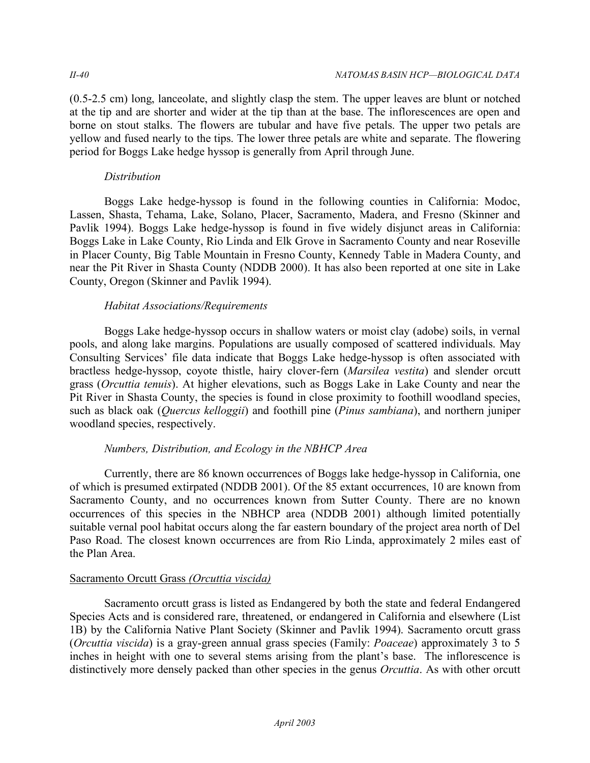(0.5-2.5 cm) long, lanceolate, and slightly clasp the stem. The upper leaves are blunt or notched at the tip and are shorter and wider at the tip than at the base. The inflorescences are open and borne on stout stalks. The flowers are tubular and have five petals. The upper two petals are yellow and fused nearly to the tips. The lower three petals are white and separate. The flowering period for Boggs Lake hedge hyssop is generally from April through June.

*Distribution*

Boggs Lake hedge-hyssop is found in the following counties in California: Modoc, Lassen, Shasta, Tehama, Lake, Solano, Placer, Sacramento, Madera, and Fresno (Skinner and Pavlik 1994). Boggs Lake hedge-hyssop is found in five widely disjunct areas in California: Boggs Lake in Lake County, Rio Linda and Elk Grove in Sacramento County and near Roseville in Placer County, Big Table Mountain in Fresno County, Kennedy Table in Madera County, and near the Pit River in Shasta County (NDDB 2000). It has also been reported at one site in Lake County, Oregon (Skinner and Pavlik 1994).

*Habitat Associations/Requirements*

Boggs Lake hedge-hyssop occurs in shallow waters or moist clay (adobe) soils, in vernal pools, and along lake margins. Populations are usually composed of scattered individuals. May Consulting Services' file data indicate that Boggs Lake hedge-hyssop is often associated with bractless hedge-hyssop, coyote thistle, hairy clover-fern (*Marsilea vestita*) and slender orcutt grass (*Orcuttia tenuis*). At higher elevations, such as Boggs Lake in Lake County and near the Pit River in Shasta County, the species is found in close proximity to foothill woodland species, such as black oak (*Quercus kelloggii*) and foothill pine (*Pinus sambiana*), and northern juniper woodland species, respectively.

*Numbers, Distribution, and Ecology in the NBHCP Area*

Currently, there are 86 known occurrences of Boggs lake hedge-hyssop in California, one of which is presumed extirpated (NDDB 2001). Of the 85 extant occurrences, 10 are known from Sacramento County, and no occurrences known from Sutter County. There are no known occurrences of this species in the NBHCP area (NDDB 2001) although limited potentially suitable vernal pool habitat occurs along the far eastern boundary of the project area north of Del Paso Road. The closest known occurrences are from Rio Linda, approximately 2 miles east of the Plan Area.

<u>Sacramento Orcutt Grass *(Orcuttia viscida)*</u>

Sacramento orcutt grass is listed as Endangered by both the state and federal Endangered Species Acts and is considered rare, threatened, or endangered in California and elsewhere (List 1B) by the California Native Plant Society (Skinner and Pavlik 1994). Sacramento orcutt grass (*Orcuttia viscida*) is a gray-green annual grass species (Family: *Poaceae*) approximately 3 to 5 inches in height with one to several stems arising from the plant's base. The inflorescence is distinctively more densely packed than other species in the genus *Orcuttia*. As with other orcutt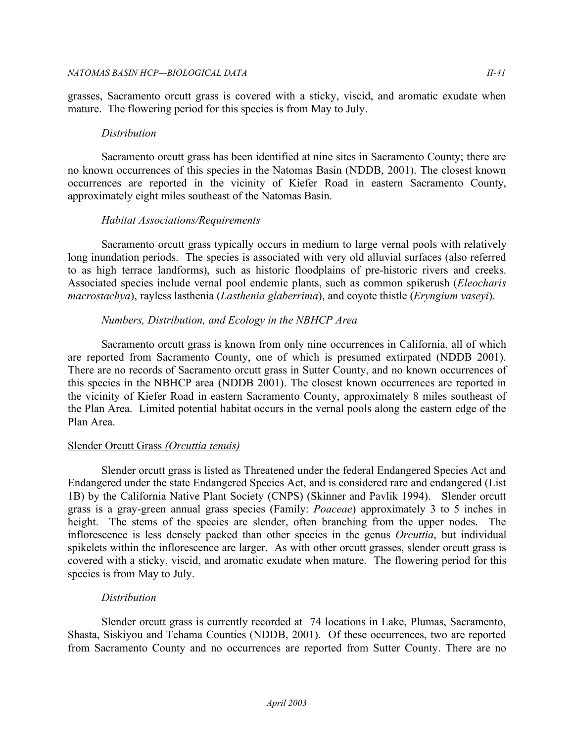grasses, Sacramento orcutt grass is covered with a sticky, viscid, and aromatic exudate when mature. The flowering period for this species is from May to July.

*Distribution*

Sacramento orcutt grass has been identified at nine sites in Sacramento County; there are no known occurrences of this species in the Natomas Basin (NDDB, 2001). The closest known occurrences are reported in the vicinity of Kiefer Road in eastern Sacramento County, approximately eight miles southeast of the Natomas Basin.

*Habitat Associations/Requirements*

Sacramento orcutt grass typically occurs in medium to large vernal pools with relatively long inundation periods. The species is associated with very old alluvial surfaces (also referred to as high terrace landforms), such as historic floodplains of pre-historic rivers and creeks. Associated species include vernal pool endemic plants, such as common spikerush (*Eleocharis macrostachya*), rayless lasthenia (*Lasthenia glaberrima*), and coyote thistle (*Eryngium vaseyi*).

*Numbers, Distribution, and Ecology in the NBHCP Area*

Sacramento orcutt grass is known from only nine occurrences in California, all of which are reported from Sacramento County, one of which is presumed extirpated (NDDB 2001). There are no records of Sacramento orcutt grass in Sutter County, and no known occurrences of this species in the NBHCP area (NDDB 2001). The closest known occurrences are reported in the vicinity of Kiefer Road in eastern Sacramento County, approximately 8 miles southeast of the Plan Area. Limited potential habitat occurs in the vernal pools along the eastern edge of the Plan Area.

<u>Slender Orcutt Grass *(Orcuttia tenuis)*</u>

Slender orcutt grass is listed as Threatened under the federal Endangered Species Act and Endangered under the state Endangered Species Act, and is considered rare and endangered (List 1B) by the California Native Plant Society (CNPS) (Skinner and Pavlik 1994). Slender orcutt grass is a gray-green annual grass species (Family: *Poaceae*) approximately 3 to 5 inches in height. The stems of the species are slender, often branching from the upper nodes. The inflorescence is less densely packed than other species in the genus *Orcuttia*, but individual spikelets within the inflorescence are larger. As with other orcutt grasses, slender orcutt grass is covered with a sticky, viscid, and aromatic exudate when mature. The flowering period for this species is from May to July.

*Distribution*

Slender orcutt grass is currently recorded at 74 locations in Lake, Plumas, Sacramento, Shasta, Siskiyou and Tehama Counties (NDDB, 2001). Of these occurrences, two are reported from Sacramento County and no occurrences are reported from Sutter County. There are no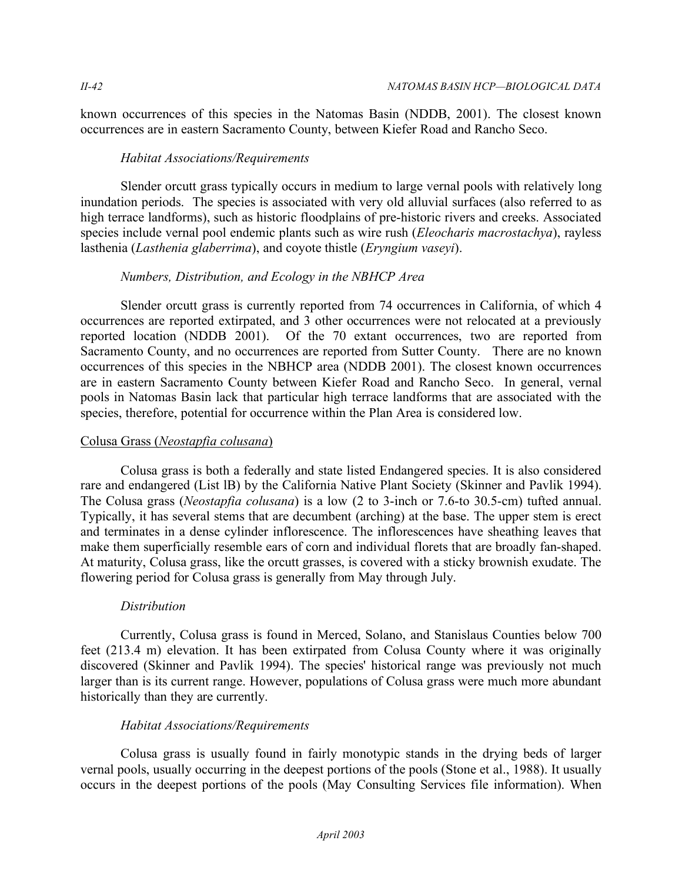known occurrences of this species in the Natomas Basin (NDDB, 2001). The closest known occurrences are in eastern Sacramento County, between Kiefer Road and Rancho Seco.

*Habitat Associations/Requirements*

Slender orcutt grass typically occurs in medium to large vernal pools with relatively long inundation periods. The species is associated with very old alluvial surfaces (also referred to as high terrace landforms), such as historic floodplains of pre-historic rivers and creeks. Associated species include vernal pool endemic plants such as wire rush (*Eleocharis macrostachya*), rayless lasthenia (*Lasthenia glaberrima*), and coyote thistle (*Eryngium vaseyi*).

*Numbers, Distribution, and Ecology in the NBHCP Area*

Slender orcutt grass is currently reported from 74 occurrences in California, of which 4 occurrences are reported extirpated, and 3 other occurrences were not relocated at a previously reported location (NDDB 2001). Of the 70 extant occurrences, two are reported from Sacramento County, and no occurrences are reported from Sutter County. There are no known occurrences of this species in the NBHCP area (NDDB 2001). The closest known occurrences are in eastern Sacramento County between Kiefer Road and Rancho Seco. In general, vernal pools in Natomas Basin lack that particular high terrace landforms that are associated with the species, therefore, potential for occurrence within the Plan Area is considered low.

<u>Colusa Grass (*Neostapfia colusana*)</u>

Colusa grass is both a federally and state listed Endangered species. It is also considered rare and endangered (List lB) by the California Native Plant Society (Skinner and Pavlik 1994). The Colusa grass (*Neostapfia colusana*) is a low (2 to 3-inch or 7.6-to 30.5-cm) tufted annual. Typically, it has several stems that are decumbent (arching) at the base. The upper stem is erect and terminates in a dense cylinder inflorescence. The inflorescences have sheathing leaves that make them superficially resemble ears of corn and individual florets that are broadly fan-shaped. At maturity, Colusa grass, like the orcutt grasses, is covered with a sticky brownish exudate. The flowering period for Colusa grass is generally from May through July.

*Distribution*

Currently, Colusa grass is found in Merced, Solano, and Stanislaus Counties below 700 feet (213.4 m) elevation. It has been extirpated from Colusa County where it was originally discovered (Skinner and Pavlik 1994). The species' historical range was previously not much larger than is its current range. However, populations of Colusa grass were much more abundant historically than they are currently.

*Habitat Associations/Requirements*

Colusa grass is usually found in fairly monotypic stands in the drying beds of larger vernal pools, usually occurring in the deepest portions of the pools (Stone et al., 1988). It usually occurs in the deepest portions of the pools (May Consulting Services file information). When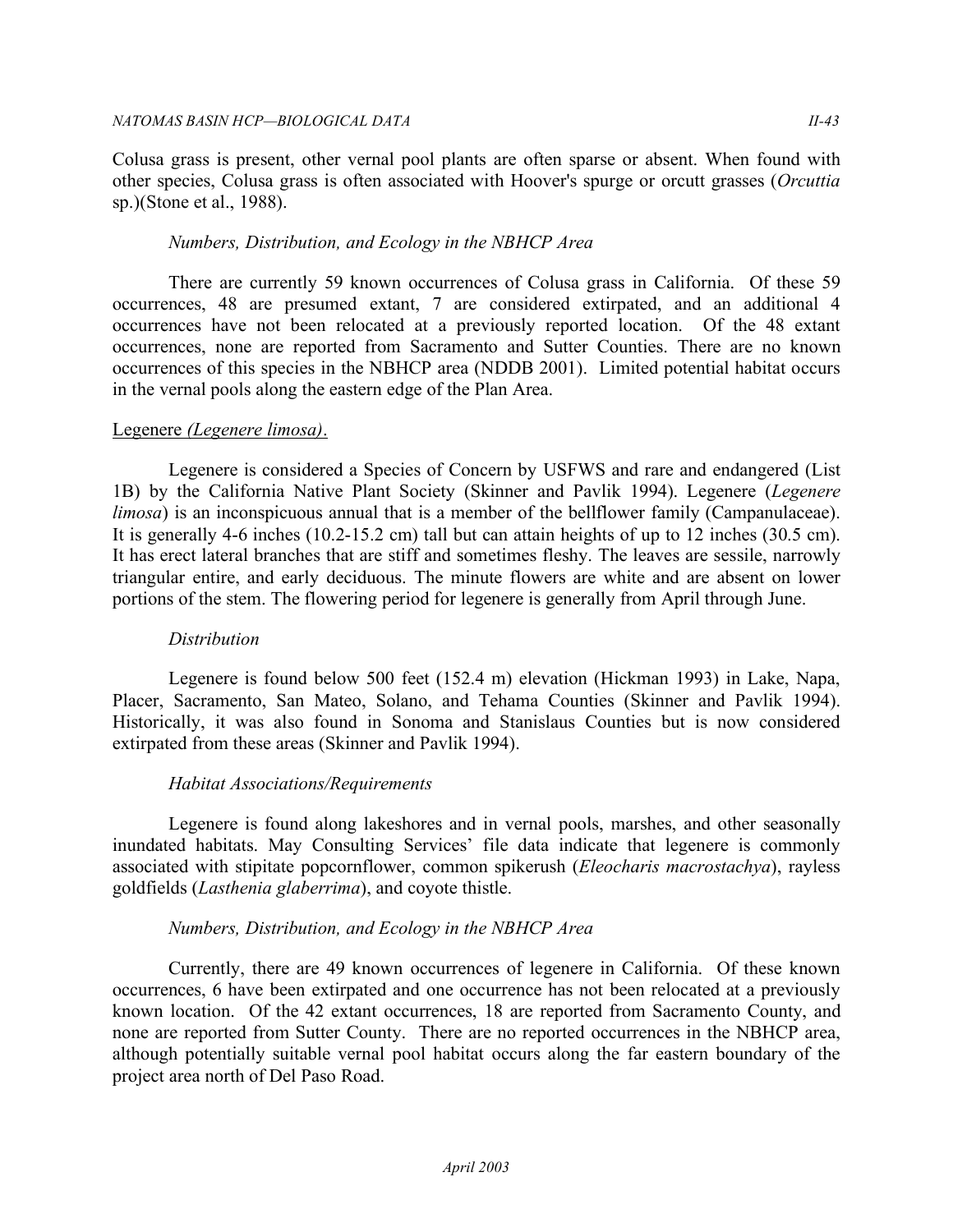Colusa grass is present, other vernal pool plants are often sparse or absent. When found with other species, Colusa grass is often associated with Hoover's spurge or orcutt grasses (*Orcuttia* sp.)(Stone et al., 1988).

*Numbers, Distribution, and Ecology in the NBHCP Area*

There are currently 59 known occurrences of Colusa grass in California. Of these 59 occurrences, 48 are presumed extant, 7 are considered extirpated, and an additional 4 occurrences have not been relocated at a previously reported location. Of the 48 extant occurrences, none are reported from Sacramento and Sutter Counties. There are no known occurrences of this species in the NBHCP area (NDDB 2001). Limited potential habitat occurs in the vernal pools along the eastern edge of the Plan Area.

<u>Legenere *(Legenere limosa)*.</u>

Legenere is considered a Species of Concern by USFWS and rare and endangered (List 1B) by the California Native Plant Society (Skinner and Pavlik 1994). Legenere (*Legenere limosa*) is an inconspicuous annual that is a member of the bellflower family (Campanulaceae). It is generally 4-6 inches (10.2-15.2 cm) tall but can attain heights of up to 12 inches (30.5 cm). It has erect lateral branches that are stiff and sometimes fleshy. The leaves are sessile, narrowly triangular entire, and early deciduous. The minute flowers are white and are absent on lower portions of the stem. The flowering period for legenere is generally from April through June.

*Distribution*

Legenere is found below 500 feet (152.4 m) elevation (Hickman 1993) in Lake, Napa, Placer, Sacramento, San Mateo, Solano, and Tehama Counties (Skinner and Pavlik 1994). Historically, it was also found in Sonoma and Stanislaus Counties but is now considered extirpated from these areas (Skinner and Pavlik 1994).

*Habitat Associations/Requirements*

Legenere is found along lakeshores and in vernal pools, marshes, and other seasonally inundated habitats. May Consulting Services' file data indicate that legenere is commonly associated with stipitate popcornflower, common spikerush (*Eleocharis macrostachya*), rayless goldfields (*Lasthenia glaberrima*), and coyote thistle.

*Numbers, Distribution, and Ecology in the NBHCP Area*

Currently, there are 49 known occurrences of legenere in California. Of these known occurrences, 6 have been extirpated and one occurrence has not been relocated at a previously known location. Of the 42 extant occurrences, 18 are reported from Sacramento County, and none are reported from Sutter County. There are no reported occurrences in the NBHCP area, although potentially suitable vernal pool habitat occurs along the far eastern boundary of the project area north of Del Paso Road.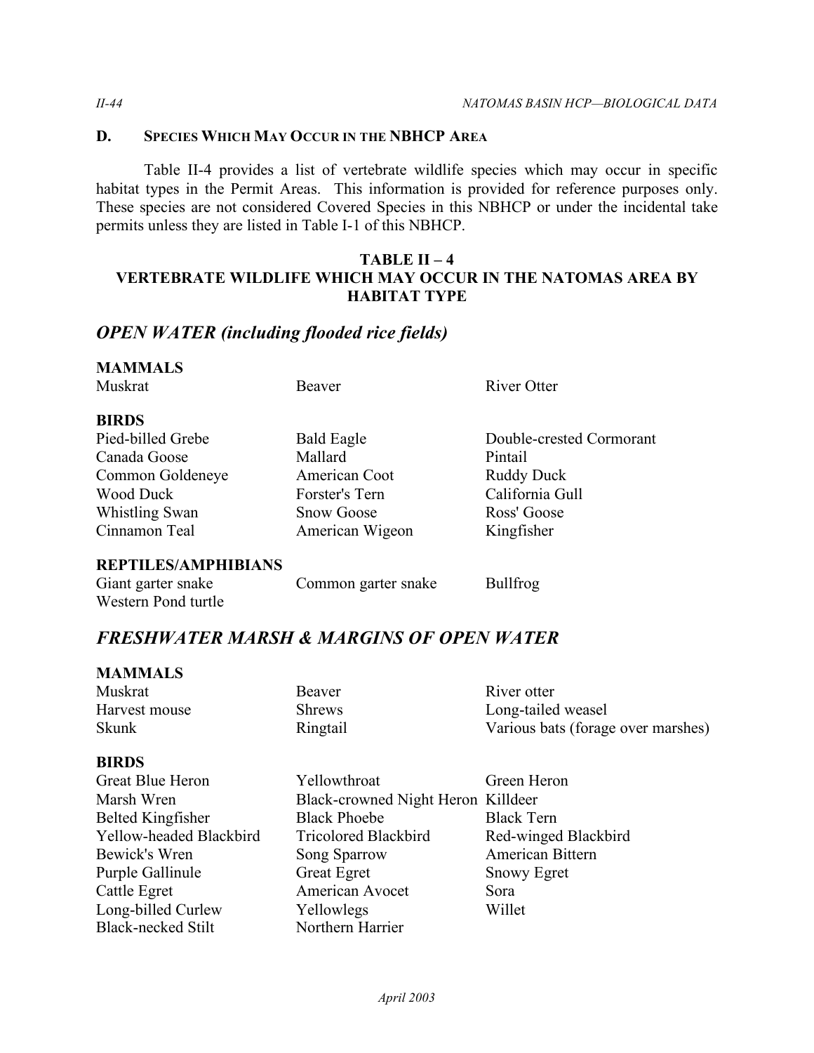### D. Species Which May Occur in the NBHCP Area

Table II-4 provides a list of vertebrate wildlife species which may occur in specific habitat types in the Permit Areas. This information is provided for reference purposes only. These species are not considered Covered Species in this NBHCP or under the incidental take permits unless they are listed in Table I-1 of this NBHCP.

**TABLE II – 4**
**VERTEBRATE WILDLIFE WHICH MAY OCCUR IN THE NATOMAS AREA BY HABITAT TYPE**

## *OPEN WATER (including flooded rice fields)*

**MAMMALS**

| | | |
|---|---|---|
| Muskrat | Beaver | River Otter |

**BIRDS**

| | | |
|---|---|---|
| Pied-billed Grebe | Bald Eagle | Double-crested Cormorant |
| Canada Goose | Mallard | Pintail |
| Common Goldeneye | American Coot | Ruddy Duck |
| Wood Duck | Forster's Tern | California Gull |
| Whistling Swan | Snow Goose | Ross' Goose |
| Cinnamon Teal | American Wigeon | Kingfisher |

**REPTILES/AMPHIBIANS**

| | | |
|---|---|---|
| Giant garter snake | Common garter snake | Bullfrog |
| Western Pond turtle | | |

## *FRESHWATER MARSH & MARGINS OF OPEN WATER*

**MAMMALS**

| | | |
|---|---|---|
| Muskrat | Beaver | River otter |
| Harvest mouse | Shrews | Long-tailed weasel |
| Skunk | Ringtail | Various bats (forage over marshes) |

**BIRDS**

| | | |
|---|---|---|
| Great Blue Heron | Yellowthroat | Green Heron |
| Marsh Wren | Black-crowned Night Heron | Killdeer |
| Belted Kingfisher | Black Phoebe | Black Tern |
| Yellow-headed Blackbird | Tricolored Blackbird | Red-winged Blackbird |
| Bewick's Wren | Song Sparrow | American Bittern |
| Purple Gallinule | Great Egret | Snowy Egret |
| Cattle Egret | American Avocet | Sora |
| Long-billed Curlew | Yellowlegs | Willet |
| Black-necked Stilt | Northern Harrier | |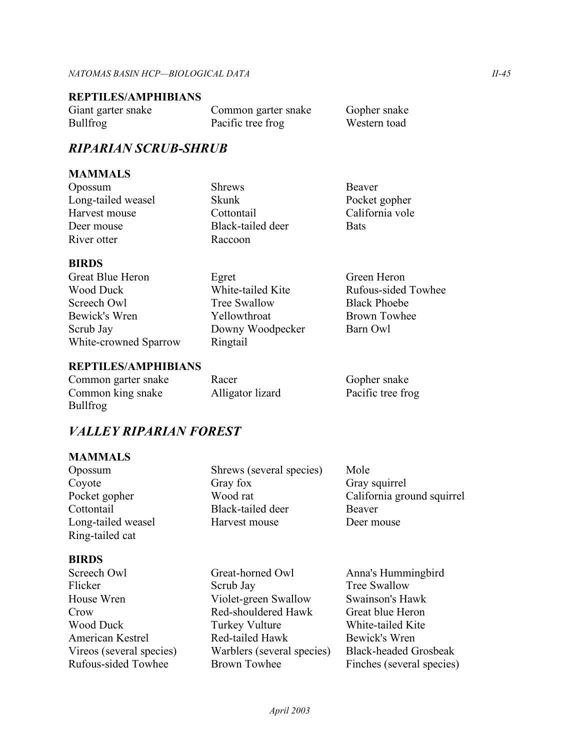**REPTILES/AMPHIBIANS**

| | | |
|---|---|---|
| Giant garter snake | Common garter snake | Gopher snake |
| Bullfrog | Pacific tree frog | Western toad |

## *RIPARIAN SCRUB-SHRUB*

**MAMMALS**

| | | |
|---|---|---|
| Opossum | Shrews | Beaver |
| Long-tailed weasel | Skunk | Pocket gopher |
| Harvest mouse | Cottontail | California vole |
| Deer mouse | Black-tailed deer | Bats |
| River otter | Raccoon | |

**BIRDS**

| | | |
|---|---|---|
| Great Blue Heron | Egret | Green Heron |
| Wood Duck | White-tailed Kite | Rufous-sided Towhee |
| Screech Owl | Tree Swallow | Black Phoebe |
| Bewick's Wren | Yellowthroat | Brown Towhee |
| Scrub Jay | Downy Woodpecker | Barn Owl |
| White-crowned Sparrow | Ringtail | |

**REPTILES/AMPHIBIANS**

| | | |
|---|---|---|
| Common garter snake | Racer | Gopher snake |
| Common king snake | Alligator lizard | Pacific tree frog |
| Bullfrog | | |

## *VALLEY RIPARIAN FOREST*

**MAMMALS**

| | | |
|---|---|---|
| Opossum | Shrews (several species) | Mole |
| Coyote | Gray fox | Gray squirrel |
| Pocket gopher | Wood rat | California ground squirrel |
| Cottontail | Black-tailed deer | Beaver |
| Long-tailed weasel | Harvest mouse | Deer mouse |
| Ring-tailed cat | | |

**BIRDS**

| | | |
|---|---|---|
| Screech Owl | Great-horned Owl | Anna's Hummingbird |
| Flicker | Scrub Jay | Tree Swallow |
| House Wren | Violet-green Swallow | Swainson's Hawk |
| Crow | Red-shouldered Hawk | Great blue Heron |
| Wood Duck | Turkey Vulture | White-tailed Kite |
| American Kestrel | Red-tailed Hawk | Bewick's Wren |
| Vireos (several species) | Warblers (several species) | Black-headed Grosbeak |
| Rufous-sided Towhee | Brown Towhee | Finches (several species) |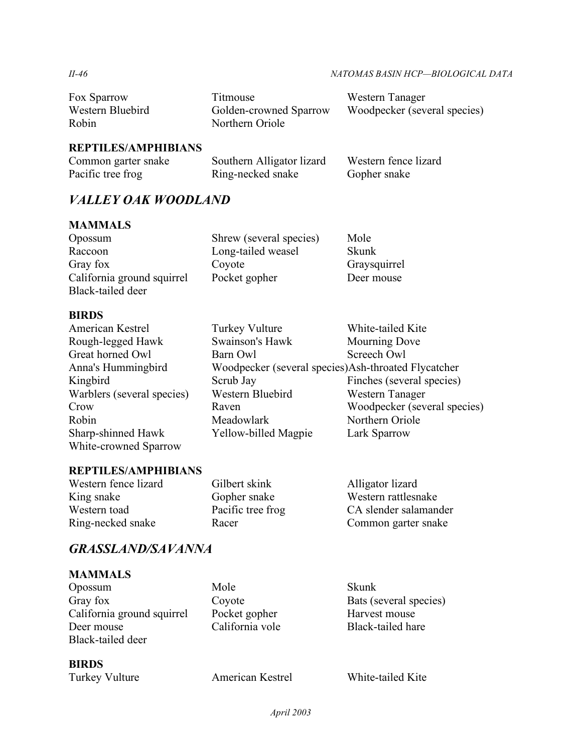| | | |
|---|---|---|
| Fox Sparrow | Titmouse | Western Tanager |
| Western Bluebird | Golden-crowned Sparrow | Woodpecker (several species) |
| Robin | Northern Oriole | |

**REPTILES/AMPHIBIANS**

| | | |
|---|---|---|
| Common garter snake | Southern Alligator lizard | Western fence lizard |
| Pacific tree frog | Ring-necked snake | Gopher snake |

## *VALLEY OAK WOODLAND*

**MAMMALS**

| | | |
|---|---|---|
| Opossum | Shrew (several species) | Mole |
| Raccoon | Long-tailed weasel | Skunk |
| Gray fox | Coyote | Graysquirrel |
| California ground squirrel | Pocket gopher | Deer mouse |
| Black-tailed deer | | |

**BIRDS**

| | | |
|---|---|---|
| American Kestrel | Turkey Vulture | White-tailed Kite |
| Rough-legged Hawk | Swainson's Hawk | Mourning Dove |
| Great horned Owl | Barn Owl | Screech Owl |
| Anna's Hummingbird | Woodpecker (several species) | Ash-throated Flycatcher |
| Kingbird | Scrub Jay | Finches (several species) |
| Warblers (several species) | Western Bluebird | Western Tanager |
| Crow | Raven | Woodpecker (several species) |
| Robin | Meadowlark | Northern Oriole |
| Sharp-shinned Hawk | Yellow-billed Magpie | Lark Sparrow |
| White-crowned Sparrow | | |

**REPTILES/AMPHIBIANS**

| | | |
|---|---|---|
| Western fence lizard | Gilbert skink | Alligator lizard |
| King snake | Gopher snake | Western rattlesnake |
| Western toad | Pacific tree frog | CA slender salamander |
| Ring-necked snake | Racer | Common garter snake |

## *GRASSLAND/SAVANNA*

**MAMMALS**

| | | |
|---|---|---|
| Opossum | Mole | Skunk |
| Gray fox | Coyote | Bats (several species) |
| California ground squirrel | Pocket gopher | Harvest mouse |
| Deer mouse | California vole | Black-tailed hare |
| Black-tailed deer | | |

**BIRDS**

| | | |
|---|---|---|
| Turkey Vulture | American Kestrel | White-tailed Kite |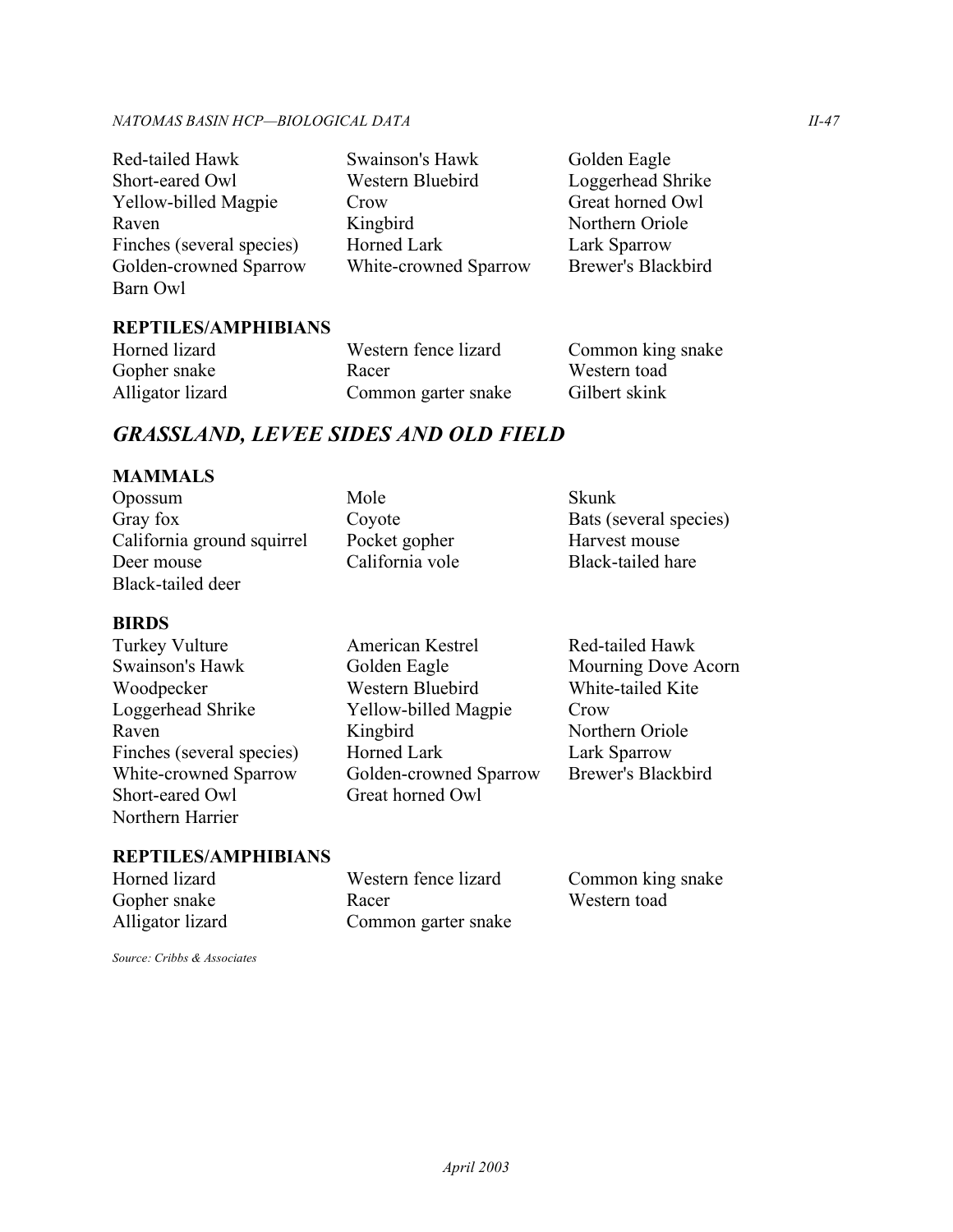| | | |
|---|---|---|
| Red-tailed Hawk | Swainson's Hawk | Golden Eagle |
| Short-eared Owl | Western Bluebird | Loggerhead Shrike |
| Yellow-billed Magpie | Crow | Great horned Owl |
| Raven | Kingbird | Northern Oriole |
| Finches (several species) | Horned Lark | Lark Sparrow |
| Golden-crowned Sparrow | White-crowned Sparrow | Brewer's Blackbird |
| Barn Owl | | |

**REPTILES/AMPHIBIANS**

| | | |
|---|---|---|
| Horned lizard | Western fence lizard | Common king snake |
| Gopher snake | Racer | Western toad |
| Alligator lizard | Common garter snake | Gilbert skink |

## *GRASSLAND, LEVEE SIDES AND OLD FIELD*

**MAMMALS**

| | | |
|---|---|---|
| Opossum | Mole | Skunk |
| Gray fox | Coyote | Bats (several species) |
| California ground squirrel | Pocket gopher | Harvest mouse |
| Deer mouse | California vole | Black-tailed hare |
| Black-tailed deer | | |

**BIRDS**

| | | |
|---|---|---|
| Turkey Vulture | American Kestrel | Red-tailed Hawk |
| Swainson's Hawk | Golden Eagle | Mourning Dove Acorn |
| Woodpecker | Western Bluebird | White-tailed Kite |
| Loggerhead Shrike | Yellow-billed Magpie | Crow |
| Raven | Kingbird | Northern Oriole |
| Finches (several species) | Horned Lark | Lark Sparrow |
| White-crowned Sparrow | Golden-crowned Sparrow | Brewer's Blackbird |
| Short-eared Owl | Great horned Owl | |
| Northern Harrier | | |

**REPTILES/AMPHIBIANS**

| | | |
|---|---|---|
| Horned lizard | Western fence lizard | Common king snake |
| Gopher snake | Racer | Western toad |
| Alligator lizard | Common garter snake | |

*Source: Cribbs & Associates*